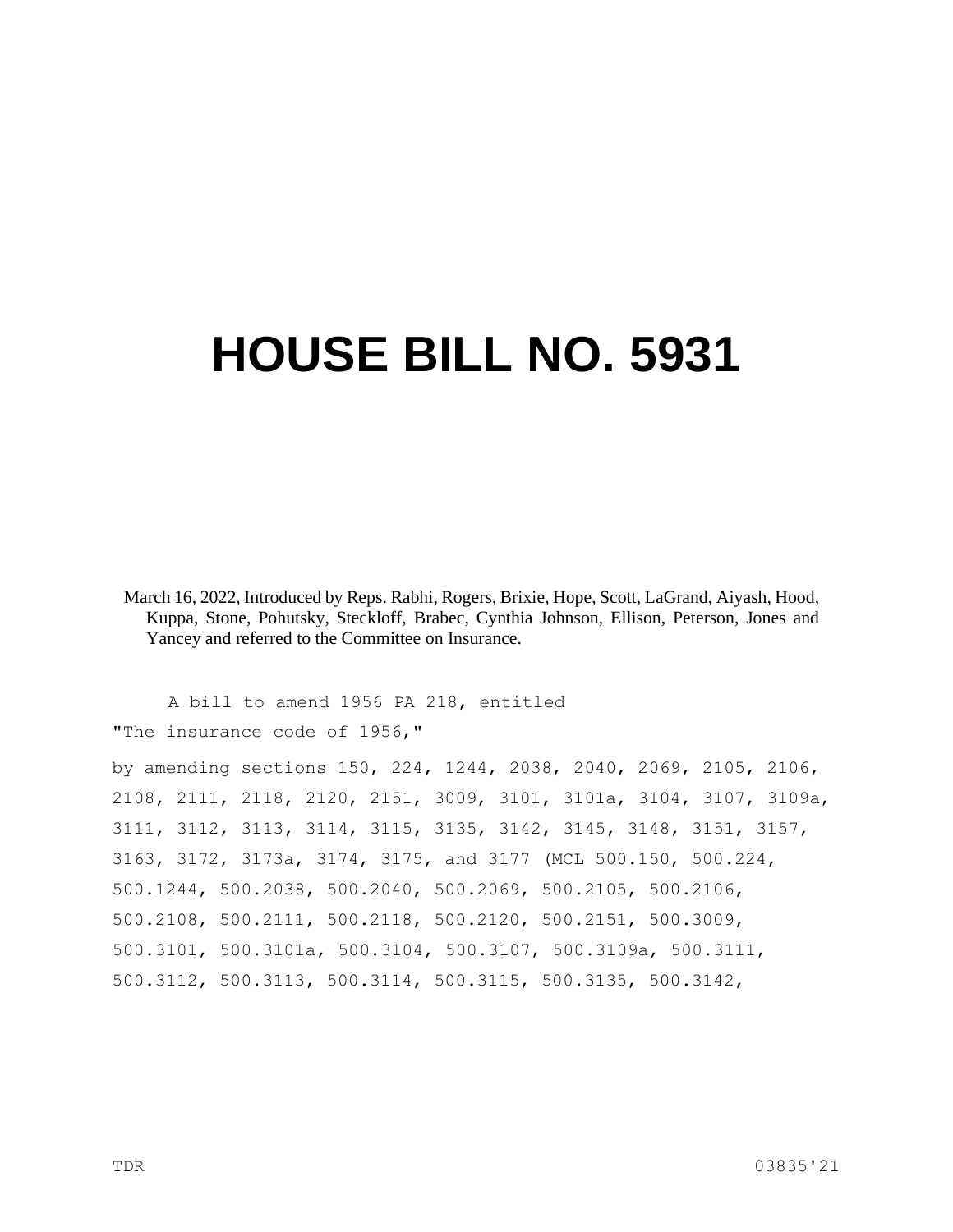# HOUSE BILL NO. 5931

March 16, 2022, Introduced by Reps. Rabhi, Rogers, Brixie, Hope, Scott, LaGrand, Aiyash, Hood, Kuppa, Stone, Pohutsky, Steckloff, Brabec, Cynthia Johnson, Ellison, Peterson, Jones and Yancey and referred to the Committee on Insurance.

A bill to amend 1956 PA 218, entitled

"The insurance code of 1956,"

by amending sections 150, 224, 1244, 2038, 2040, 2069, 2105, 2106, 2108, 2111, 2118, 2120, 2151, 3009, 3101, 3101a, 3104, 3107, 3109a, 3111, 3112, 3113, 3114, 3115, 3135, 3142, 3145, 3148, 3151, 3157, 3163, 3172, 3173a, 3174, 3175, and 3177 (MCL 500.150, 500.224, 500.1244, 500.2038, 500.2040, 500.2069, 500.2105, 500.2106, 500.2108, 500.2111, 500.2118, 500.2120, 500.2151, 500.3009, 500.3101, 500.3101a, 500.3104, 500.3107, 500.3109a, 500.3111, 500.3112, 500.3113, 500.3114, 500.3115, 500.3135, 500.3142,

TDR 03835'21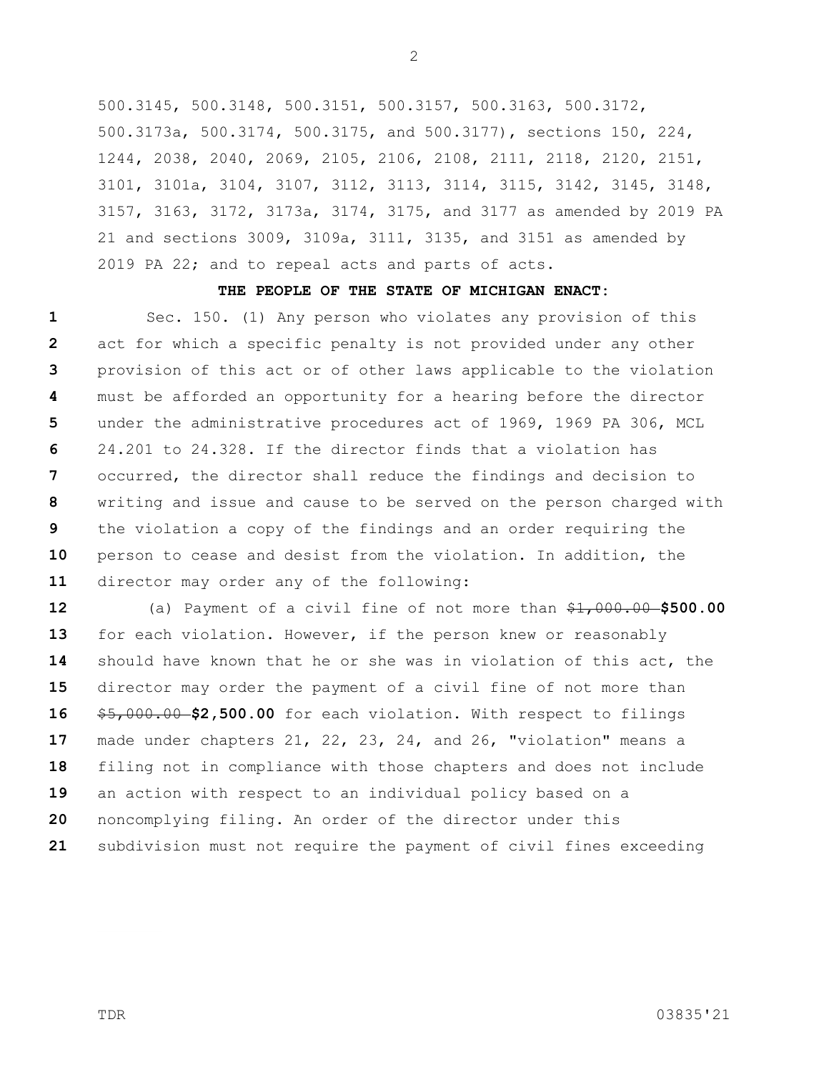500.3145, 500.3148, 500.3151, 500.3157, 500.3163, 500.3172, 500.3173a, 500.3174, 500.3175, and 500.3177), sections 150, 224, 1244, 2038, 2040, 2069, 2105, 2106, 2108, 2111, 2118, 2120, 2151, 3101, 3101a, 3104, 3107, 3112, 3113, 3114, 3115, 3142, 3145, 3148, 3157, 3163, 3172, 3173a, 3174, 3175, and 3177 as amended by 2019 PA 21 and sections 3009, 3109a, 3111, 3135, and 3151 as amended by 2019 PA 22; and to repeal acts and parts of acts.

**THE PEOPLE OF THE STATE OF MICHIGAN ENACT:**

Sec. 150. (1) Any person who violates any provision of this act for which a specific penalty is not provided under any other provision of this act or of other laws applicable to the violation must be afforded an opportunity for a hearing before the director under the administrative procedures act of 1969, 1969 PA 306, MCL 24.201 to 24.328. If the director finds that a violation has occurred, the director shall reduce the findings and decision to writing and issue and cause to be served on the person charged with the violation a copy of the findings and an order requiring the person to cease and desist from the violation. In addition, the director may order any of the following:

(a) Payment of a civil fine of not more than ~~$1,000.00~~ **$500.00** for each violation. However, if the person knew or reasonably should have known that he or she was in violation of this act, the director may order the payment of a civil fine of not more than ~~$5,000.00~~ **$2,500.00** for each violation. With respect to filings made under chapters 21, 22, 23, 24, and 26, "violation" means a filing not in compliance with those chapters and does not include an action with respect to an individual policy based on a noncomplying filing. An order of the director under this subdivision must not require the payment of civil fines exceeding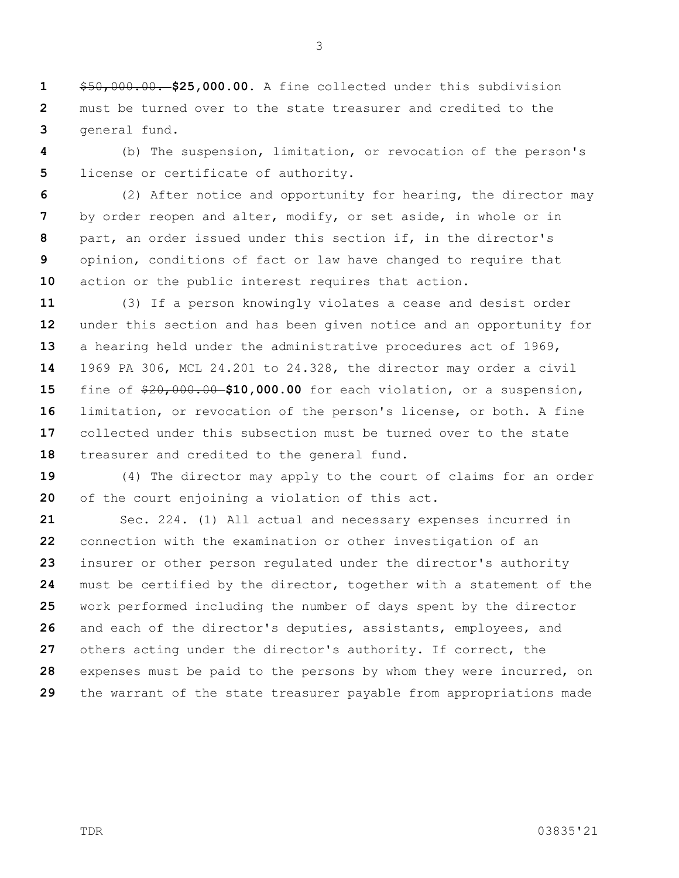~~$50,000.00.~~ **$25,000.00.** A fine collected under this subdivision must be turned over to the state treasurer and credited to the general fund.

(b) The suspension, limitation, or revocation of the person's license or certificate of authority.

(2) After notice and opportunity for hearing, the director may by order reopen and alter, modify, or set aside, in whole or in part, an order issued under this section if, in the director's opinion, conditions of fact or law have changed to require that action or the public interest requires that action.

(3) If a person knowingly violates a cease and desist order under this section and has been given notice and an opportunity for a hearing held under the administrative procedures act of 1969, 1969 PA 306, MCL 24.201 to 24.328, the director may order a civil fine of ~~$20,000.00~~ **$10,000.00** for each violation, or a suspension, limitation, or revocation of the person's license, or both. A fine collected under this subsection must be turned over to the state treasurer and credited to the general fund.

(4) The director may apply to the court of claims for an order of the court enjoining a violation of this act.

Sec. 224. (1) All actual and necessary expenses incurred in connection with the examination or other investigation of an insurer or other person regulated under the director's authority must be certified by the director, together with a statement of the work performed including the number of days spent by the director and each of the director's deputies, assistants, employees, and others acting under the director's authority. If correct, the expenses must be paid to the persons by whom they were incurred, on the warrant of the state treasurer payable from appropriations made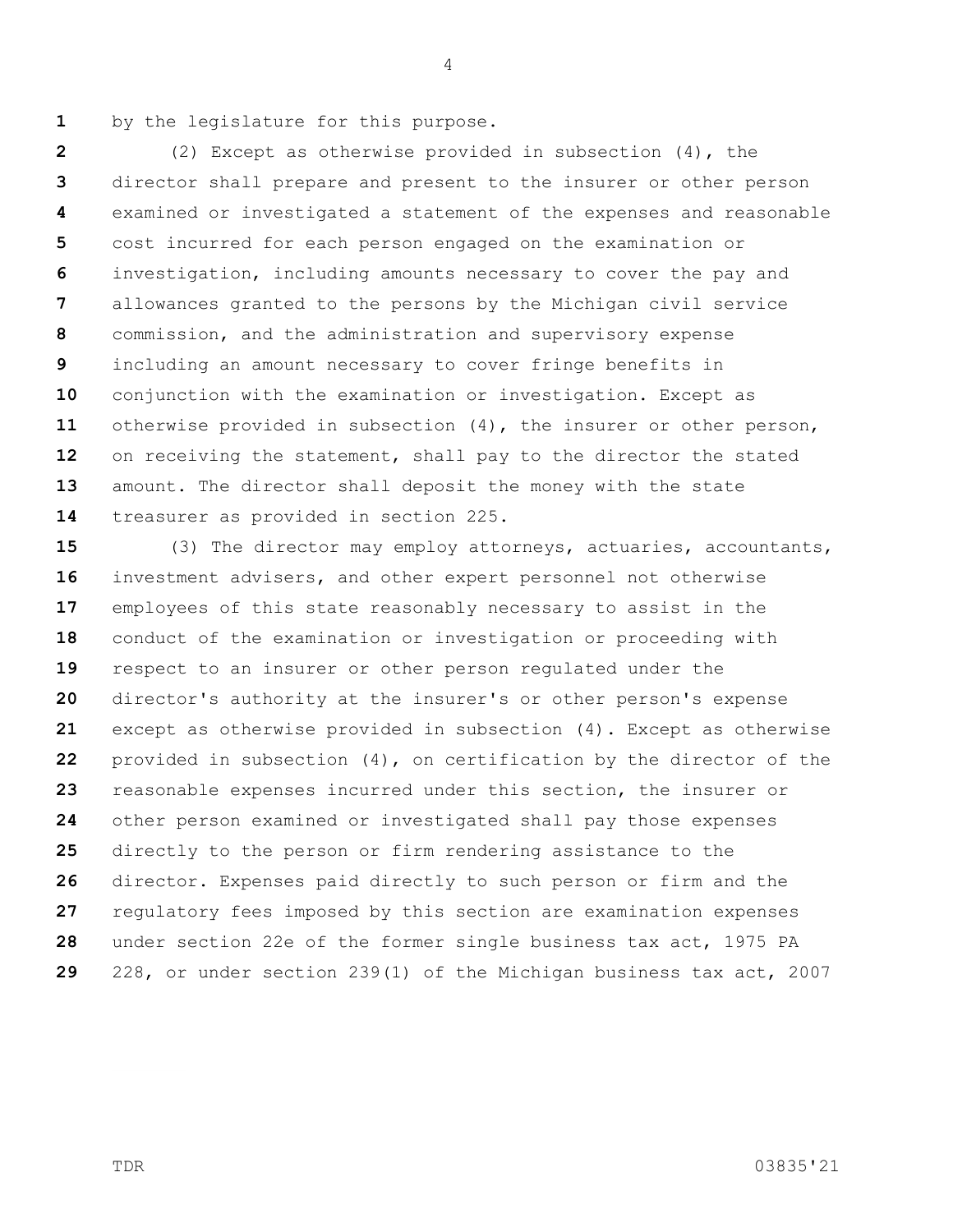by the legislature for this purpose.

(2) Except as otherwise provided in subsection (4), the director shall prepare and present to the insurer or other person examined or investigated a statement of the expenses and reasonable cost incurred for each person engaged on the examination or investigation, including amounts necessary to cover the pay and allowances granted to the persons by the Michigan civil service commission, and the administration and supervisory expense including an amount necessary to cover fringe benefits in conjunction with the examination or investigation. Except as otherwise provided in subsection (4), the insurer or other person, on receiving the statement, shall pay to the director the stated amount. The director shall deposit the money with the state treasurer as provided in section 225.

(3) The director may employ attorneys, actuaries, accountants, investment advisers, and other expert personnel not otherwise employees of this state reasonably necessary to assist in the conduct of the examination or investigation or proceeding with respect to an insurer or other person regulated under the director's authority at the insurer's or other person's expense except as otherwise provided in subsection (4). Except as otherwise provided in subsection (4), on certification by the director of the reasonable expenses incurred under this section, the insurer or other person examined or investigated shall pay those expenses directly to the person or firm rendering assistance to the director. Expenses paid directly to such person or firm and the regulatory fees imposed by this section are examination expenses under section 22e of the former single business tax act, 1975 PA 228, or under section 239(1) of the Michigan business tax act, 2007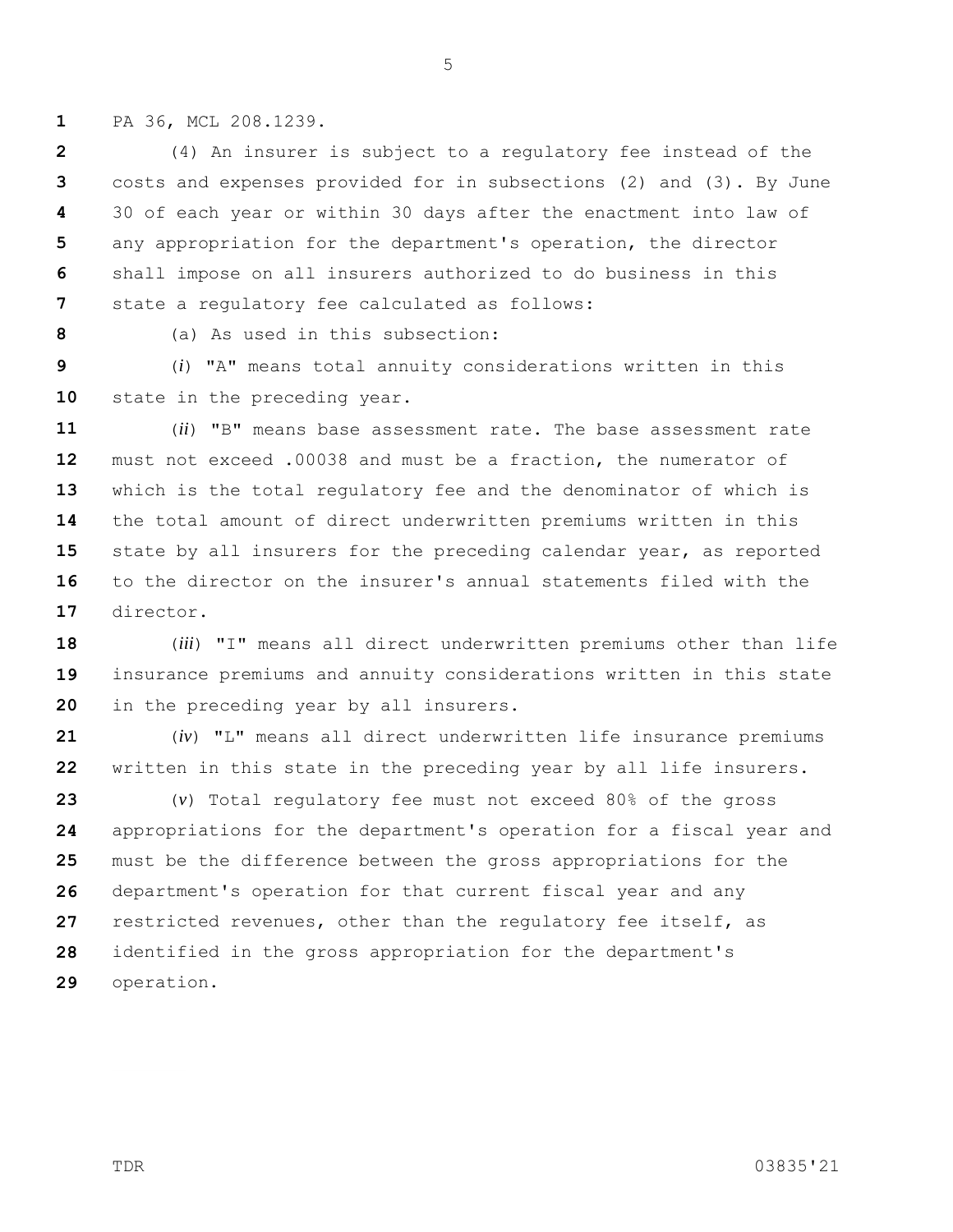PA 36, MCL 208.1239.

(4) An insurer is subject to a regulatory fee instead of the costs and expenses provided for in subsections (2) and (3). By June 30 of each year or within 30 days after the enactment into law of any appropriation for the department's operation, the director shall impose on all insurers authorized to do business in this state a regulatory fee calculated as follows:

(a) As used in this subsection:

(*i*) "A" means total annuity considerations written in this state in the preceding year.

(*ii*) "B" means base assessment rate. The base assessment rate must not exceed .00038 and must be a fraction, the numerator of which is the total regulatory fee and the denominator of which is the total amount of direct underwritten premiums written in this state by all insurers for the preceding calendar year, as reported to the director on the insurer's annual statements filed with the director.

(*iii*) "I" means all direct underwritten premiums other than life insurance premiums and annuity considerations written in this state in the preceding year by all insurers.

(*iv*) "L" means all direct underwritten life insurance premiums written in this state in the preceding year by all life insurers.

(*v*) Total regulatory fee must not exceed 80% of the gross appropriations for the department's operation for a fiscal year and must be the difference between the gross appropriations for the department's operation for that current fiscal year and any restricted revenues, other than the regulatory fee itself, as identified in the gross appropriation for the department's operation.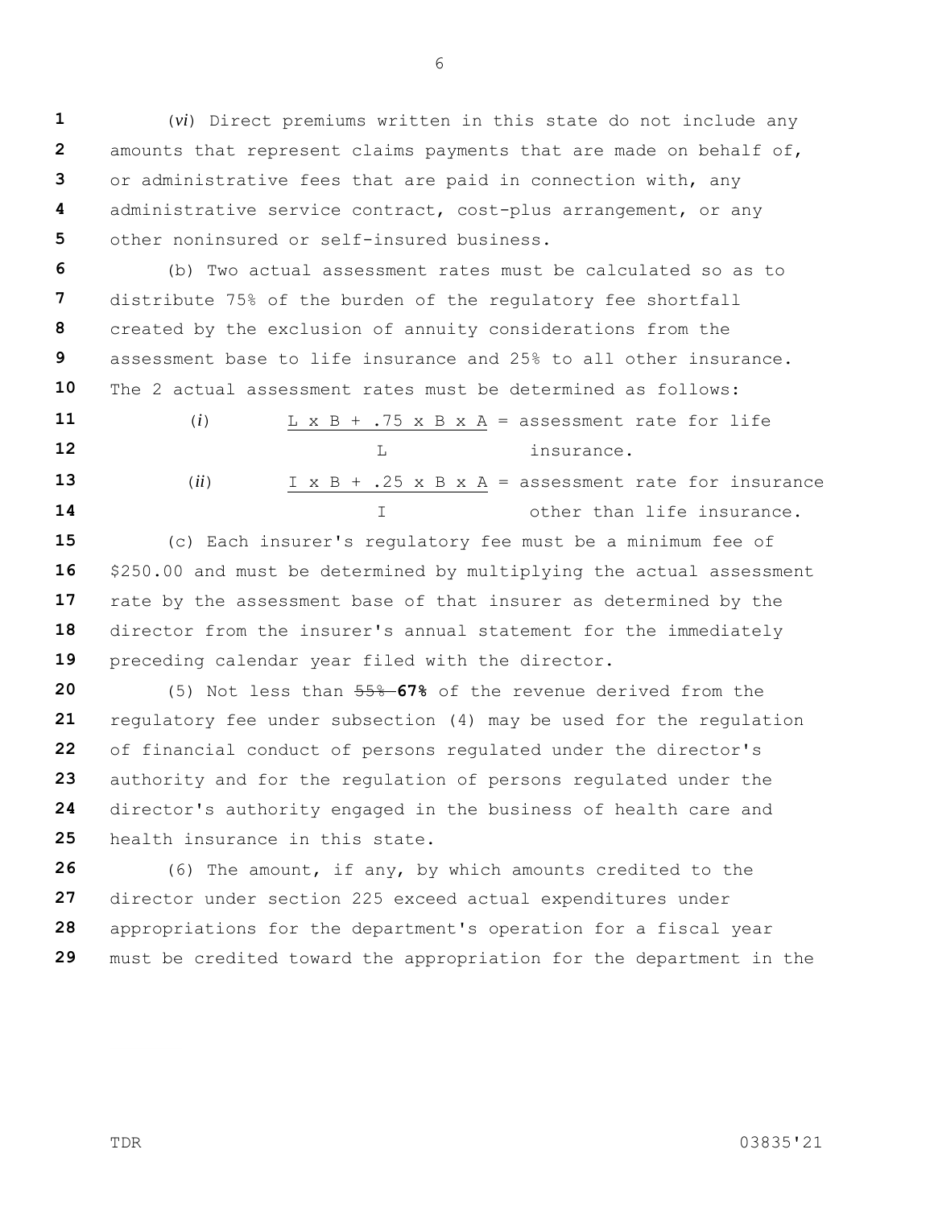(*vi*) Direct premiums written in this state do not include any amounts that represent claims payments that are made on behalf of, or administrative fees that are paid in connection with, any administrative service contract, cost-plus arrangement, or any other noninsured or self-insured business.

(b) Two actual assessment rates must be calculated so as to distribute 75% of the burden of the regulatory fee shortfall created by the exclusion of annuity considerations from the assessment base to life insurance and 25% to all other insurance. The 2 actual assessment rates must be determined as follows:

(*i*) $\frac{L \times B + .75 \times B \times A}{L}$ = assessment rate for life insurance.

(*ii*) $\frac{I \times B + .25 \times B \times A}{I}$ = assessment rate for insurance other than life insurance.

(c) Each insurer's regulatory fee must be a minimum fee of $250.00 and must be determined by multiplying the actual assessment rate by the assessment base of that insurer as determined by the director from the insurer's annual statement for the immediately preceding calendar year filed with the director.

(5) Not less than ~~55%~~ **67%** of the revenue derived from the regulatory fee under subsection (4) may be used for the regulation of financial conduct of persons regulated under the director's authority and for the regulation of persons regulated under the director's authority engaged in the business of health care and health insurance in this state.

(6) The amount, if any, by which amounts credited to the director under section 225 exceed actual expenditures under appropriations for the department's operation for a fiscal year must be credited toward the appropriation for the department in the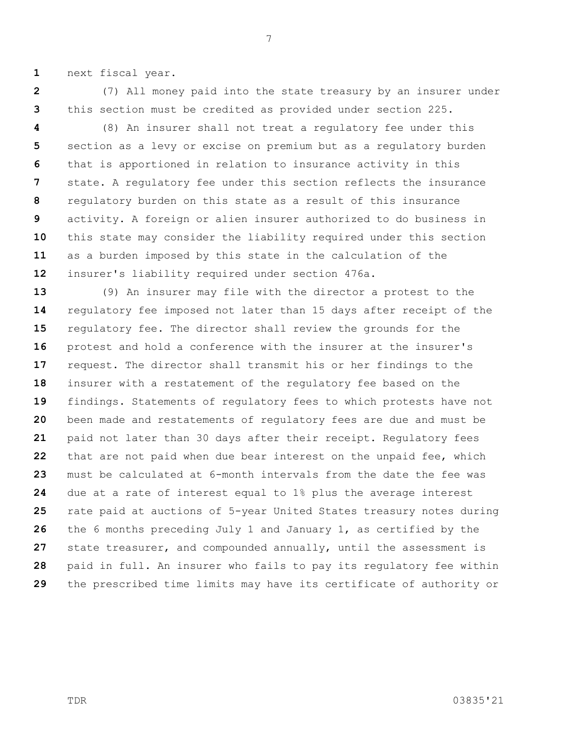next fiscal year.

(7) All money paid into the state treasury by an insurer under this section must be credited as provided under section 225.

(8) An insurer shall not treat a regulatory fee under this section as a levy or excise on premium but as a regulatory burden that is apportioned in relation to insurance activity in this state. A regulatory fee under this section reflects the insurance regulatory burden on this state as a result of this insurance activity. A foreign or alien insurer authorized to do business in this state may consider the liability required under this section as a burden imposed by this state in the calculation of the insurer's liability required under section 476a.

(9) An insurer may file with the director a protest to the regulatory fee imposed not later than 15 days after receipt of the regulatory fee. The director shall review the grounds for the protest and hold a conference with the insurer at the insurer's request. The director shall transmit his or her findings to the insurer with a restatement of the regulatory fee based on the findings. Statements of regulatory fees to which protests have not been made and restatements of regulatory fees are due and must be paid not later than 30 days after their receipt. Regulatory fees that are not paid when due bear interest on the unpaid fee, which must be calculated at 6-month intervals from the date the fee was due at a rate of interest equal to 1% plus the average interest rate paid at auctions of 5-year United States treasury notes during the 6 months preceding July 1 and January 1, as certified by the state treasurer, and compounded annually, until the assessment is paid in full. An insurer who fails to pay its regulatory fee within the prescribed time limits may have its certificate of authority or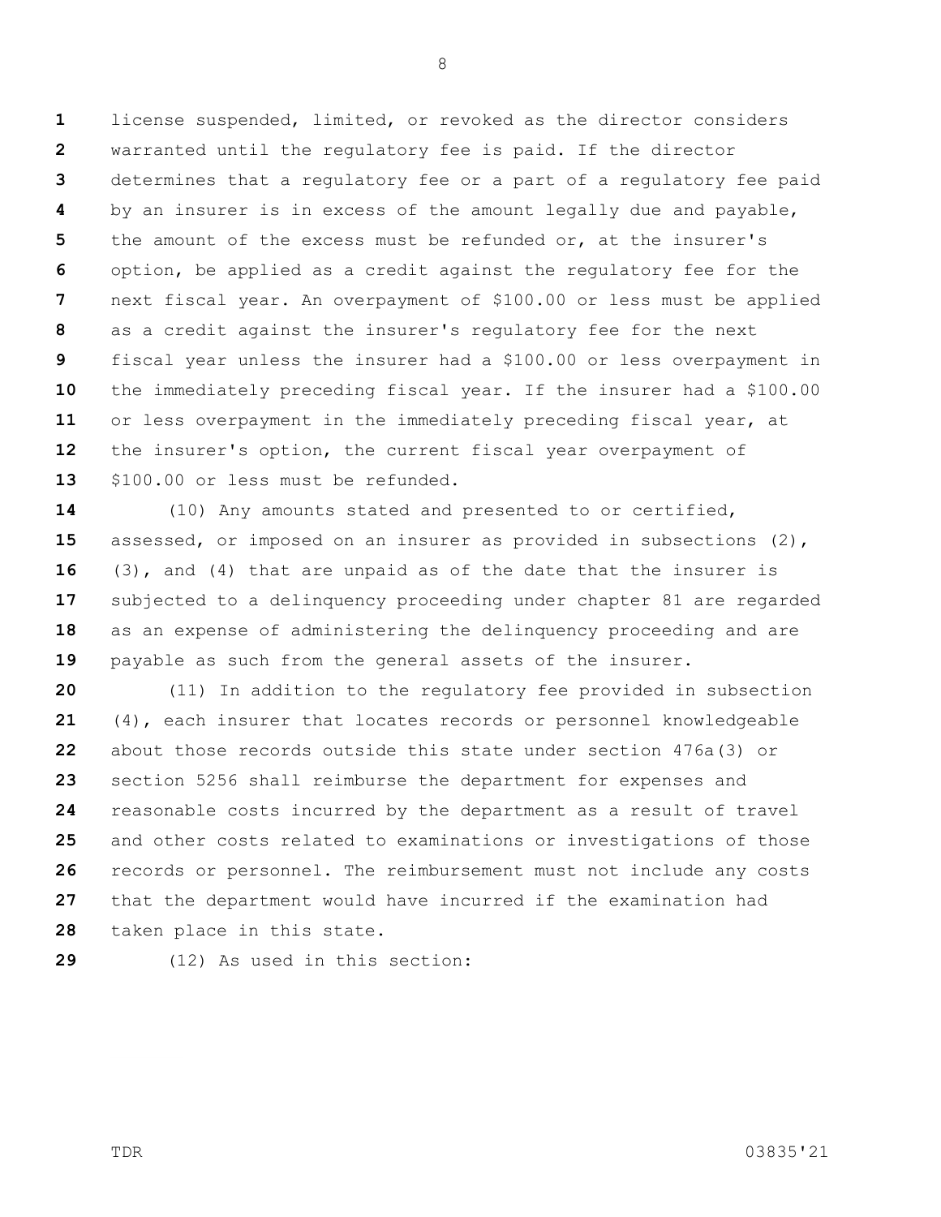license suspended, limited, or revoked as the director considers warranted until the regulatory fee is paid. If the director determines that a regulatory fee or a part of a regulatory fee paid by an insurer is in excess of the amount legally due and payable, the amount of the excess must be refunded or, at the insurer's option, be applied as a credit against the regulatory fee for the next fiscal year. An overpayment of $100.00 or less must be applied as a credit against the insurer's regulatory fee for the next fiscal year unless the insurer had a $100.00 or less overpayment in the immediately preceding fiscal year. If the insurer had a $100.00 or less overpayment in the immediately preceding fiscal year, at the insurer's option, the current fiscal year overpayment of $100.00 or less must be refunded.

(10) Any amounts stated and presented to or certified, assessed, or imposed on an insurer as provided in subsections (2), (3), and (4) that are unpaid as of the date that the insurer is subjected to a delinquency proceeding under chapter 81 are regarded as an expense of administering the delinquency proceeding and are payable as such from the general assets of the insurer.

(11) In addition to the regulatory fee provided in subsection (4), each insurer that locates records or personnel knowledgeable about those records outside this state under section 476a(3) or section 5256 shall reimburse the department for expenses and reasonable costs incurred by the department as a result of travel and other costs related to examinations or investigations of those records or personnel. The reimbursement must not include any costs that the department would have incurred if the examination had taken place in this state.

(12) As used in this section: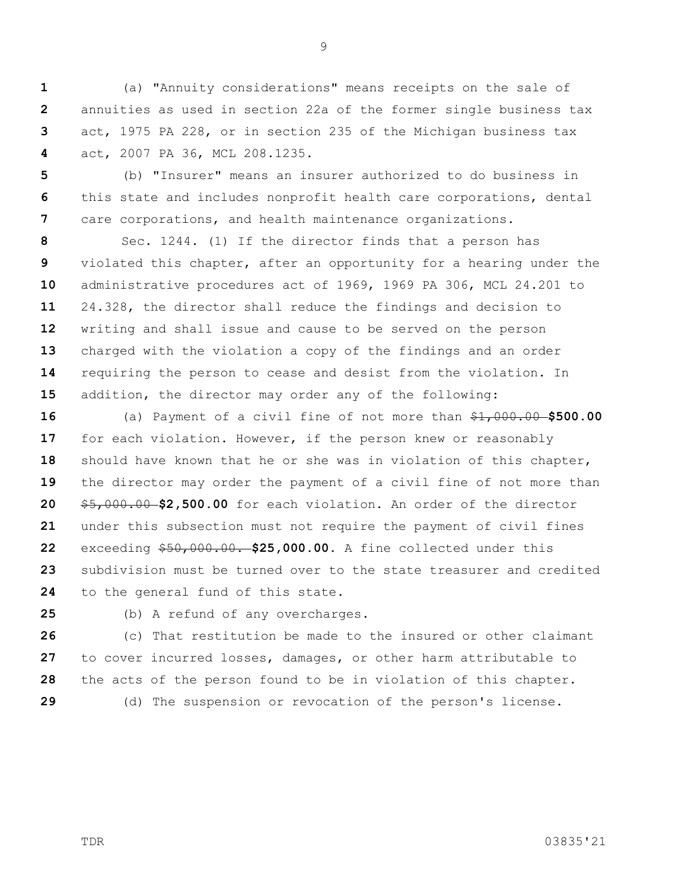(a) "Annuity considerations" means receipts on the sale of annuities as used in section 22a of the former single business tax act, 1975 PA 228, or in section 235 of the Michigan business tax act, 2007 PA 36, MCL 208.1235.

(b) "Insurer" means an insurer authorized to do business in this state and includes nonprofit health care corporations, dental care corporations, and health maintenance organizations.

Sec. 1244. (1) If the director finds that a person has violated this chapter, after an opportunity for a hearing under the administrative procedures act of 1969, 1969 PA 306, MCL 24.201 to 24.328, the director shall reduce the findings and decision to writing and shall issue and cause to be served on the person charged with the violation a copy of the findings and an order requiring the person to cease and desist from the violation. In addition, the director may order any of the following:

(a) Payment of a civil fine of not more than ~~$1,000.00~~ **$500.00** for each violation. However, if the person knew or reasonably should have known that he or she was in violation of this chapter, the director may order the payment of a civil fine of not more than ~~$5,000.00~~ **$2,500.00** for each violation. An order of the director under this subsection must not require the payment of civil fines exceeding ~~$50,000.00.~~ **$25,000.00.** A fine collected under this subdivision must be turned over to the state treasurer and credited to the general fund of this state.

(b) A refund of any overcharges.

(c) That restitution be made to the insured or other claimant to cover incurred losses, damages, or other harm attributable to the acts of the person found to be in violation of this chapter.

(d) The suspension or revocation of the person's license.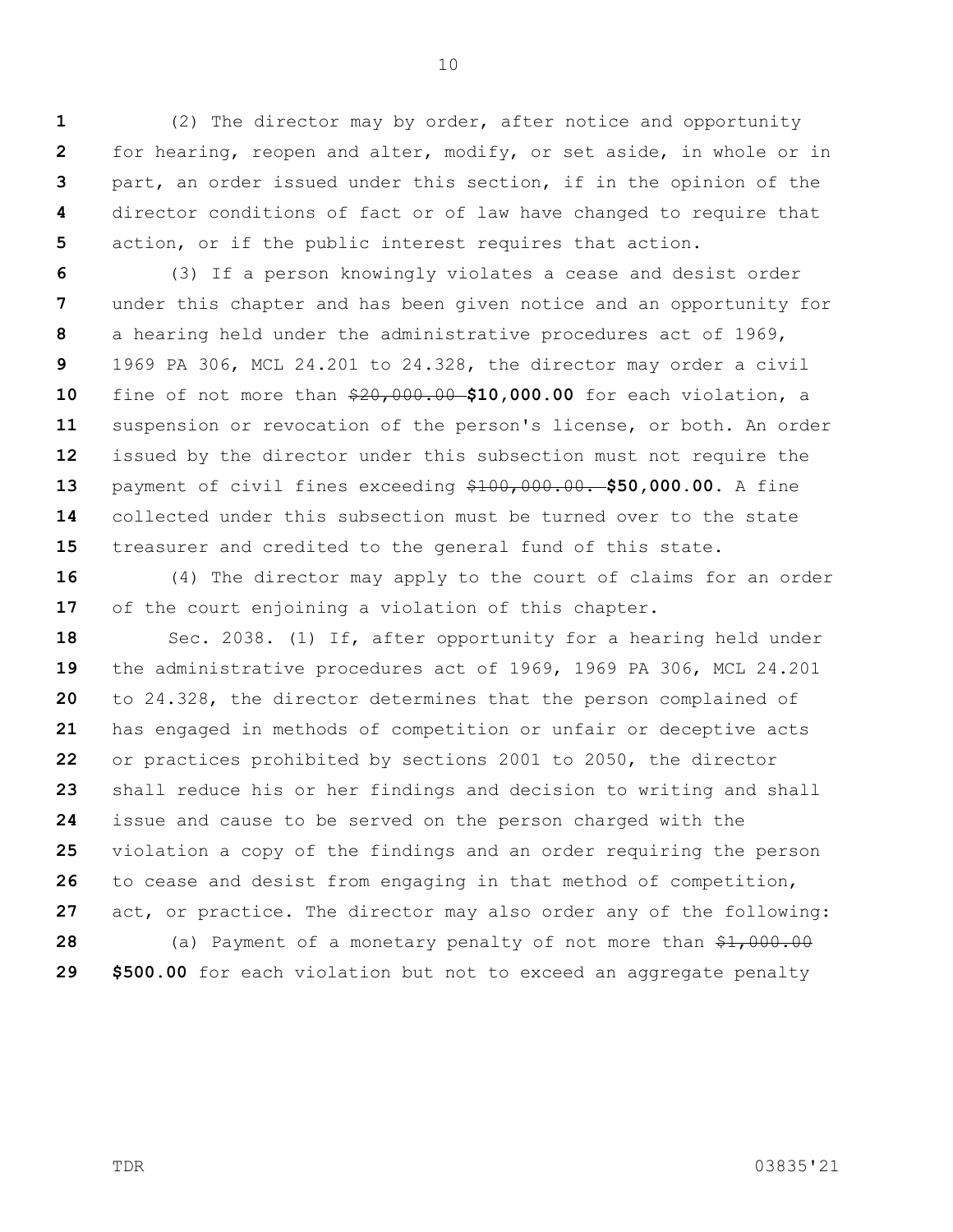(2) The director may by order, after notice and opportunity for hearing, reopen and alter, modify, or set aside, in whole or in part, an order issued under this section, if in the opinion of the director conditions of fact or of law have changed to require that action, or if the public interest requires that action.

(3) If a person knowingly violates a cease and desist order under this chapter and has been given notice and an opportunity for a hearing held under the administrative procedures act of 1969, 1969 PA 306, MCL 24.201 to 24.328, the director may order a civil fine of not more than ~~$20,000.00~~ **$10,000.00** for each violation, a suspension or revocation of the person's license, or both. An order issued by the director under this subsection must not require the payment of civil fines exceeding ~~$100,000.00.~~ **$50,000.00.** A fine collected under this subsection must be turned over to the state treasurer and credited to the general fund of this state.

(4) The director may apply to the court of claims for an order of the court enjoining a violation of this chapter.

Sec. 2038. (1) If, after opportunity for a hearing held under the administrative procedures act of 1969, 1969 PA 306, MCL 24.201 to 24.328, the director determines that the person complained of has engaged in methods of competition or unfair or deceptive acts or practices prohibited by sections 2001 to 2050, the director shall reduce his or her findings and decision to writing and shall issue and cause to be served on the person charged with the violation a copy of the findings and an order requiring the person to cease and desist from engaging in that method of competition, act, or practice. The director may also order any of the following:

(a) Payment of a monetary penalty of not more than ~~$1,000.00~~ **$500.00** for each violation but not to exceed an aggregate penalty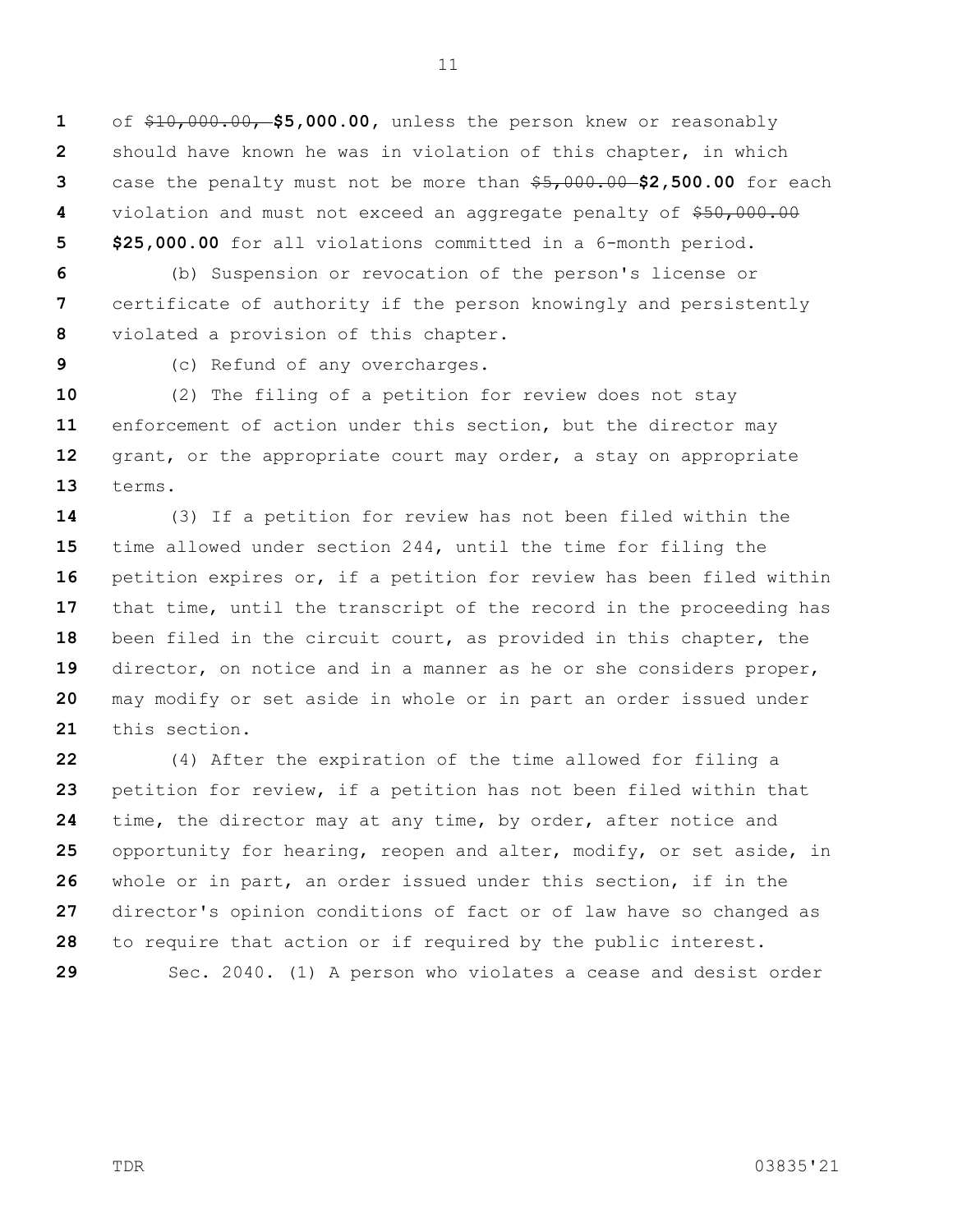of ~~$10,000.00,~~ **$5,000.00,** unless the person knew or reasonably should have known he was in violation of this chapter, in which case the penalty must not be more than ~~$5,000.00~~ **$2,500.00** for each violation and must not exceed an aggregate penalty of ~~$50,000.00~~ **$25,000.00** for all violations committed in a 6-month period.

(b) Suspension or revocation of the person's license or certificate of authority if the person knowingly and persistently violated a provision of this chapter.

(c) Refund of any overcharges.

(2) The filing of a petition for review does not stay enforcement of action under this section, but the director may grant, or the appropriate court may order, a stay on appropriate terms.

(3) If a petition for review has not been filed within the time allowed under section 244, until the time for filing the petition expires or, if a petition for review has been filed within that time, until the transcript of the record in the proceeding has been filed in the circuit court, as provided in this chapter, the director, on notice and in a manner as he or she considers proper, may modify or set aside in whole or in part an order issued under this section.

(4) After the expiration of the time allowed for filing a petition for review, if a petition has not been filed within that time, the director may at any time, by order, after notice and opportunity for hearing, reopen and alter, modify, or set aside, in whole or in part, an order issued under this section, if in the director's opinion conditions of fact or of law have so changed as to require that action or if required by the public interest.

Sec. 2040. (1) A person who violates a cease and desist order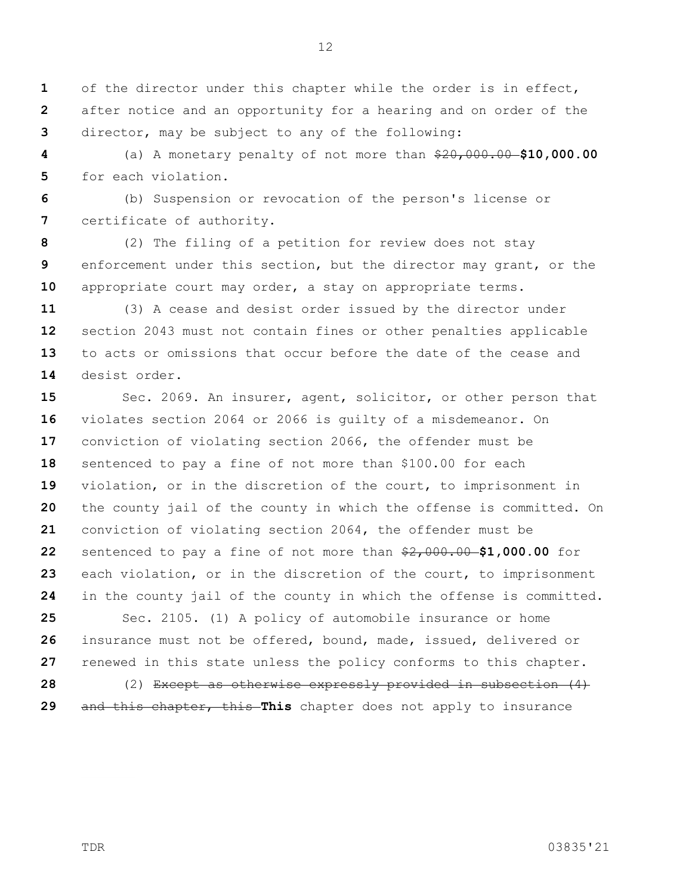of the director under this chapter while the order is in effect, after notice and an opportunity for a hearing and on order of the director, may be subject to any of the following:

(a) A monetary penalty of not more than ~~$20,000.00~~ **$10,000.00** for each violation.

(b) Suspension or revocation of the person's license or certificate of authority.

(2) The filing of a petition for review does not stay enforcement under this section, but the director may grant, or the appropriate court may order, a stay on appropriate terms.

(3) A cease and desist order issued by the director under section 2043 must not contain fines or other penalties applicable to acts or omissions that occur before the date of the cease and desist order.

Sec. 2069. An insurer, agent, solicitor, or other person that violates section 2064 or 2066 is guilty of a misdemeanor. On conviction of violating section 2066, the offender must be sentenced to pay a fine of not more than $100.00 for each violation, or in the discretion of the court, to imprisonment in the county jail of the county in which the offense is committed. On conviction of violating section 2064, the offender must be sentenced to pay a fine of not more than ~~$2,000.00~~ **$1,000.00** for each violation, or in the discretion of the court, to imprisonment in the county jail of the county in which the offense is committed.

Sec. 2105. (1) A policy of automobile insurance or home insurance must not be offered, bound, made, issued, delivered or renewed in this state unless the policy conforms to this chapter.

(2) ~~Except as otherwise expressly provided in subsection (4) and this chapter, this~~ **This** chapter does not apply to insurance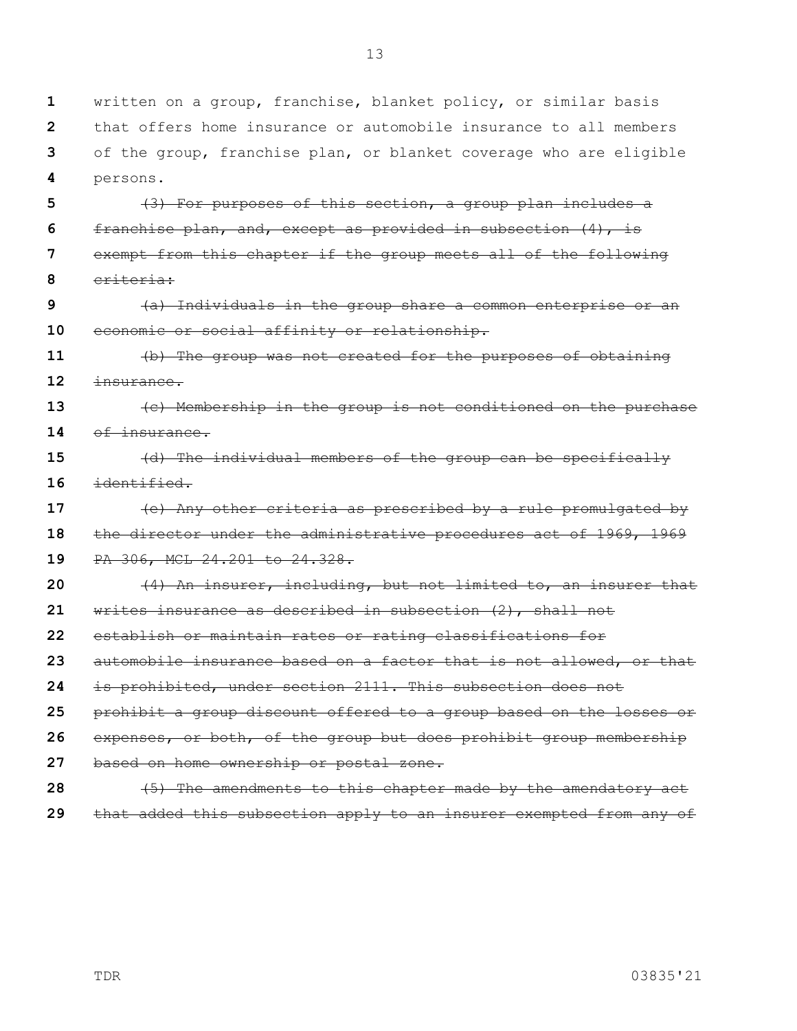written on a group, franchise, blanket policy, or similar basis that offers home insurance or automobile insurance to all members of the group, franchise plan, or blanket coverage who are eligible persons.

~~(3) For purposes of this section, a group plan includes a franchise plan, and, except as provided in subsection (4), is exempt from this chapter if the group meets all of the following criteria:~~

~~(a) Individuals in the group share a common enterprise or an economic or social affinity or relationship.~~

~~(b) The group was not created for the purposes of obtaining insurance.~~

~~(c) Membership in the group is not conditioned on the purchase of insurance.~~

~~(d) The individual members of the group can be specifically identified.~~

~~(e) Any other criteria as prescribed by a rule promulgated by the director under the administrative procedures act of 1969, 1969 PA 306, MCL 24.201 to 24.328.~~

~~(4) An insurer, including, but not limited to, an insurer that writes insurance as described in subsection (2), shall not establish or maintain rates or rating classifications for automobile insurance based on a factor that is not allowed, or that is prohibited, under section 2111. This subsection does not prohibit a group discount offered to a group based on the losses or expenses, or both, of the group but does prohibit group membership based on home ownership or postal zone.~~

~~(5) The amendments to this chapter made by the amendatory act that added this subsection apply to an insurer exempted from any of~~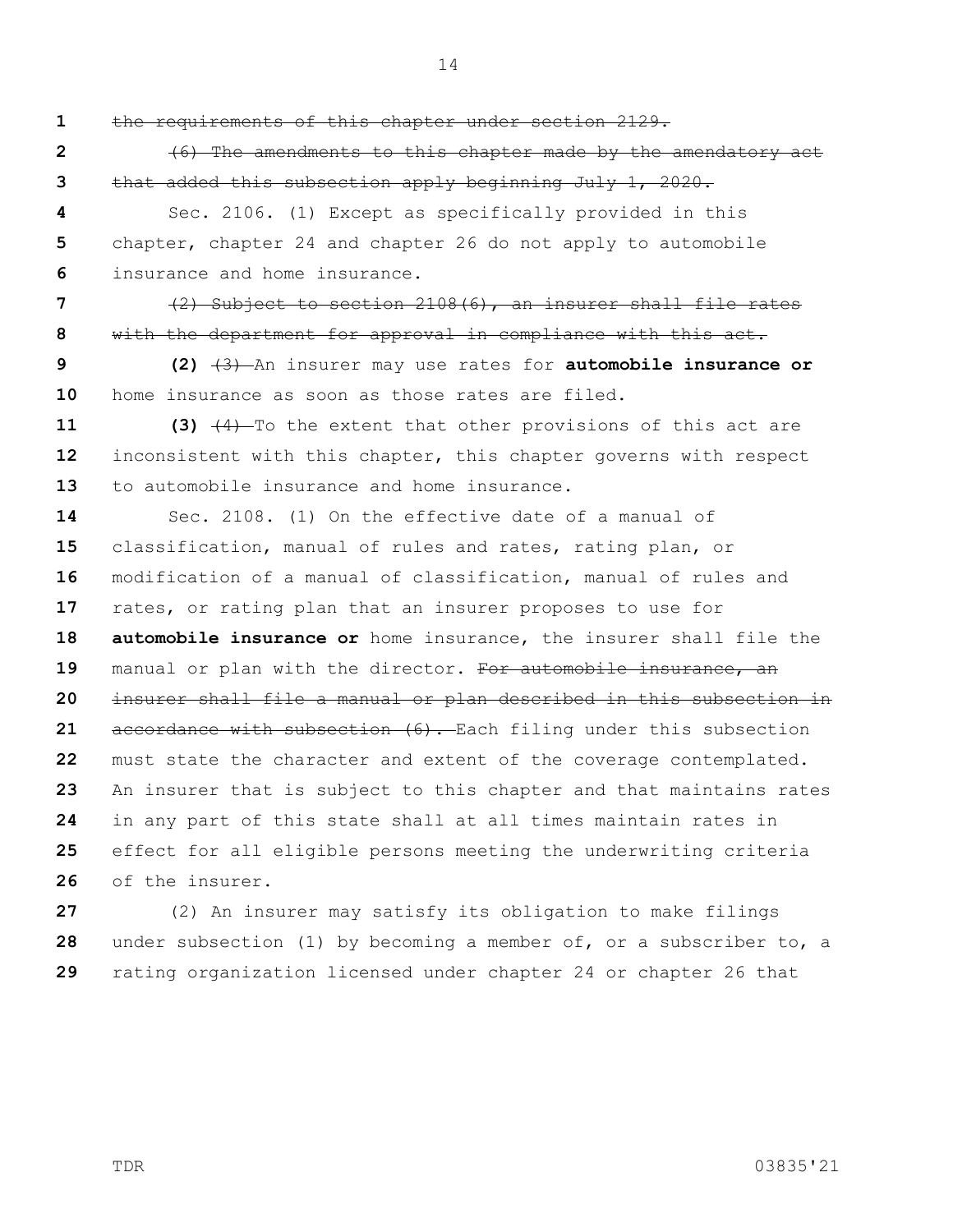~~the requirements of this chapter under section 2129.~~

~~(6) The amendments to this chapter made by the amendatory act that added this subsection apply beginning July 1, 2020.~~

Sec. 2106. (1) Except as specifically provided in this chapter, chapter 24 and chapter 26 do not apply to automobile insurance and home insurance.

~~(2) Subject to section 2108(6), an insurer shall file rates with the department for approval in compliance with this act.~~

**(2)** ~~(3)~~ An insurer may use rates for **automobile insurance or** home insurance as soon as those rates are filed.

**(3)** ~~(4)~~ To the extent that other provisions of this act are inconsistent with this chapter, this chapter governs with respect to automobile insurance and home insurance.

Sec. 2108. (1) On the effective date of a manual of classification, manual of rules and rates, rating plan, or modification of a manual of classification, manual of rules and rates, or rating plan that an insurer proposes to use for **automobile insurance or** home insurance, the insurer shall file the manual or plan with the director. ~~For automobile insurance, an insurer shall file a manual or plan described in this subsection in accordance with subsection (6).~~ Each filing under this subsection must state the character and extent of the coverage contemplated. An insurer that is subject to this chapter and that maintains rates in any part of this state shall at all times maintain rates in effect for all eligible persons meeting the underwriting criteria of the insurer.

(2) An insurer may satisfy its obligation to make filings under subsection (1) by becoming a member of, or a subscriber to, a rating organization licensed under chapter 24 or chapter 26 that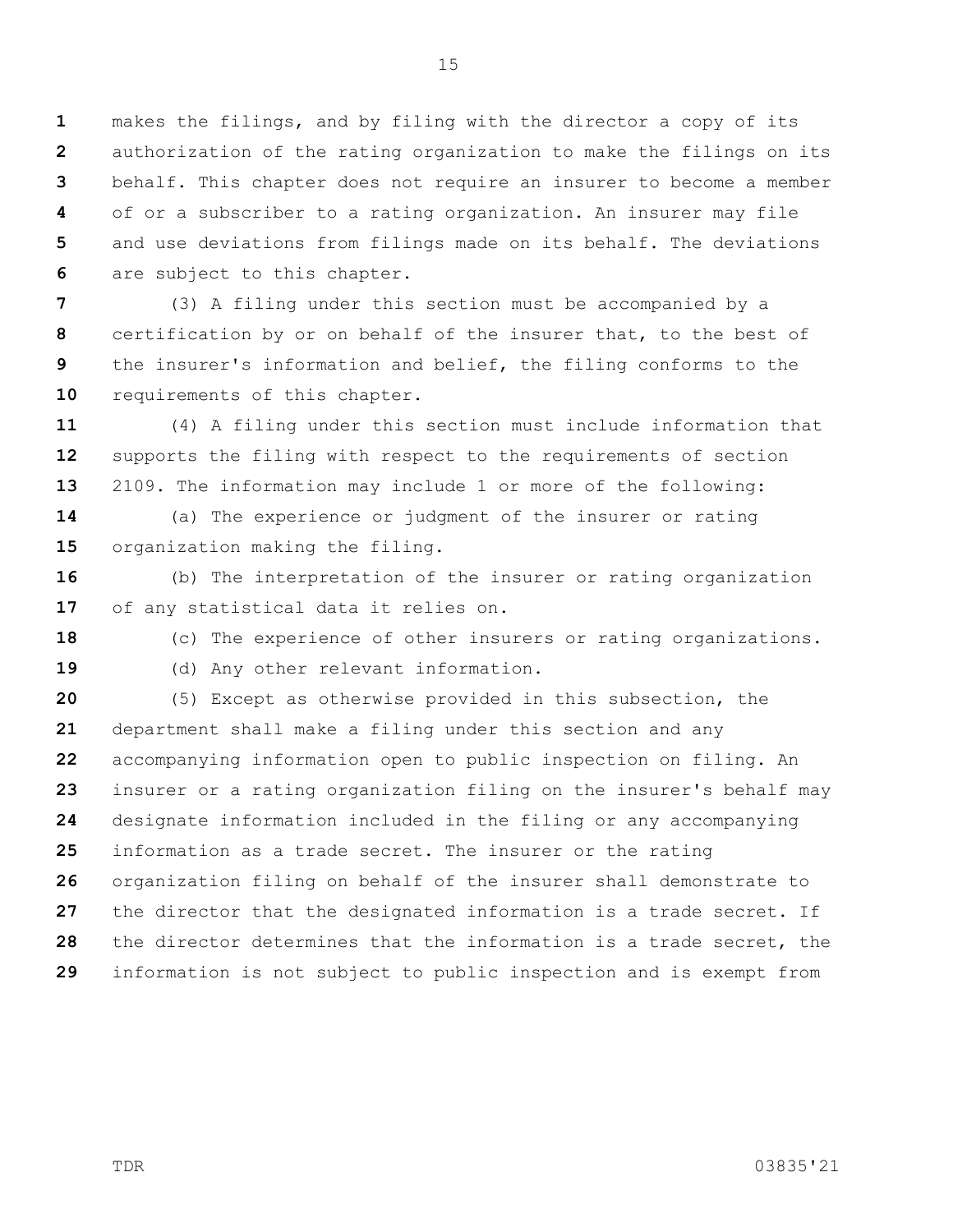makes the filings, and by filing with the director a copy of its authorization of the rating organization to make the filings on its behalf. This chapter does not require an insurer to become a member of or a subscriber to a rating organization. An insurer may file and use deviations from filings made on its behalf. The deviations are subject to this chapter.

(3) A filing under this section must be accompanied by a certification by or on behalf of the insurer that, to the best of the insurer's information and belief, the filing conforms to the requirements of this chapter.

(4) A filing under this section must include information that supports the filing with respect to the requirements of section 2109. The information may include 1 or more of the following:

(a) The experience or judgment of the insurer or rating organization making the filing.

(b) The interpretation of the insurer or rating organization of any statistical data it relies on.

(c) The experience of other insurers or rating organizations.

(d) Any other relevant information.

(5) Except as otherwise provided in this subsection, the department shall make a filing under this section and any accompanying information open to public inspection on filing. An insurer or a rating organization filing on the insurer's behalf may designate information included in the filing or any accompanying information as a trade secret. The insurer or the rating organization filing on behalf of the insurer shall demonstrate to the director that the designated information is a trade secret. If the director determines that the information is a trade secret, the information is not subject to public inspection and is exempt from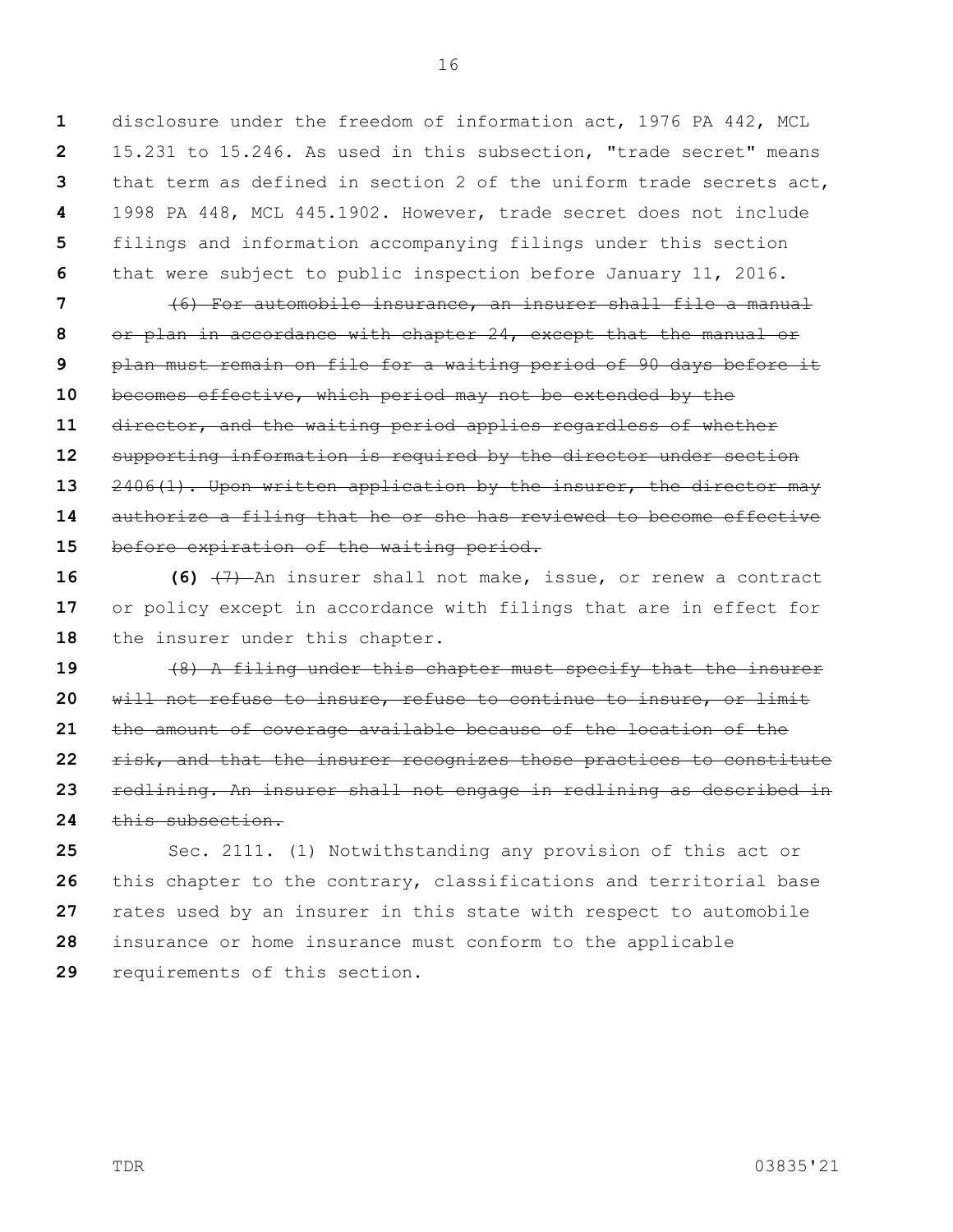disclosure under the freedom of information act, 1976 PA 442, MCL 15.231 to 15.246. As used in this subsection, "trade secret" means that term as defined in section 2 of the uniform trade secrets act, 1998 PA 448, MCL 445.1902. However, trade secret does not include filings and information accompanying filings under this section that were subject to public inspection before January 11, 2016.

~~(6) For automobile insurance, an insurer shall file a manual or plan in accordance with chapter 24, except that the manual or plan must remain on file for a waiting period of 90 days before it becomes effective, which period may not be extended by the director, and the waiting period applies regardless of whether supporting information is required by the director under section 2406(1). Upon written application by the insurer, the director may authorize a filing that he or she has reviewed to become effective before expiration of the waiting period.~~

**(6)** ~~(7)~~ An insurer shall not make, issue, or renew a contract or policy except in accordance with filings that are in effect for the insurer under this chapter.

~~(8) A filing under this chapter must specify that the insurer will not refuse to insure, refuse to continue to insure, or limit the amount of coverage available because of the location of the risk, and that the insurer recognizes those practices to constitute redlining. An insurer shall not engage in redlining as described in this subsection.~~

Sec. 2111. (1) Notwithstanding any provision of this act or this chapter to the contrary, classifications and territorial base rates used by an insurer in this state with respect to automobile insurance or home insurance must conform to the applicable requirements of this section.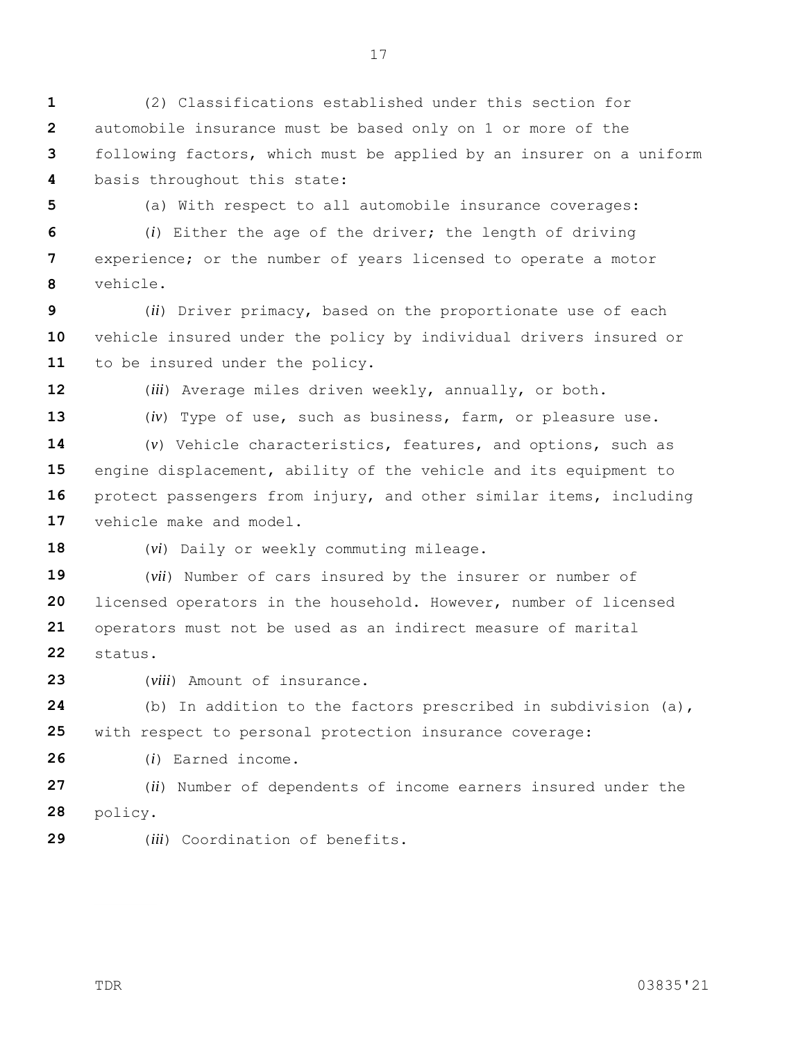(2) Classifications established under this section for automobile insurance must be based only on 1 or more of the following factors, which must be applied by an insurer on a uniform basis throughout this state:

(a) With respect to all automobile insurance coverages:

(*i*) Either the age of the driver; the length of driving experience; or the number of years licensed to operate a motor vehicle.

(*ii*) Driver primacy, based on the proportionate use of each vehicle insured under the policy by individual drivers insured or to be insured under the policy.

(*iii*) Average miles driven weekly, annually, or both.

(*iv*) Type of use, such as business, farm, or pleasure use.

(*v*) Vehicle characteristics, features, and options, such as engine displacement, ability of the vehicle and its equipment to protect passengers from injury, and other similar items, including vehicle make and model.

(*vi*) Daily or weekly commuting mileage.

(*vii*) Number of cars insured by the insurer or number of licensed operators in the household. However, number of licensed operators must not be used as an indirect measure of marital status.

(*viii*) Amount of insurance.

(b) In addition to the factors prescribed in subdivision (a), with respect to personal protection insurance coverage:

(*i*) Earned income.

(*ii*) Number of dependents of income earners insured under the policy.

(*iii*) Coordination of benefits.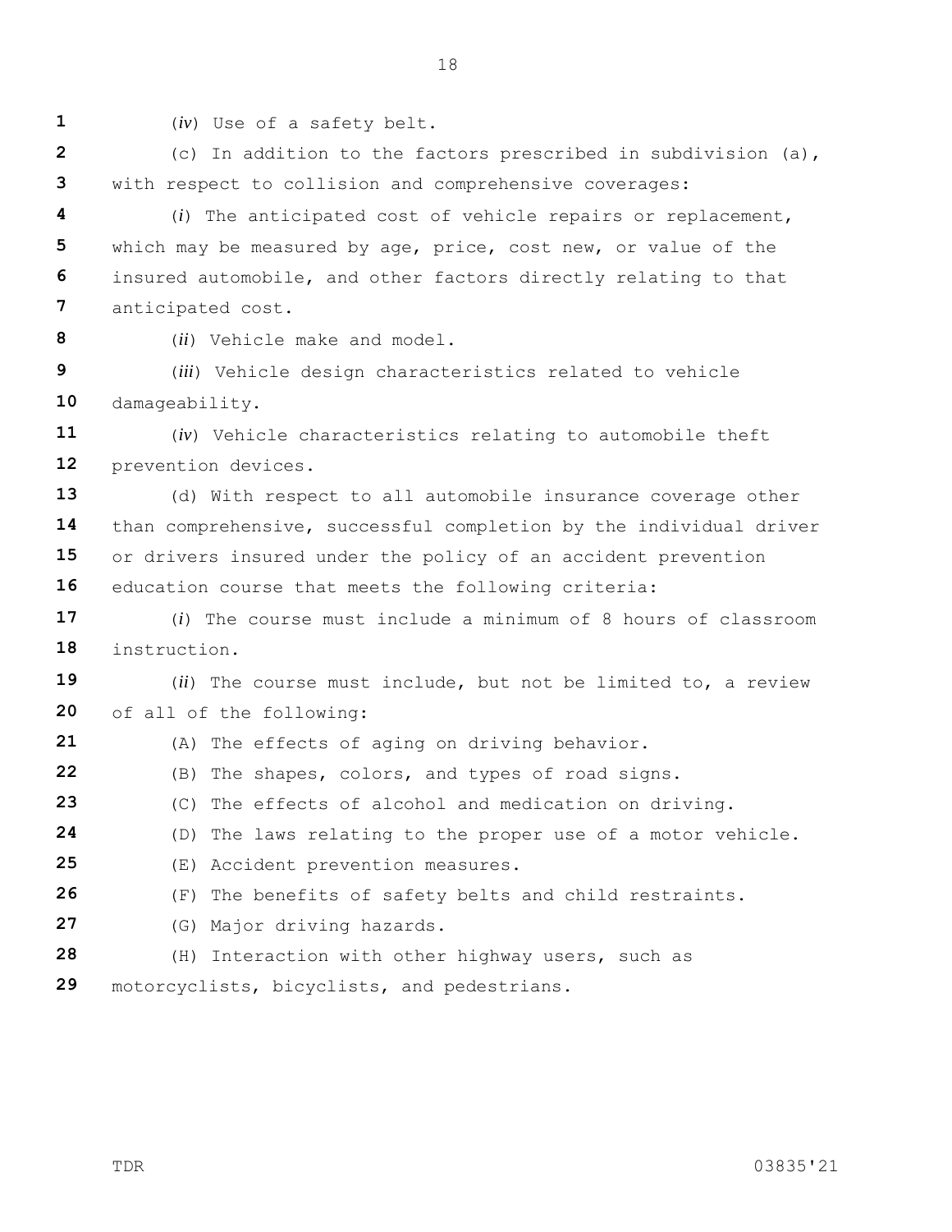(*iv*) Use of a safety belt.

(c) In addition to the factors prescribed in subdivision (a), with respect to collision and comprehensive coverages:

(*i*) The anticipated cost of vehicle repairs or replacement, which may be measured by age, price, cost new, or value of the insured automobile, and other factors directly relating to that anticipated cost.

(*ii*) Vehicle make and model.

(*iii*) Vehicle design characteristics related to vehicle damageability.

(*iv*) Vehicle characteristics relating to automobile theft prevention devices.

(d) With respect to all automobile insurance coverage other than comprehensive, successful completion by the individual driver or drivers insured under the policy of an accident prevention education course that meets the following criteria:

(*i*) The course must include a minimum of 8 hours of classroom instruction.

(*ii*) The course must include, but not be limited to, a review of all of the following:

(A) The effects of aging on driving behavior.

(B) The shapes, colors, and types of road signs.

(C) The effects of alcohol and medication on driving.

(D) The laws relating to the proper use of a motor vehicle.

(E) Accident prevention measures.

(F) The benefits of safety belts and child restraints.

(G) Major driving hazards.

(H) Interaction with other highway users, such as motorcyclists, bicyclists, and pedestrians.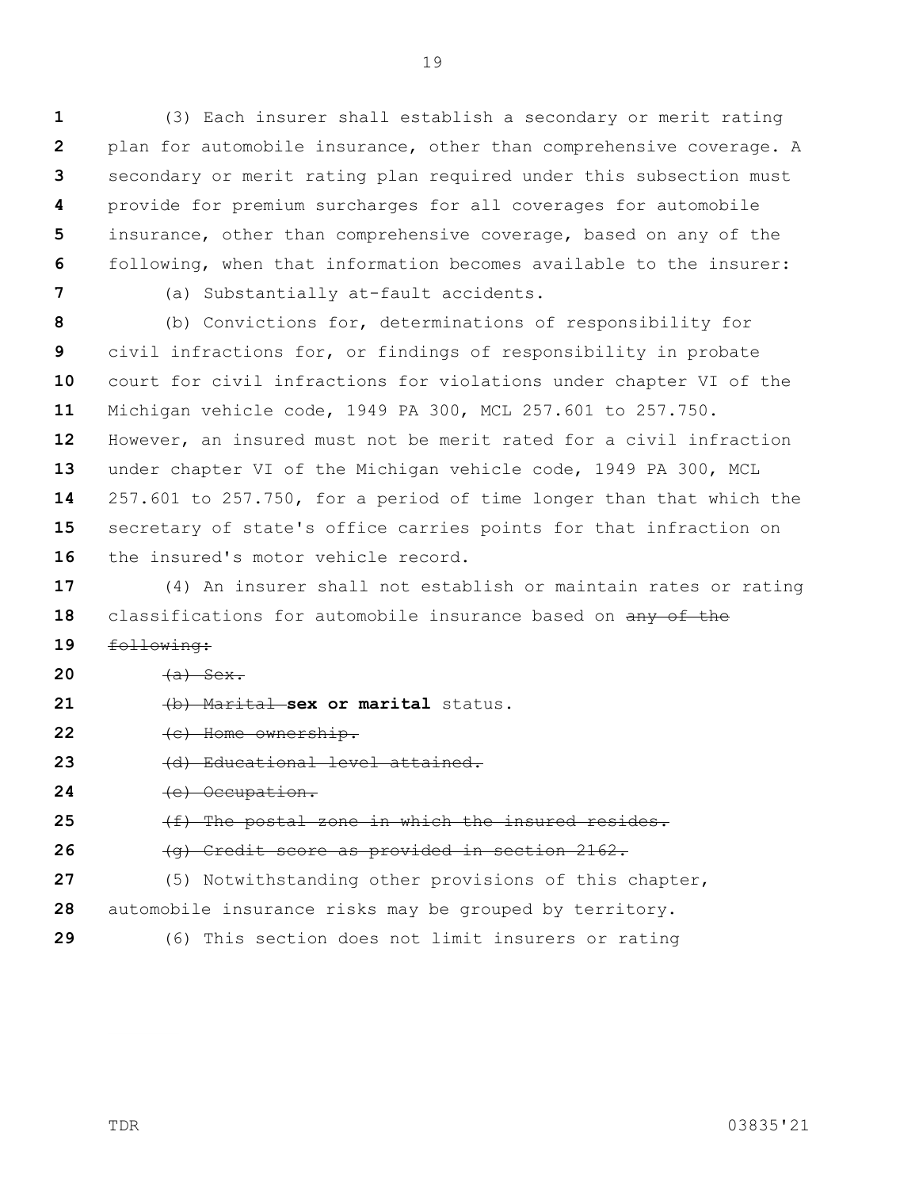(3) Each insurer shall establish a secondary or merit rating plan for automobile insurance, other than comprehensive coverage. A secondary or merit rating plan required under this subsection must provide for premium surcharges for all coverages for automobile insurance, other than comprehensive coverage, based on any of the following, when that information becomes available to the insurer:

(a) Substantially at-fault accidents.

(b) Convictions for, determinations of responsibility for civil infractions for, or findings of responsibility in probate court for civil infractions for violations under chapter VI of the Michigan vehicle code, 1949 PA 300, MCL 257.601 to 257.750. However, an insured must not be merit rated for a civil infraction under chapter VI of the Michigan vehicle code, 1949 PA 300, MCL 257.601 to 257.750, for a period of time longer than that which the secretary of state's office carries points for that infraction on the insured's motor vehicle record.

(4) An insurer shall not establish or maintain rates or rating classifications for automobile insurance based on ~~any of the following:~~

~~(a) Sex.~~

~~(b) Marital~~ **sex or marital** status.

~~(c) Home ownership.~~

~~(d) Educational level attained.~~

~~(e) Occupation.~~

~~(f) The postal zone in which the insured resides.~~

~~(g) Credit score as provided in section 2162.~~

(5) Notwithstanding other provisions of this chapter, automobile insurance risks may be grouped by territory.

(6) This section does not limit insurers or rating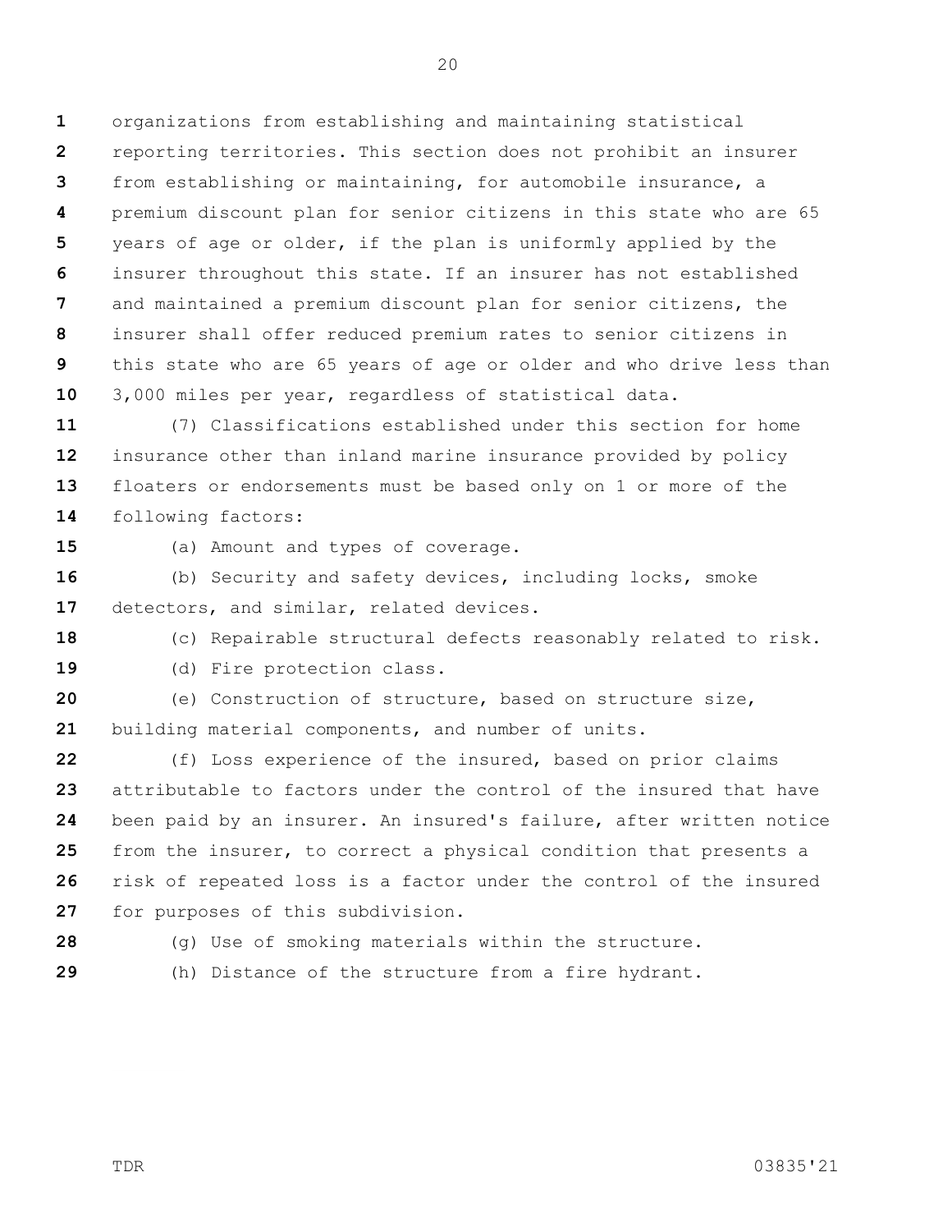organizations from establishing and maintaining statistical reporting territories. This section does not prohibit an insurer from establishing or maintaining, for automobile insurance, a premium discount plan for senior citizens in this state who are 65 years of age or older, if the plan is uniformly applied by the insurer throughout this state. If an insurer has not established and maintained a premium discount plan for senior citizens, the insurer shall offer reduced premium rates to senior citizens in this state who are 65 years of age or older and who drive less than 3,000 miles per year, regardless of statistical data.

(7) Classifications established under this section for home insurance other than inland marine insurance provided by policy floaters or endorsements must be based only on 1 or more of the following factors:

(a) Amount and types of coverage.

(b) Security and safety devices, including locks, smoke detectors, and similar, related devices.

(c) Repairable structural defects reasonably related to risk.

(d) Fire protection class.

(e) Construction of structure, based on structure size, building material components, and number of units.

(f) Loss experience of the insured, based on prior claims attributable to factors under the control of the insured that have been paid by an insurer. An insured's failure, after written notice from the insurer, to correct a physical condition that presents a risk of repeated loss is a factor under the control of the insured for purposes of this subdivision.

(g) Use of smoking materials within the structure.

(h) Distance of the structure from a fire hydrant.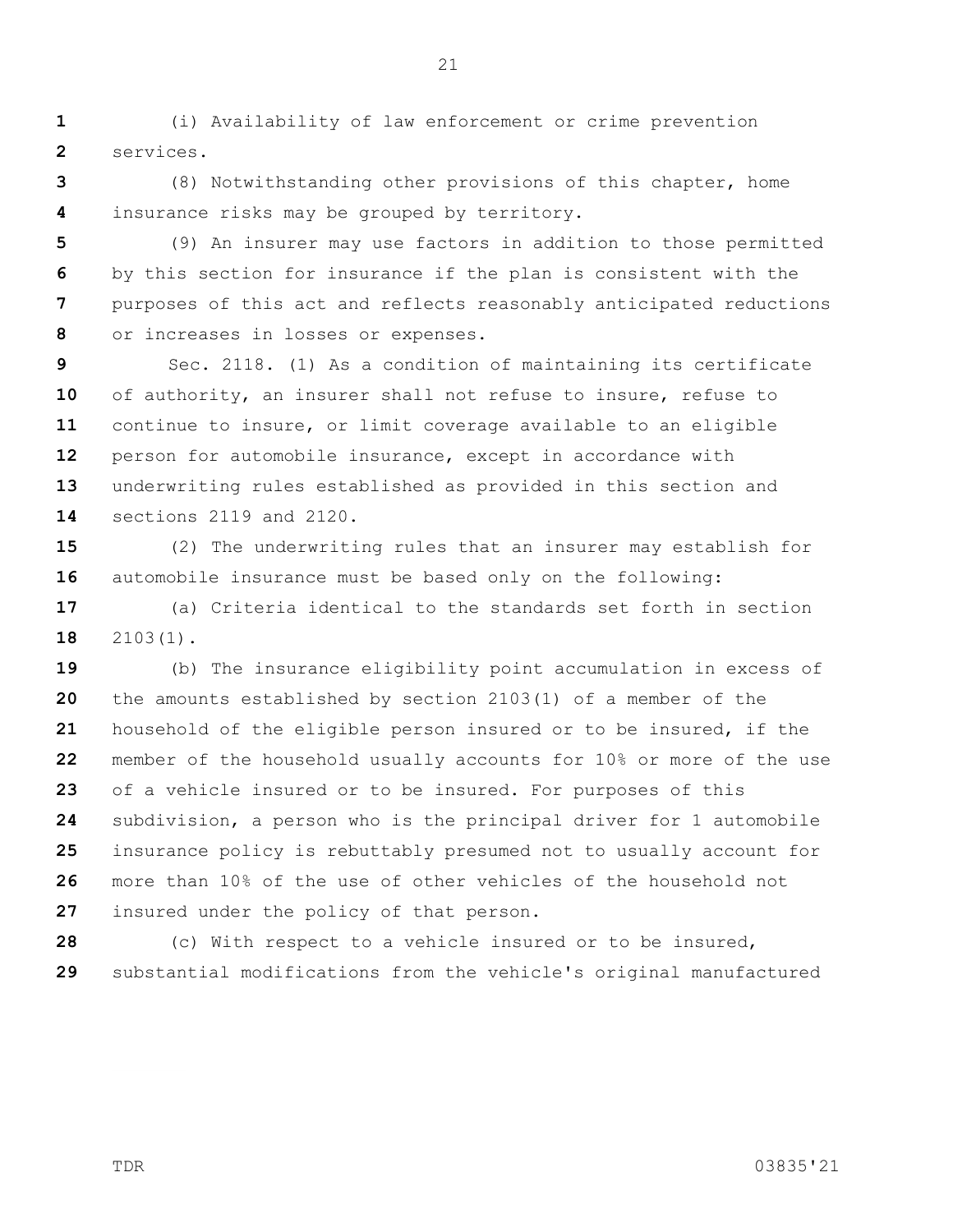(i) Availability of law enforcement or crime prevention services.

(8) Notwithstanding other provisions of this chapter, home insurance risks may be grouped by territory.

(9) An insurer may use factors in addition to those permitted by this section for insurance if the plan is consistent with the purposes of this act and reflects reasonably anticipated reductions or increases in losses or expenses.

Sec. 2118. (1) As a condition of maintaining its certificate of authority, an insurer shall not refuse to insure, refuse to continue to insure, or limit coverage available to an eligible person for automobile insurance, except in accordance with underwriting rules established as provided in this section and sections 2119 and 2120.

(2) The underwriting rules that an insurer may establish for automobile insurance must be based only on the following:

(a) Criteria identical to the standards set forth in section 2103(1).

(b) The insurance eligibility point accumulation in excess of the amounts established by section 2103(1) of a member of the household of the eligible person insured or to be insured, if the member of the household usually accounts for 10% or more of the use of a vehicle insured or to be insured. For purposes of this subdivision, a person who is the principal driver for 1 automobile insurance policy is rebuttably presumed not to usually account for more than 10% of the use of other vehicles of the household not insured under the policy of that person.

(c) With respect to a vehicle insured or to be insured, substantial modifications from the vehicle's original manufactured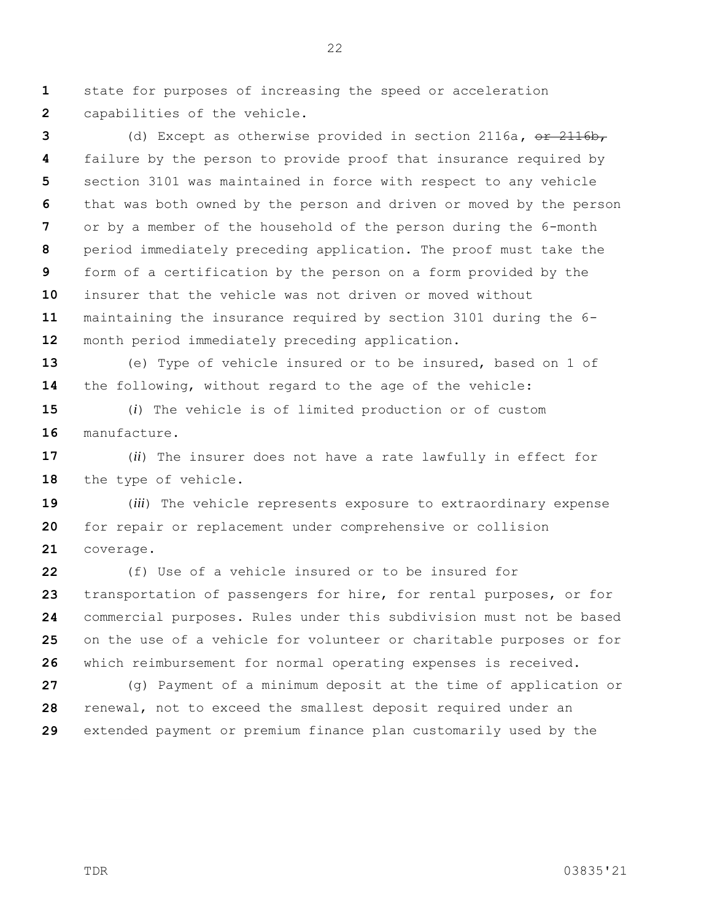state for purposes of increasing the speed or acceleration capabilities of the vehicle.

(d) Except as otherwise provided in section 2116a, ~~or 2116b,~~ failure by the person to provide proof that insurance required by section 3101 was maintained in force with respect to any vehicle that was both owned by the person and driven or moved by the person or by a member of the household of the person during the 6-month period immediately preceding application. The proof must take the form of a certification by the person on a form provided by the insurer that the vehicle was not driven or moved without maintaining the insurance required by section 3101 during the 6-month period immediately preceding application.

(e) Type of vehicle insured or to be insured, based on 1 of the following, without regard to the age of the vehicle:

(*i*) The vehicle is of limited production or of custom manufacture.

(*ii*) The insurer does not have a rate lawfully in effect for the type of vehicle.

(*iii*) The vehicle represents exposure to extraordinary expense for repair or replacement under comprehensive or collision coverage.

(f) Use of a vehicle insured or to be insured for transportation of passengers for hire, for rental purposes, or for commercial purposes. Rules under this subdivision must not be based on the use of a vehicle for volunteer or charitable purposes or for which reimbursement for normal operating expenses is received.

(g) Payment of a minimum deposit at the time of application or renewal, not to exceed the smallest deposit required under an extended payment or premium finance plan customarily used by the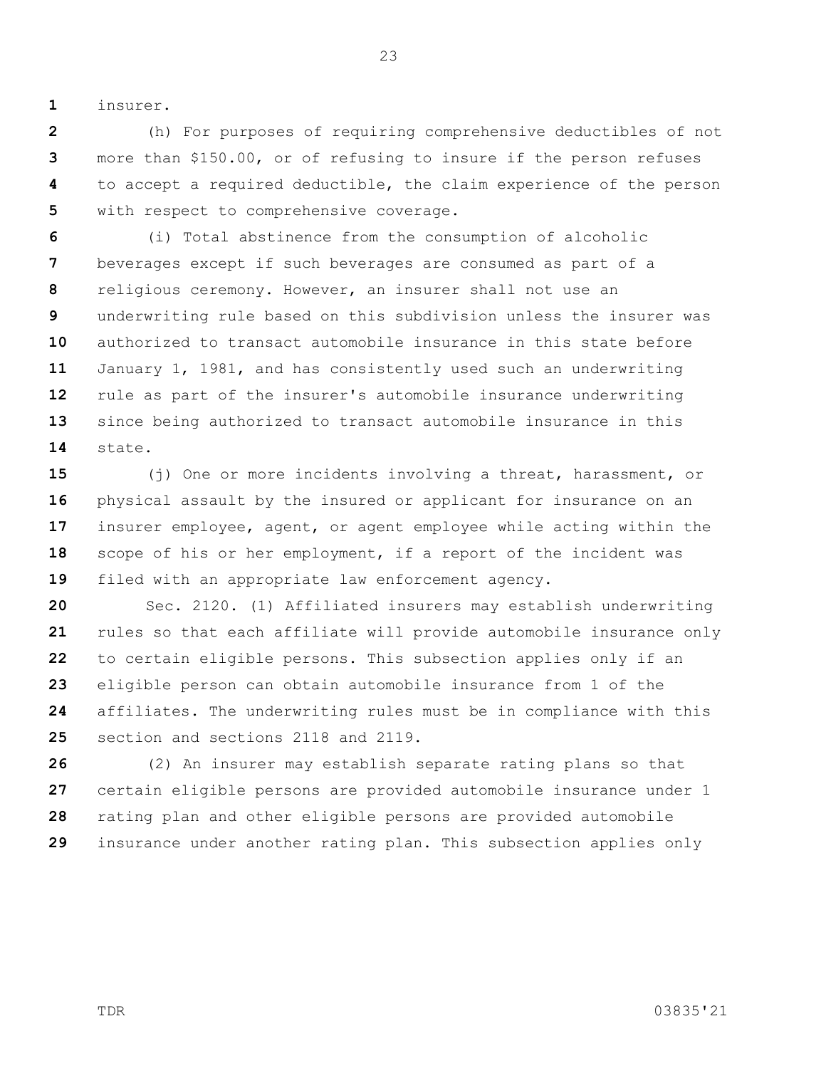insurer.

(h) For purposes of requiring comprehensive deductibles of not more than $150.00, or of refusing to insure if the person refuses to accept a required deductible, the claim experience of the person with respect to comprehensive coverage.

(i) Total abstinence from the consumption of alcoholic beverages except if such beverages are consumed as part of a religious ceremony. However, an insurer shall not use an underwriting rule based on this subdivision unless the insurer was authorized to transact automobile insurance in this state before January 1, 1981, and has consistently used such an underwriting rule as part of the insurer's automobile insurance underwriting since being authorized to transact automobile insurance in this state.

(j) One or more incidents involving a threat, harassment, or physical assault by the insured or applicant for insurance on an insurer employee, agent, or agent employee while acting within the scope of his or her employment, if a report of the incident was filed with an appropriate law enforcement agency.

Sec. 2120. (1) Affiliated insurers may establish underwriting rules so that each affiliate will provide automobile insurance only to certain eligible persons. This subsection applies only if an eligible person can obtain automobile insurance from 1 of the affiliates. The underwriting rules must be in compliance with this section and sections 2118 and 2119.

(2) An insurer may establish separate rating plans so that certain eligible persons are provided automobile insurance under 1 rating plan and other eligible persons are provided automobile insurance under another rating plan. This subsection applies only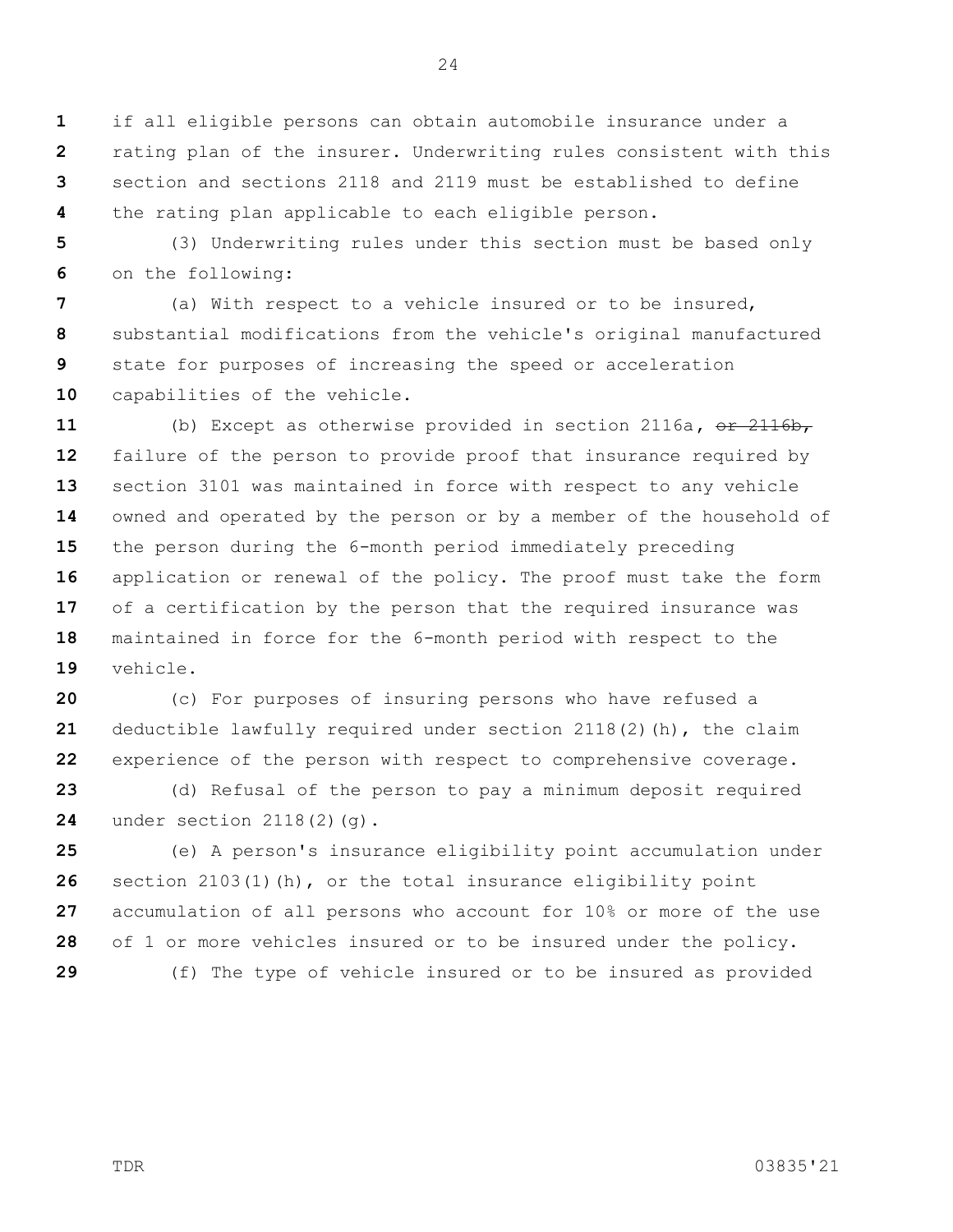if all eligible persons can obtain automobile insurance under a rating plan of the insurer. Underwriting rules consistent with this section and sections 2118 and 2119 must be established to define the rating plan applicable to each eligible person.

(3) Underwriting rules under this section must be based only on the following:

(a) With respect to a vehicle insured or to be insured, substantial modifications from the vehicle's original manufactured state for purposes of increasing the speed or acceleration capabilities of the vehicle.

(b) Except as otherwise provided in section 2116a, ~~or 2116b,~~ failure of the person to provide proof that insurance required by section 3101 was maintained in force with respect to any vehicle owned and operated by the person or by a member of the household of the person during the 6-month period immediately preceding application or renewal of the policy. The proof must take the form of a certification by the person that the required insurance was maintained in force for the 6-month period with respect to the vehicle.

(c) For purposes of insuring persons who have refused a deductible lawfully required under section 2118(2)(h), the claim experience of the person with respect to comprehensive coverage.

(d) Refusal of the person to pay a minimum deposit required under section 2118(2)(g).

(e) A person's insurance eligibility point accumulation under section 2103(1)(h), or the total insurance eligibility point accumulation of all persons who account for 10% or more of the use of 1 or more vehicles insured or to be insured under the policy.

(f) The type of vehicle insured or to be insured as provided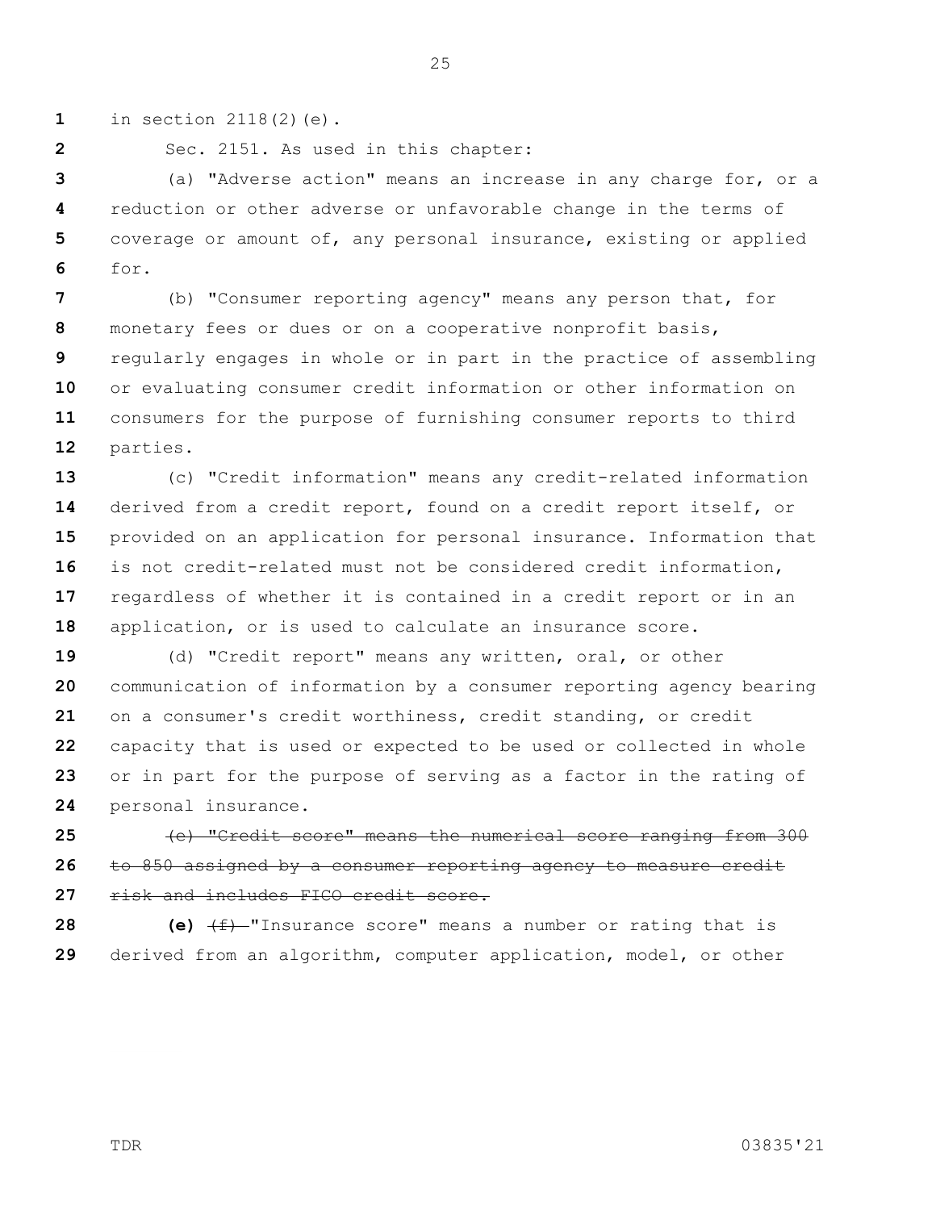in section 2118(2)(e).

Sec. 2151. As used in this chapter:

(a) "Adverse action" means an increase in any charge for, or a reduction or other adverse or unfavorable change in the terms of coverage or amount of, any personal insurance, existing or applied for.

(b) "Consumer reporting agency" means any person that, for monetary fees or dues or on a cooperative nonprofit basis, regularly engages in whole or in part in the practice of assembling or evaluating consumer credit information or other information on consumers for the purpose of furnishing consumer reports to third parties.

(c) "Credit information" means any credit-related information derived from a credit report, found on a credit report itself, or provided on an application for personal insurance. Information that is not credit-related must not be considered credit information, regardless of whether it is contained in a credit report or in an application, or is used to calculate an insurance score.

(d) "Credit report" means any written, oral, or other communication of information by a consumer reporting agency bearing on a consumer's credit worthiness, credit standing, or credit capacity that is used or expected to be used or collected in whole or in part for the purpose of serving as a factor in the rating of personal insurance.

~~(e) "Credit score" means the numerical score ranging from 300 to 850 assigned by a consumer reporting agency to measure credit risk and includes FICO credit score.~~

**(e)** ~~(f)~~ "Insurance score" means a number or rating that is derived from an algorithm, computer application, model, or other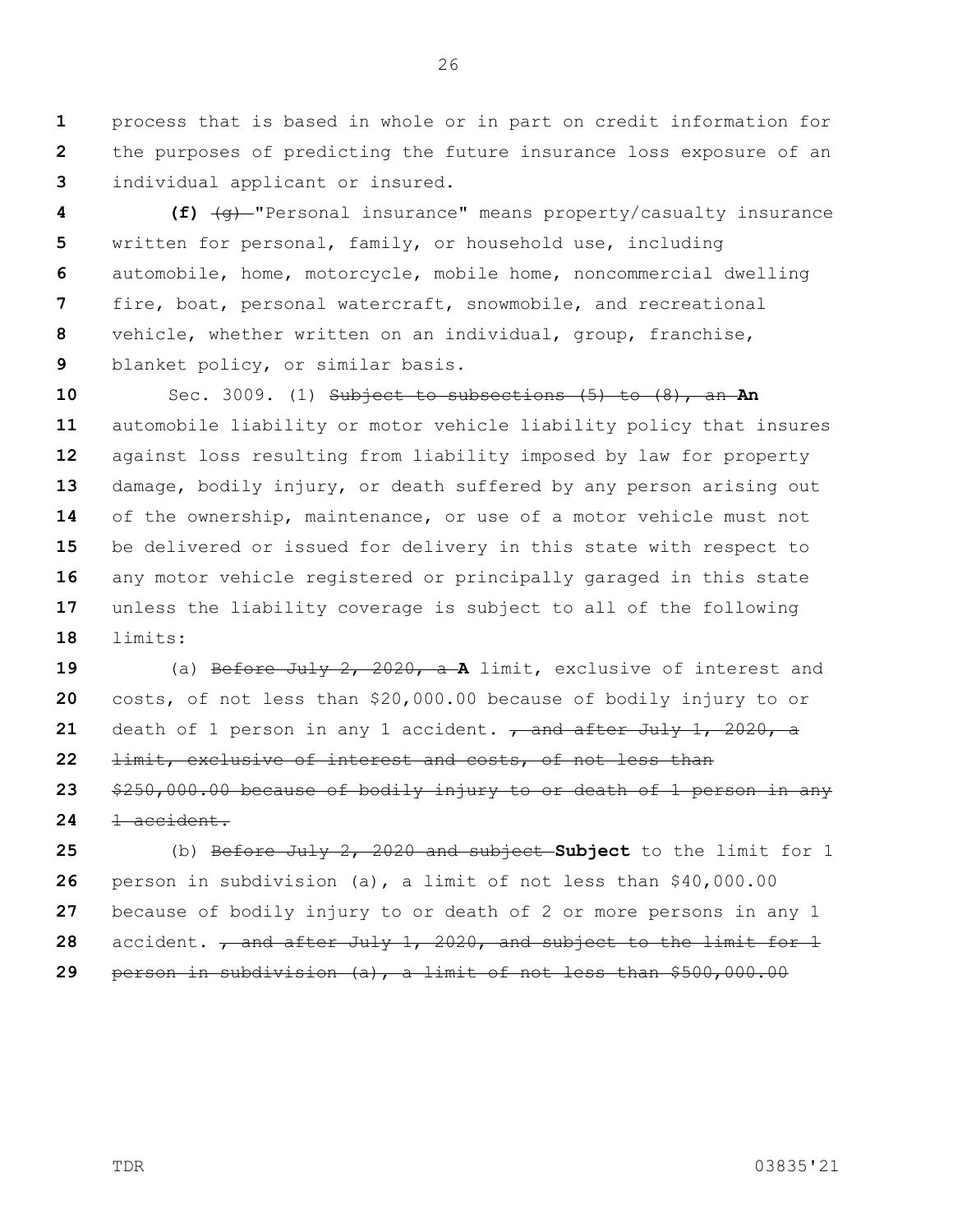process that is based in whole or in part on credit information for the purposes of predicting the future insurance loss exposure of an individual applicant or insured.

**(f)** ~~(g)~~ "Personal insurance" means property/casualty insurance written for personal, family, or household use, including automobile, home, motorcycle, mobile home, noncommercial dwelling fire, boat, personal watercraft, snowmobile, and recreational vehicle, whether written on an individual, group, franchise, blanket policy, or similar basis.

Sec. 3009. (1) ~~Subject to subsections (5) to (8), an~~ **An** automobile liability or motor vehicle liability policy that insures against loss resulting from liability imposed by law for property damage, bodily injury, or death suffered by any person arising out of the ownership, maintenance, or use of a motor vehicle must not be delivered or issued for delivery in this state with respect to any motor vehicle registered or principally garaged in this state unless the liability coverage is subject to all of the following limits:

(a) ~~Before July 2, 2020, a~~ **A** limit, exclusive of interest and costs, of not less than $20,000.00 because of bodily injury to or death of 1 person in any 1 accident. ~~, and after July 1, 2020, a limit, exclusive of interest and costs, of not less than $250,000.00 because of bodily injury to or death of 1 person in any 1 accident.~~

(b) ~~Before July 2, 2020 and subject~~ **Subject** to the limit for 1 person in subdivision (a), a limit of not less than $40,000.00 because of bodily injury to or death of 2 or more persons in any 1 accident. ~~, and after July 1, 2020, and subject to the limit for 1 person in subdivision (a), a limit of not less than $500,000.00~~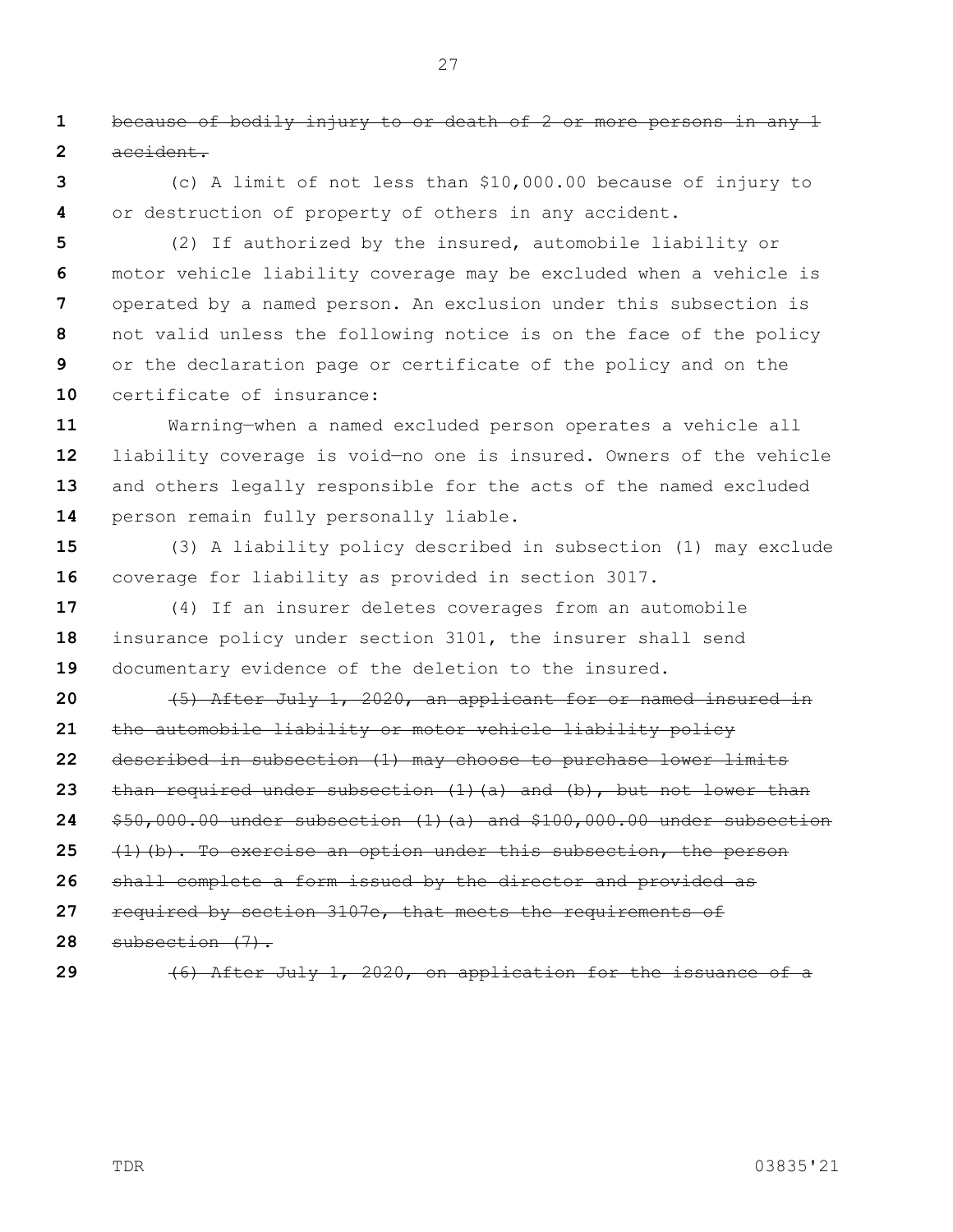~~because of bodily injury to or death of 2 or more persons in any 1 accident.~~

(c) A limit of not less than $10,000.00 because of injury to or destruction of property of others in any accident.

(2) If authorized by the insured, automobile liability or motor vehicle liability coverage may be excluded when a vehicle is operated by a named person. An exclusion under this subsection is not valid unless the following notice is on the face of the policy or the declaration page or certificate of the policy and on the certificate of insurance:

Warning—when a named excluded person operates a vehicle all liability coverage is void—no one is insured. Owners of the vehicle and others legally responsible for the acts of the named excluded person remain fully personally liable.

(3) A liability policy described in subsection (1) may exclude coverage for liability as provided in section 3017.

(4) If an insurer deletes coverages from an automobile insurance policy under section 3101, the insurer shall send documentary evidence of the deletion to the insured.

~~(5) After July 1, 2020, an applicant for or named insured in the automobile liability or motor vehicle liability policy described in subsection (1) may choose to purchase lower limits than required under subsection (1)(a) and (b), but not lower than $50,000.00 under subsection (1)(a) and $100,000.00 under subsection (1)(b). To exercise an option under this subsection, the person shall complete a form issued by the director and provided as required by section 3107e, that meets the requirements of subsection (7).~~

~~(6) After July 1, 2020, on application for the issuance of a~~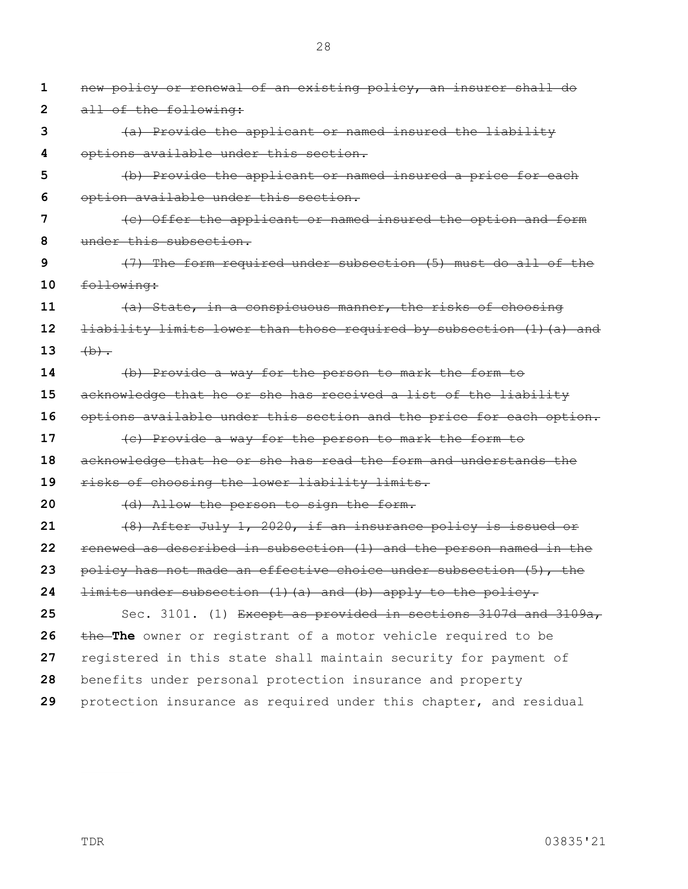~~new policy or renewal of an existing policy, an insurer shall do all of the following:~~

~~(a) Provide the applicant or named insured the liability options available under this section.~~

~~(b) Provide the applicant or named insured a price for each option available under this section.~~

~~(c) Offer the applicant or named insured the option and form under this subsection.~~

~~(7) The form required under subsection (5) must do all of the following:~~

~~(a) State, in a conspicuous manner, the risks of choosing liability limits lower than those required by subsection (1)(a) and (b).~~

~~(b) Provide a way for the person to mark the form to acknowledge that he or she has received a list of the liability options available under this section and the price for each option.~~

~~(c) Provide a way for the person to mark the form to acknowledge that he or she has read the form and understands the risks of choosing the lower liability limits.~~

~~(d) Allow the person to sign the form.~~

~~(8) After July 1, 2020, if an insurance policy is issued or renewed as described in subsection (1) and the person named in the policy has not made an effective choice under subsection (5), the limits under subsection (1)(a) and (b) apply to the policy.~~

Sec. 3101. (1) ~~Except as provided in sections 3107d and 3109a, the~~ **The** owner or registrant of a motor vehicle required to be registered in this state shall maintain security for payment of benefits under personal protection insurance and property protection insurance as required under this chapter, and residual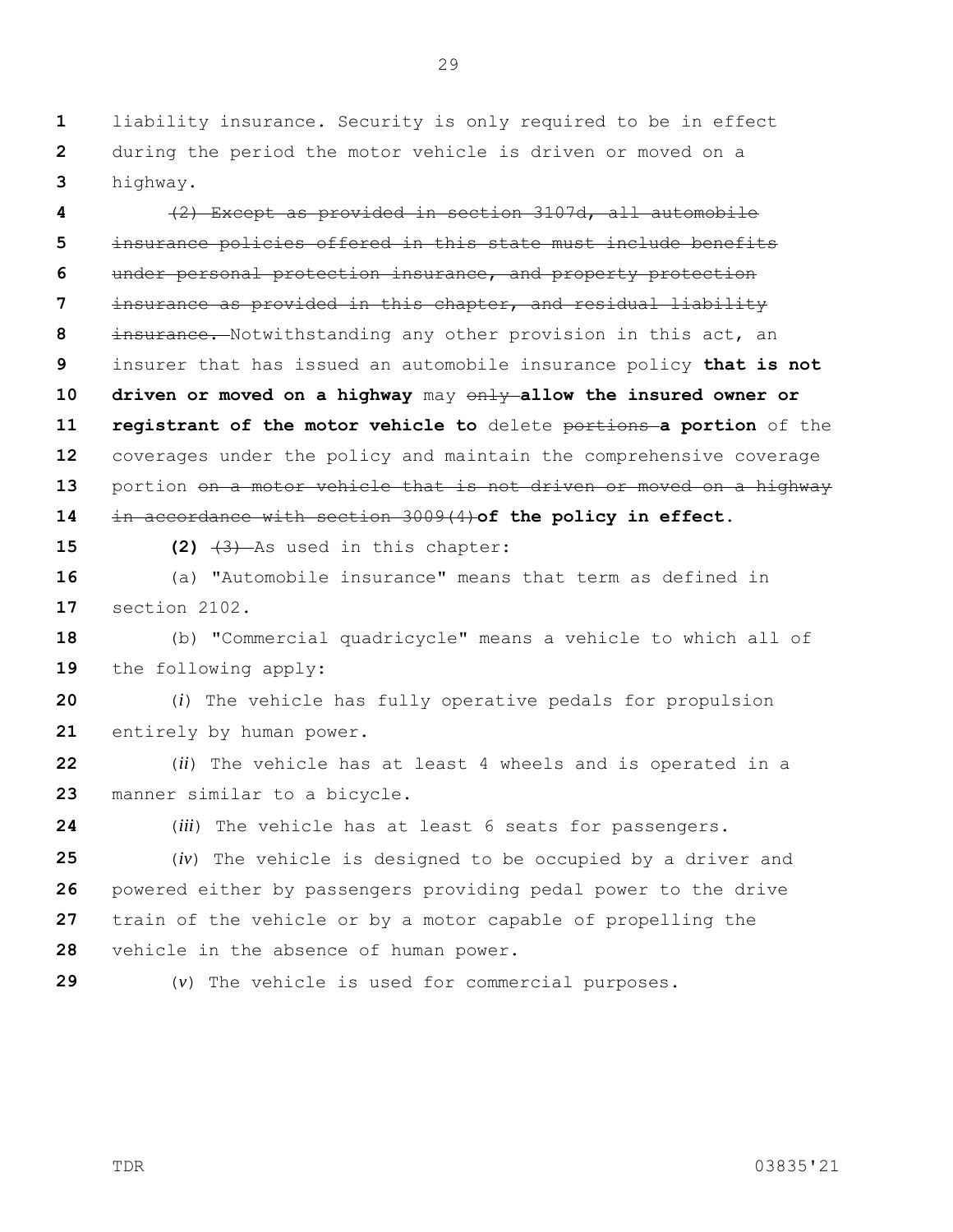liability insurance. Security is only required to be in effect during the period the motor vehicle is driven or moved on a highway.

~~(2) Except as provided in section 3107d, all automobile insurance policies offered in this state must include benefits under personal protection insurance, and property protection insurance as provided in this chapter, and residual liability insurance.~~ Notwithstanding any other provision in this act, an insurer that has issued an automobile insurance policy **that is not driven or moved on a highway** may ~~only~~ **allow the insured owner or registrant of the motor vehicle to** delete ~~portions~~ **a portion** of the coverages under the policy and maintain the comprehensive coverage portion ~~on a motor vehicle that is not driven or moved on a highway in accordance with section 3009(4)~~**of the policy in effect.**

**(2)** ~~(3)~~ As used in this chapter:

(a) "Automobile insurance" means that term as defined in section 2102.

(b) "Commercial quadricycle" means a vehicle to which all of the following apply:

(*i*) The vehicle has fully operative pedals for propulsion entirely by human power.

(*ii*) The vehicle has at least 4 wheels and is operated in a manner similar to a bicycle.

(*iii*) The vehicle has at least 6 seats for passengers.

(*iv*) The vehicle is designed to be occupied by a driver and powered either by passengers providing pedal power to the drive train of the vehicle or by a motor capable of propelling the vehicle in the absence of human power.

(*v*) The vehicle is used for commercial purposes.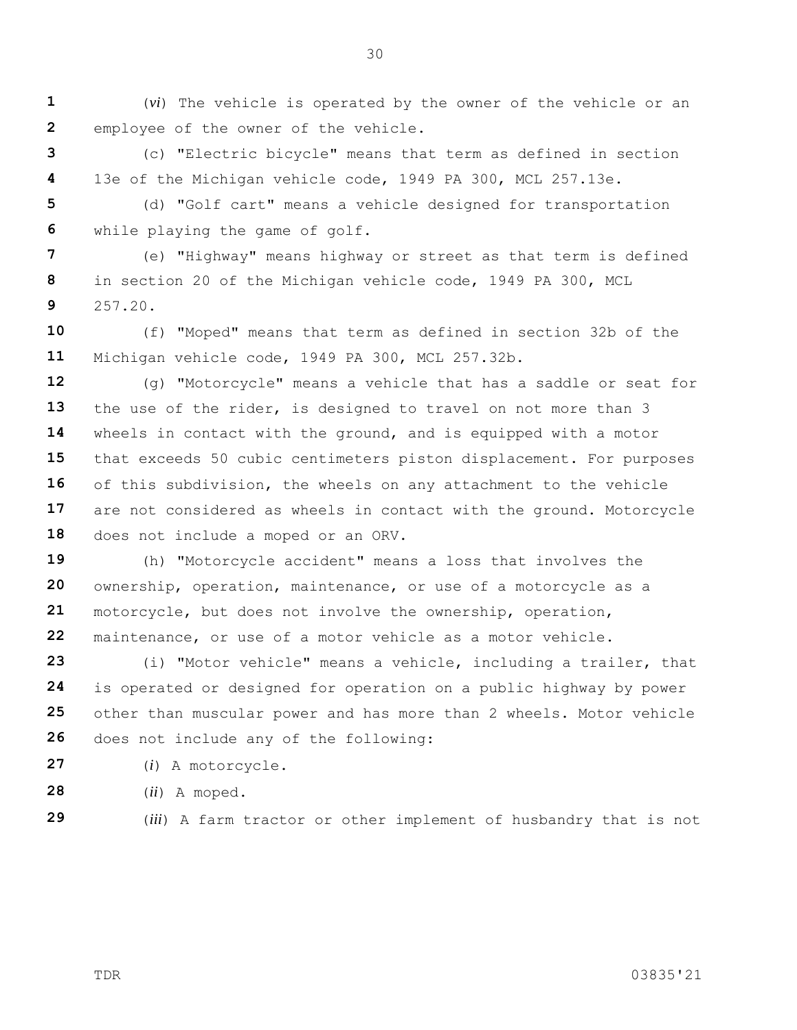(*vi*) The vehicle is operated by the owner of the vehicle or an employee of the owner of the vehicle.

(c) "Electric bicycle" means that term as defined in section 13e of the Michigan vehicle code, 1949 PA 300, MCL 257.13e.

(d) "Golf cart" means a vehicle designed for transportation while playing the game of golf.

(e) "Highway" means highway or street as that term is defined in section 20 of the Michigan vehicle code, 1949 PA 300, MCL 257.20.

(f) "Moped" means that term as defined in section 32b of the Michigan vehicle code, 1949 PA 300, MCL 257.32b.

(g) "Motorcycle" means a vehicle that has a saddle or seat for the use of the rider, is designed to travel on not more than 3 wheels in contact with the ground, and is equipped with a motor that exceeds 50 cubic centimeters piston displacement. For purposes of this subdivision, the wheels on any attachment to the vehicle are not considered as wheels in contact with the ground. Motorcycle does not include a moped or an ORV.

(h) "Motorcycle accident" means a loss that involves the ownership, operation, maintenance, or use of a motorcycle as a motorcycle, but does not involve the ownership, operation, maintenance, or use of a motor vehicle as a motor vehicle.

(i) "Motor vehicle" means a vehicle, including a trailer, that is operated or designed for operation on a public highway by power other than muscular power and has more than 2 wheels. Motor vehicle does not include any of the following:

(*i*) A motorcycle.

(*ii*) A moped.

(*iii*) A farm tractor or other implement of husbandry that is not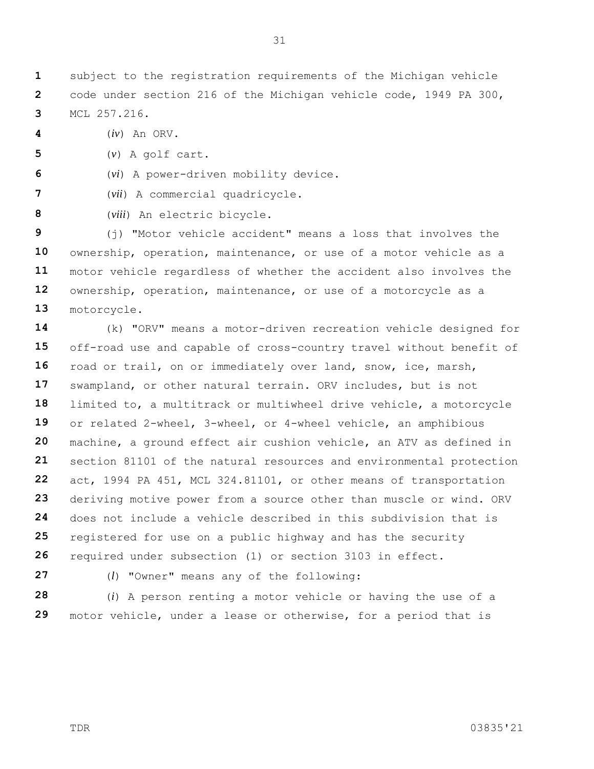subject to the registration requirements of the Michigan vehicle code under section 216 of the Michigan vehicle code, 1949 PA 300, MCL 257.216.

(*iv*) An ORV.

(*v*) A golf cart.

(*vi*) A power-driven mobility device.

(*vii*) A commercial quadricycle.

(*viii*) An electric bicycle.

(j) "Motor vehicle accident" means a loss that involves the ownership, operation, maintenance, or use of a motor vehicle as a motor vehicle regardless of whether the accident also involves the ownership, operation, maintenance, or use of a motorcycle as a motorcycle.

(k) "ORV" means a motor-driven recreation vehicle designed for off-road use and capable of cross-country travel without benefit of road or trail, on or immediately over land, snow, ice, marsh, swampland, or other natural terrain. ORV includes, but is not limited to, a multitrack or multiwheel drive vehicle, a motorcycle or related 2-wheel, 3-wheel, or 4-wheel vehicle, an amphibious machine, a ground effect air cushion vehicle, an ATV as defined in section 81101 of the natural resources and environmental protection act, 1994 PA 451, MCL 324.81101, or other means of transportation deriving motive power from a source other than muscle or wind. ORV does not include a vehicle described in this subdivision that is registered for use on a public highway and has the security required under subsection (1) or section 3103 in effect.

(*l*) "Owner" means any of the following:

(*i*) A person renting a motor vehicle or having the use of a motor vehicle, under a lease or otherwise, for a period that is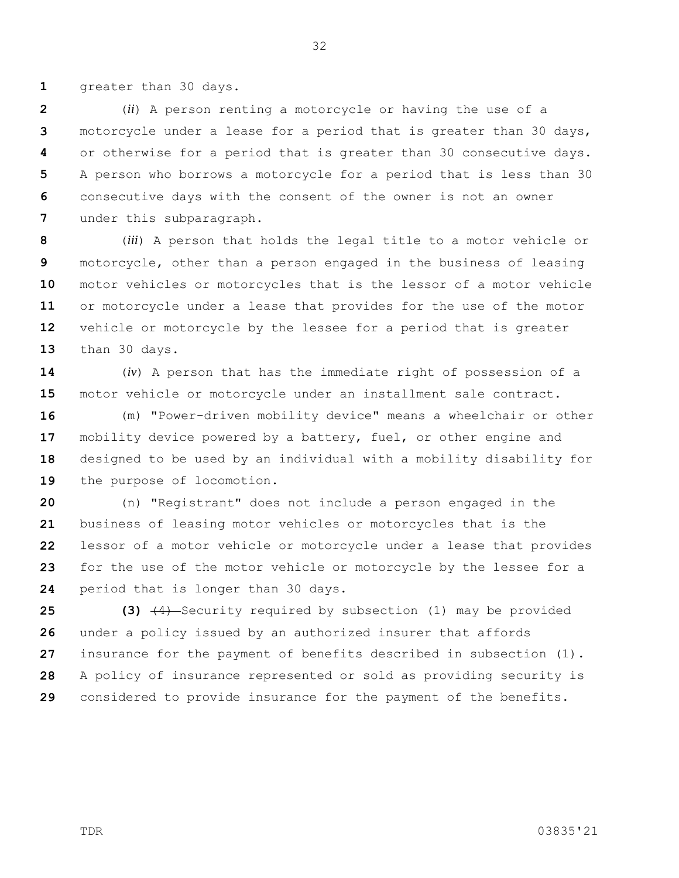greater than 30 days.

(*ii*) A person renting a motorcycle or having the use of a motorcycle under a lease for a period that is greater than 30 days, or otherwise for a period that is greater than 30 consecutive days. A person who borrows a motorcycle for a period that is less than 30 consecutive days with the consent of the owner is not an owner under this subparagraph.

(*iii*) A person that holds the legal title to a motor vehicle or motorcycle, other than a person engaged in the business of leasing motor vehicles or motorcycles that is the lessor of a motor vehicle or motorcycle under a lease that provides for the use of the motor vehicle or motorcycle by the lessee for a period that is greater than 30 days.

(*iv*) A person that has the immediate right of possession of a motor vehicle or motorcycle under an installment sale contract.

(m) "Power-driven mobility device" means a wheelchair or other mobility device powered by a battery, fuel, or other engine and designed to be used by an individual with a mobility disability for the purpose of locomotion.

(n) "Registrant" does not include a person engaged in the business of leasing motor vehicles or motorcycles that is the lessor of a motor vehicle or motorcycle under a lease that provides for the use of the motor vehicle or motorcycle by the lessee for a period that is longer than 30 days.

**(3)** ~~(4)~~ Security required by subsection (1) may be provided under a policy issued by an authorized insurer that affords insurance for the payment of benefits described in subsection (1). A policy of insurance represented or sold as providing security is considered to provide insurance for the payment of the benefits.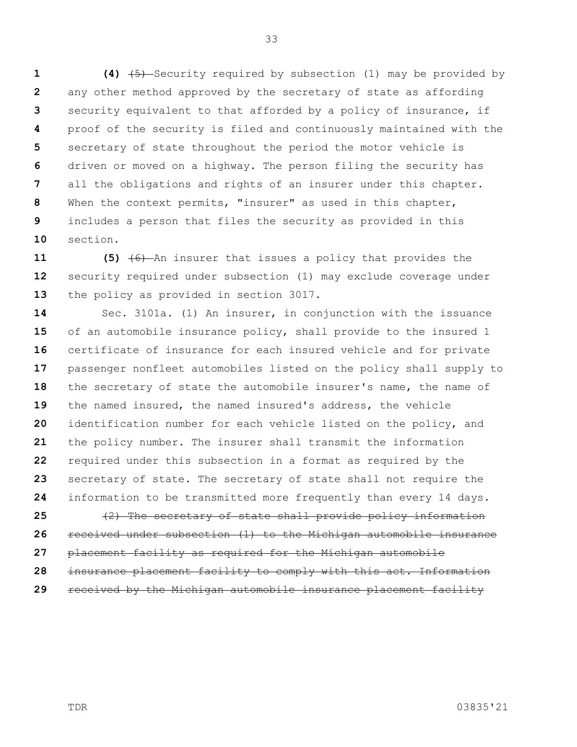**(4)** ~~(5)~~ Security required by subsection (1) may be provided by any other method approved by the secretary of state as affording security equivalent to that afforded by a policy of insurance, if proof of the security is filed and continuously maintained with the secretary of state throughout the period the motor vehicle is driven or moved on a highway. The person filing the security has all the obligations and rights of an insurer under this chapter. When the context permits, "insurer" as used in this chapter, includes a person that files the security as provided in this section.

**(5)** ~~(6)~~ An insurer that issues a policy that provides the security required under subsection (1) may exclude coverage under the policy as provided in section 3017.

Sec. 3101a. (1) An insurer, in conjunction with the issuance of an automobile insurance policy, shall provide to the insured 1 certificate of insurance for each insured vehicle and for private passenger nonfleet automobiles listed on the policy shall supply to the secretary of state the automobile insurer's name, the name of the named insured, the named insured's address, the vehicle identification number for each vehicle listed on the policy, and the policy number. The insurer shall transmit the information required under this subsection in a format as required by the secretary of state. The secretary of state shall not require the information to be transmitted more frequently than every 14 days.

~~(2) The secretary of state shall provide policy information received under subsection (1) to the Michigan automobile insurance placement facility as required for the Michigan automobile insurance placement facility to comply with this act. Information received by the Michigan automobile insurance placement facility~~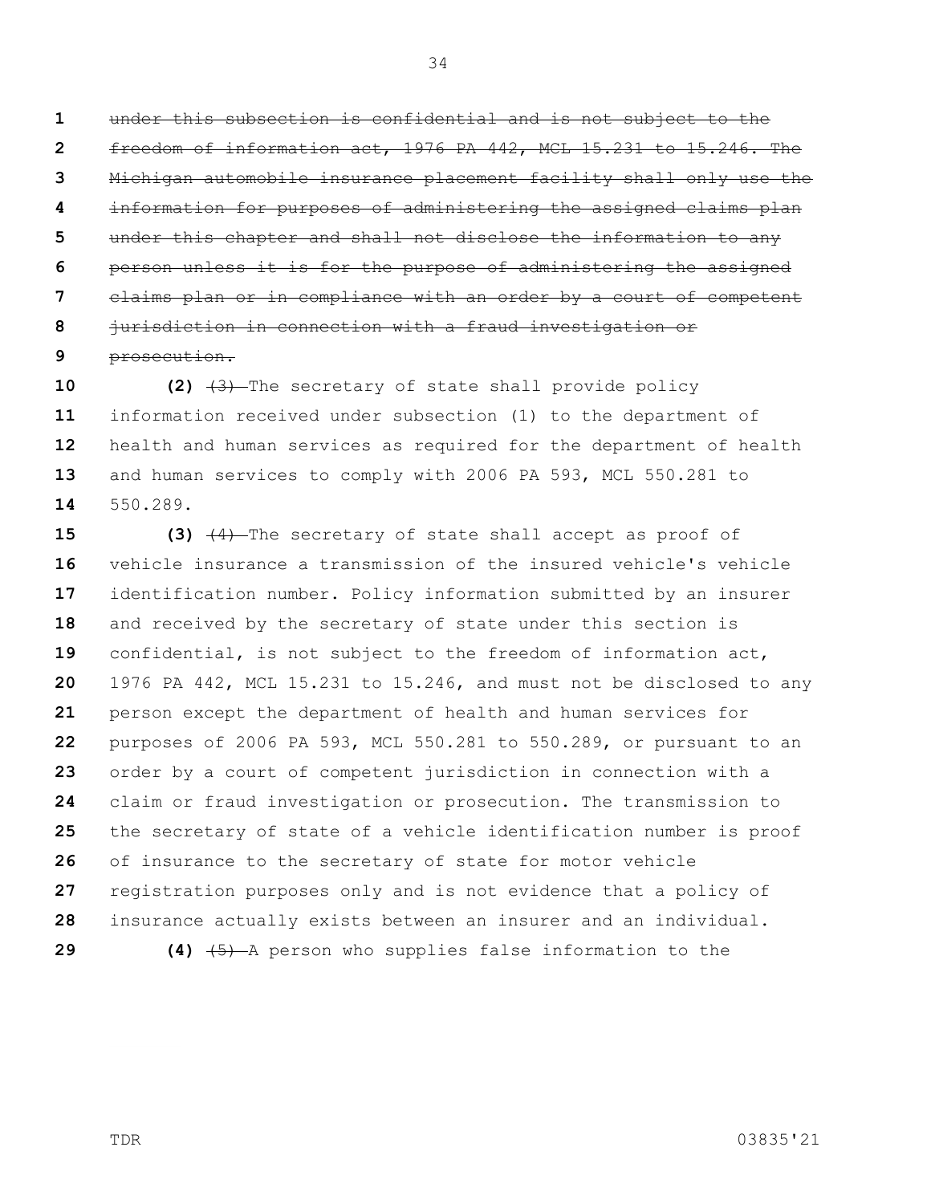~~under this subsection is confidential and is not subject to the freedom of information act, 1976 PA 442, MCL 15.231 to 15.246. The Michigan automobile insurance placement facility shall only use the information for purposes of administering the assigned claims plan under this chapter and shall not disclose the information to any person unless it is for the purpose of administering the assigned claims plan or in compliance with an order by a court of competent jurisdiction in connection with a fraud investigation or prosecution.~~

**(2)** ~~(3)~~ The secretary of state shall provide policy information received under subsection (1) to the department of health and human services as required for the department of health and human services to comply with 2006 PA 593, MCL 550.281 to 550.289.

**(3)** ~~(4)~~ The secretary of state shall accept as proof of vehicle insurance a transmission of the insured vehicle's vehicle identification number. Policy information submitted by an insurer and received by the secretary of state under this section is confidential, is not subject to the freedom of information act, 1976 PA 442, MCL 15.231 to 15.246, and must not be disclosed to any person except the department of health and human services for purposes of 2006 PA 593, MCL 550.281 to 550.289, or pursuant to an order by a court of competent jurisdiction in connection with a claim or fraud investigation or prosecution. The transmission to the secretary of state of a vehicle identification number is proof of insurance to the secretary of state for motor vehicle registration purposes only and is not evidence that a policy of insurance actually exists between an insurer and an individual.

**(4)** ~~(5)~~ A person who supplies false information to the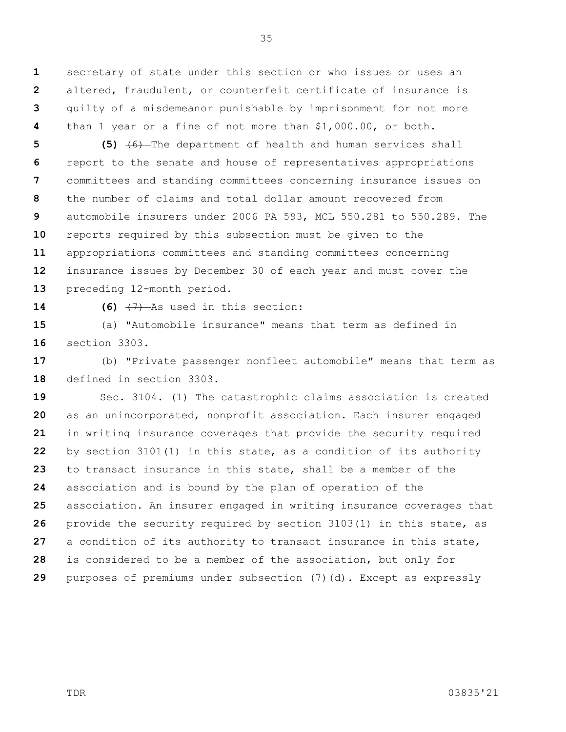secretary of state under this section or who issues or uses an altered, fraudulent, or counterfeit certificate of insurance is guilty of a misdemeanor punishable by imprisonment for not more than 1 year or a fine of not more than $1,000.00, or both.

**(5)** ~~(6)~~ The department of health and human services shall report to the senate and house of representatives appropriations committees and standing committees concerning insurance issues on the number of claims and total dollar amount recovered from automobile insurers under 2006 PA 593, MCL 550.281 to 550.289. The reports required by this subsection must be given to the appropriations committees and standing committees concerning insurance issues by December 30 of each year and must cover the preceding 12-month period.

**(6)** ~~(7)~~ As used in this section:

(a) "Automobile insurance" means that term as defined in section 3303.

(b) "Private passenger nonfleet automobile" means that term as defined in section 3303.

Sec. 3104. (1) The catastrophic claims association is created as an unincorporated, nonprofit association. Each insurer engaged in writing insurance coverages that provide the security required by section 3101(1) in this state, as a condition of its authority to transact insurance in this state, shall be a member of the association and is bound by the plan of operation of the association. An insurer engaged in writing insurance coverages that provide the security required by section 3103(1) in this state, as a condition of its authority to transact insurance in this state, is considered to be a member of the association, but only for purposes of premiums under subsection (7)(d). Except as expressly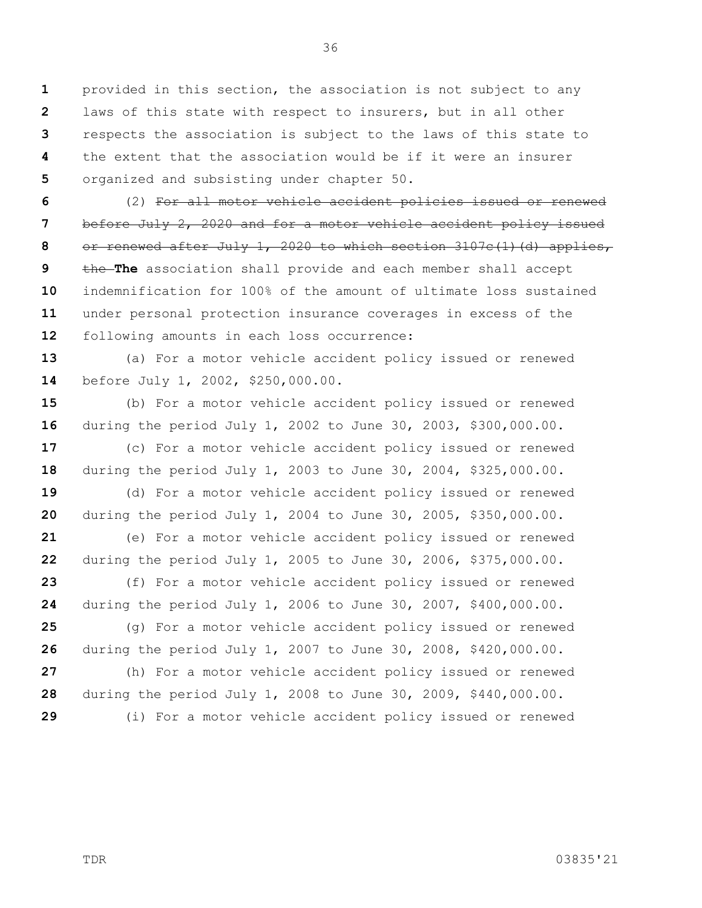provided in this section, the association is not subject to any laws of this state with respect to insurers, but in all other respects the association is subject to the laws of this state to the extent that the association would be if it were an insurer organized and subsisting under chapter 50.

(2) ~~For all motor vehicle accident policies issued or renewed before July 2, 2020 and for a motor vehicle accident policy issued or renewed after July 1, 2020 to which section 3107c(1)(d) applies, the~~ **The** association shall provide and each member shall accept indemnification for 100% of the amount of ultimate loss sustained under personal protection insurance coverages in excess of the following amounts in each loss occurrence:

(a) For a motor vehicle accident policy issued or renewed before July 1, 2002, $250,000.00.

(b) For a motor vehicle accident policy issued or renewed during the period July 1, 2002 to June 30, 2003, $300,000.00.

(c) For a motor vehicle accident policy issued or renewed during the period July 1, 2003 to June 30, 2004, $325,000.00.

(d) For a motor vehicle accident policy issued or renewed during the period July 1, 2004 to June 30, 2005, $350,000.00.

(e) For a motor vehicle accident policy issued or renewed during the period July 1, 2005 to June 30, 2006, $375,000.00.

(f) For a motor vehicle accident policy issued or renewed during the period July 1, 2006 to June 30, 2007, $400,000.00.

(g) For a motor vehicle accident policy issued or renewed during the period July 1, 2007 to June 30, 2008, $420,000.00.

(h) For a motor vehicle accident policy issued or renewed during the period July 1, 2008 to June 30, 2009, $440,000.00.

(i) For a motor vehicle accident policy issued or renewed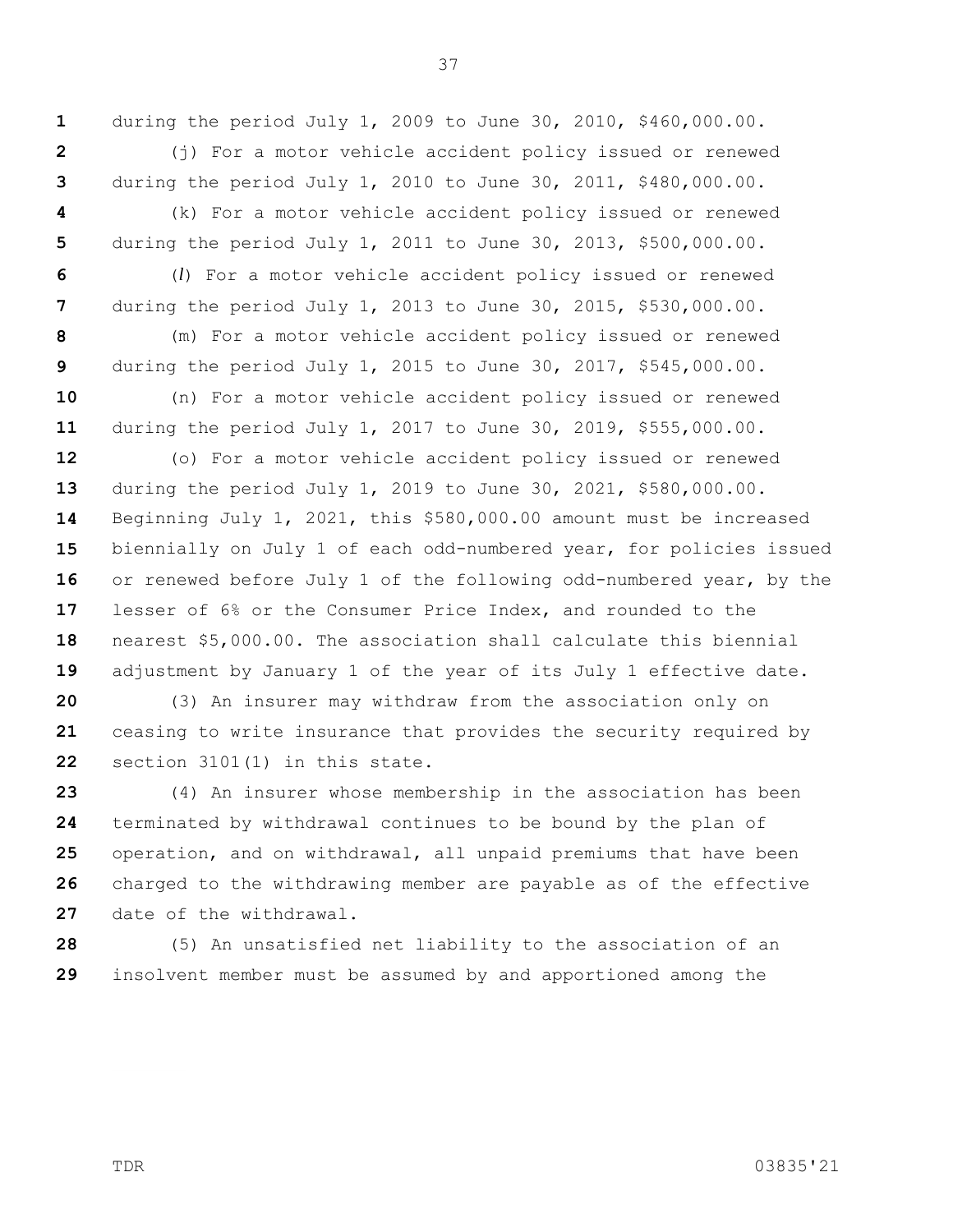during the period July 1, 2009 to June 30, 2010, $460,000.00.

(j) For a motor vehicle accident policy issued or renewed during the period July 1, 2010 to June 30, 2011, $480,000.00.

(k) For a motor vehicle accident policy issued or renewed during the period July 1, 2011 to June 30, 2013, $500,000.00.

(*l*) For a motor vehicle accident policy issued or renewed during the period July 1, 2013 to June 30, 2015, $530,000.00.

(m) For a motor vehicle accident policy issued or renewed during the period July 1, 2015 to June 30, 2017, $545,000.00.

(n) For a motor vehicle accident policy issued or renewed during the period July 1, 2017 to June 30, 2019, $555,000.00.

(o) For a motor vehicle accident policy issued or renewed during the period July 1, 2019 to June 30, 2021, $580,000.00. Beginning July 1, 2021, this $580,000.00 amount must be increased biennially on July 1 of each odd-numbered year, for policies issued or renewed before July 1 of the following odd-numbered year, by the lesser of 6% or the Consumer Price Index, and rounded to the nearest $5,000.00. The association shall calculate this biennial adjustment by January 1 of the year of its July 1 effective date.

(3) An insurer may withdraw from the association only on ceasing to write insurance that provides the security required by section 3101(1) in this state.

(4) An insurer whose membership in the association has been terminated by withdrawal continues to be bound by the plan of operation, and on withdrawal, all unpaid premiums that have been charged to the withdrawing member are payable as of the effective date of the withdrawal.

(5) An unsatisfied net liability to the association of an insolvent member must be assumed by and apportioned among the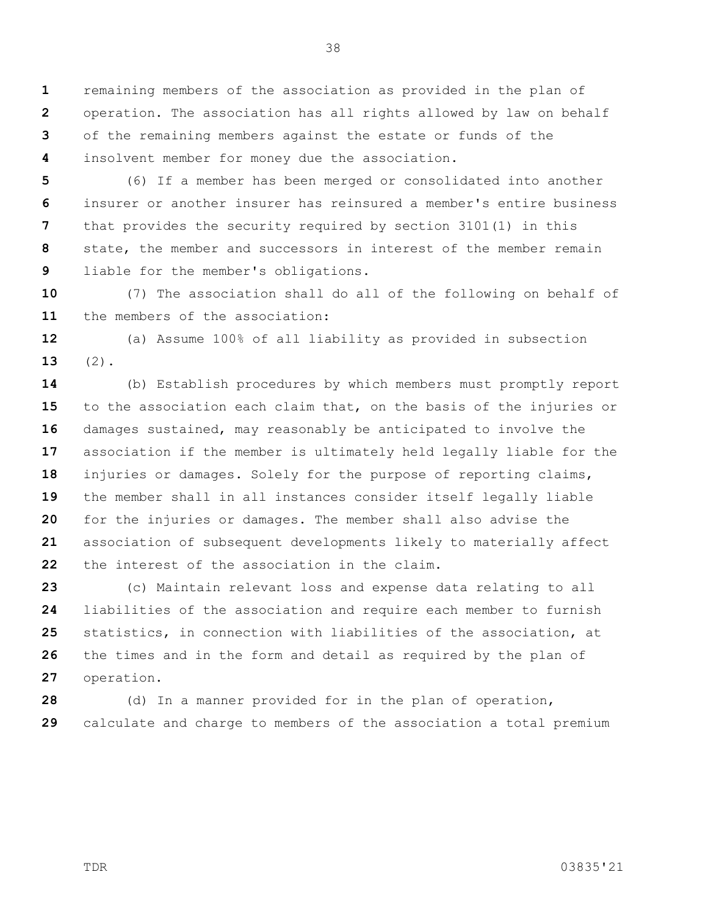remaining members of the association as provided in the plan of operation. The association has all rights allowed by law on behalf of the remaining members against the estate or funds of the insolvent member for money due the association.

(6) If a member has been merged or consolidated into another insurer or another insurer has reinsured a member's entire business that provides the security required by section 3101(1) in this state, the member and successors in interest of the member remain liable for the member's obligations.

(7) The association shall do all of the following on behalf of the members of the association:

(a) Assume 100% of all liability as provided in subsection (2).

(b) Establish procedures by which members must promptly report to the association each claim that, on the basis of the injuries or damages sustained, may reasonably be anticipated to involve the association if the member is ultimately held legally liable for the injuries or damages. Solely for the purpose of reporting claims, the member shall in all instances consider itself legally liable for the injuries or damages. The member shall also advise the association of subsequent developments likely to materially affect the interest of the association in the claim.

(c) Maintain relevant loss and expense data relating to all liabilities of the association and require each member to furnish statistics, in connection with liabilities of the association, at the times and in the form and detail as required by the plan of operation.

(d) In a manner provided for in the plan of operation, calculate and charge to members of the association a total premium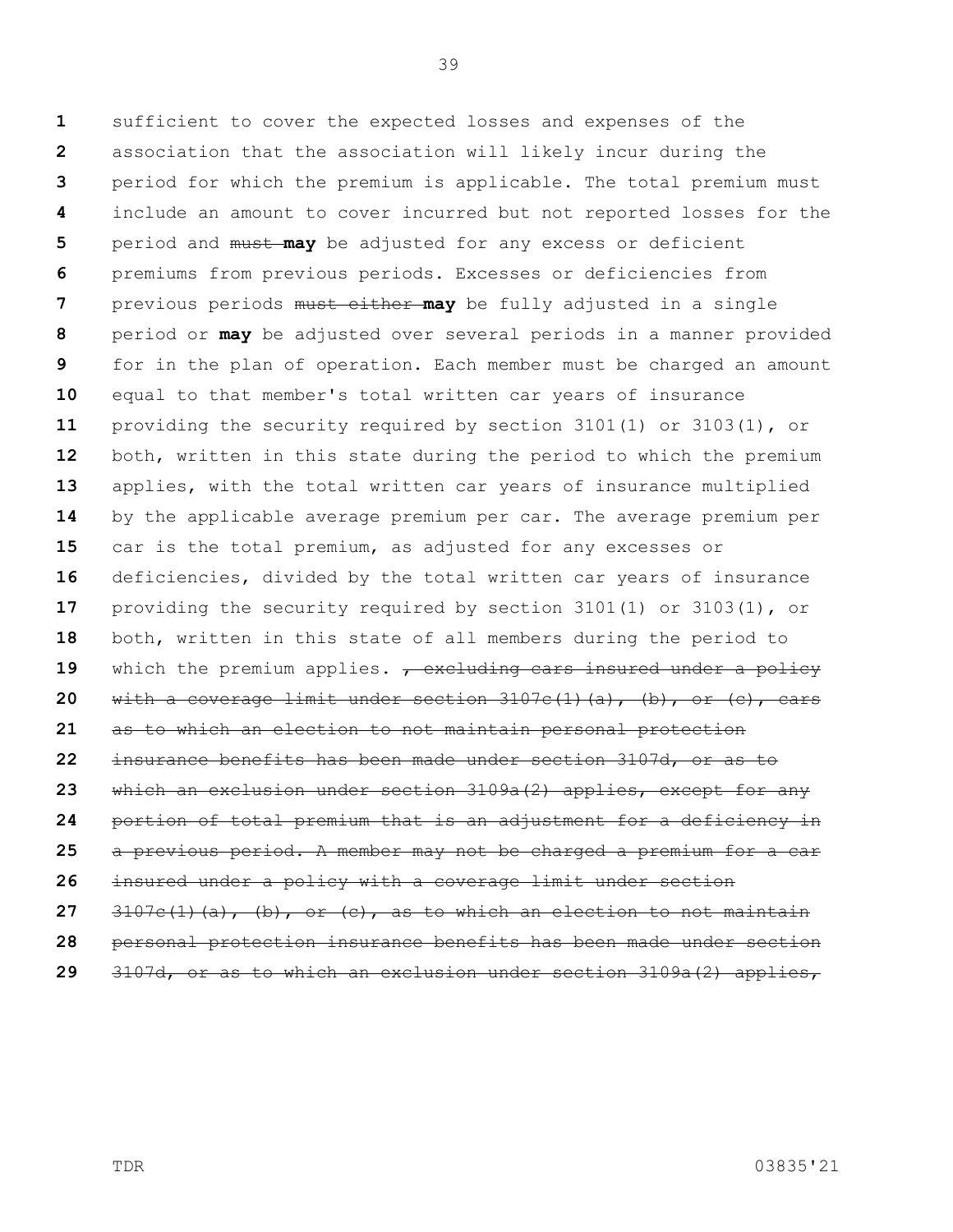sufficient to cover the expected losses and expenses of the association that the association will likely incur during the period for which the premium is applicable. The total premium must include an amount to cover incurred but not reported losses for the period and ~~must~~ **may** be adjusted for any excess or deficient premiums from previous periods. Excesses or deficiencies from previous periods ~~must either~~ **may** be fully adjusted in a single period or **may** be adjusted over several periods in a manner provided for in the plan of operation. Each member must be charged an amount equal to that member's total written car years of insurance providing the security required by section 3101(1) or 3103(1), or both, written in this state during the period to which the premium applies, with the total written car years of insurance multiplied by the applicable average premium per car. The average premium per car is the total premium, as adjusted for any excesses or deficiencies, divided by the total written car years of insurance providing the security required by section 3101(1) or 3103(1), or both, written in this state of all members during the period to which the premium applies. ~~, excluding cars insured under a policy with a coverage limit under section 3107c(1)(a), (b), or (c), cars as to which an election to not maintain personal protection insurance benefits has been made under section 3107d, or as to which an exclusion under section 3109a(2) applies, except for any portion of total premium that is an adjustment for a deficiency in a previous period. A member may not be charged a premium for a car insured under a policy with a coverage limit under section 3107c(1)(a), (b), or (c), as to which an election to not maintain personal protection insurance benefits has been made under section 3107d, or as to which an exclusion under section 3109a(2) applies,~~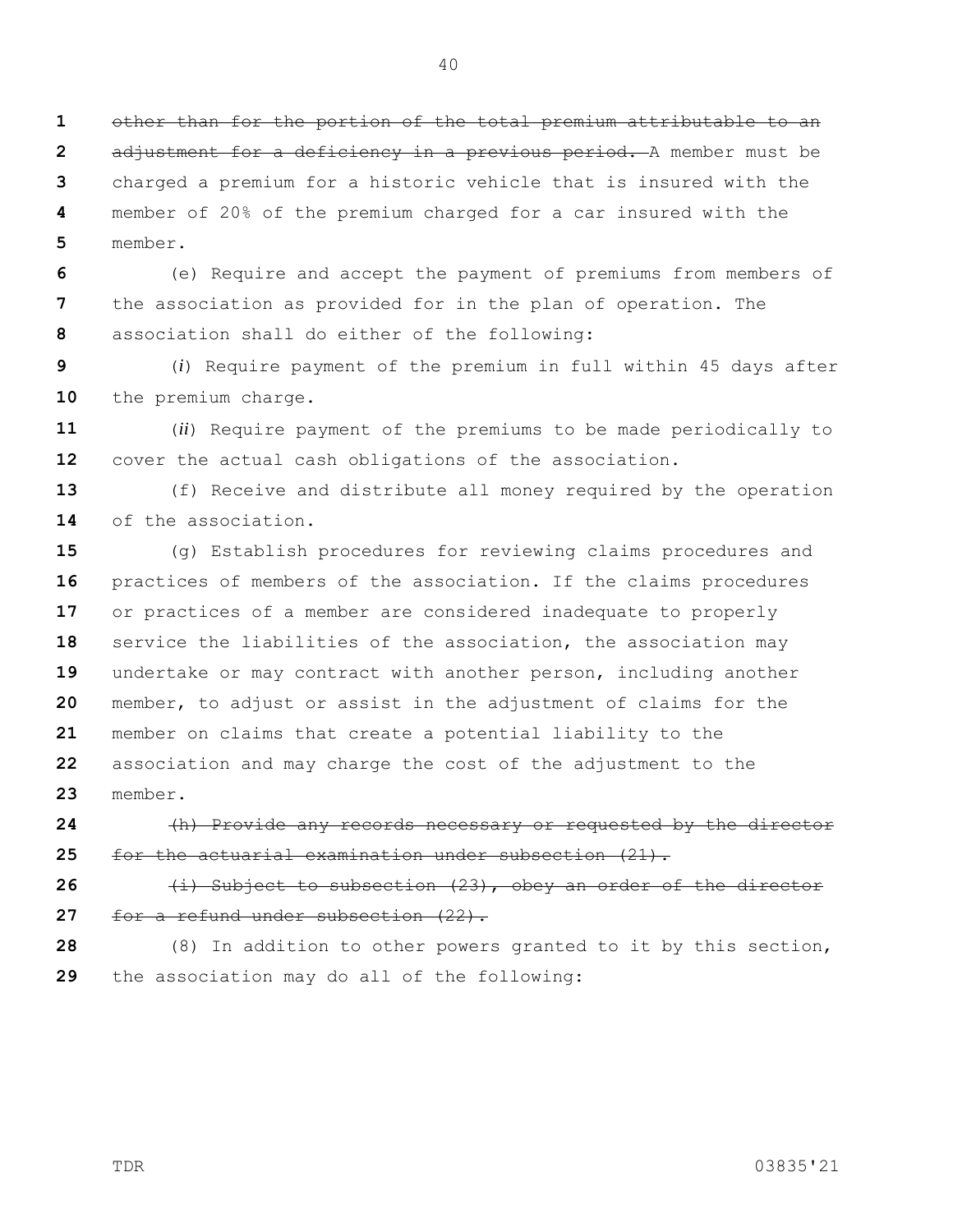~~other than for the portion of the total premium attributable to an adjustment for a deficiency in a previous period.~~ A member must be charged a premium for a historic vehicle that is insured with the member of 20% of the premium charged for a car insured with the member.

(e) Require and accept the payment of premiums from members of the association as provided for in the plan of operation. The association shall do either of the following:

(*i*) Require payment of the premium in full within 45 days after the premium charge.

(*ii*) Require payment of the premiums to be made periodically to cover the actual cash obligations of the association.

(f) Receive and distribute all money required by the operation of the association.

(g) Establish procedures for reviewing claims procedures and practices of members of the association. If the claims procedures or practices of a member are considered inadequate to properly service the liabilities of the association, the association may undertake or may contract with another person, including another member, to adjust or assist in the adjustment of claims for the member on claims that create a potential liability to the association and may charge the cost of the adjustment to the member.

~~(h) Provide any records necessary or requested by the director for the actuarial examination under subsection (21).~~

~~(i) Subject to subsection (23), obey an order of the director for a refund under subsection (22).~~

(8) In addition to other powers granted to it by this section, the association may do all of the following: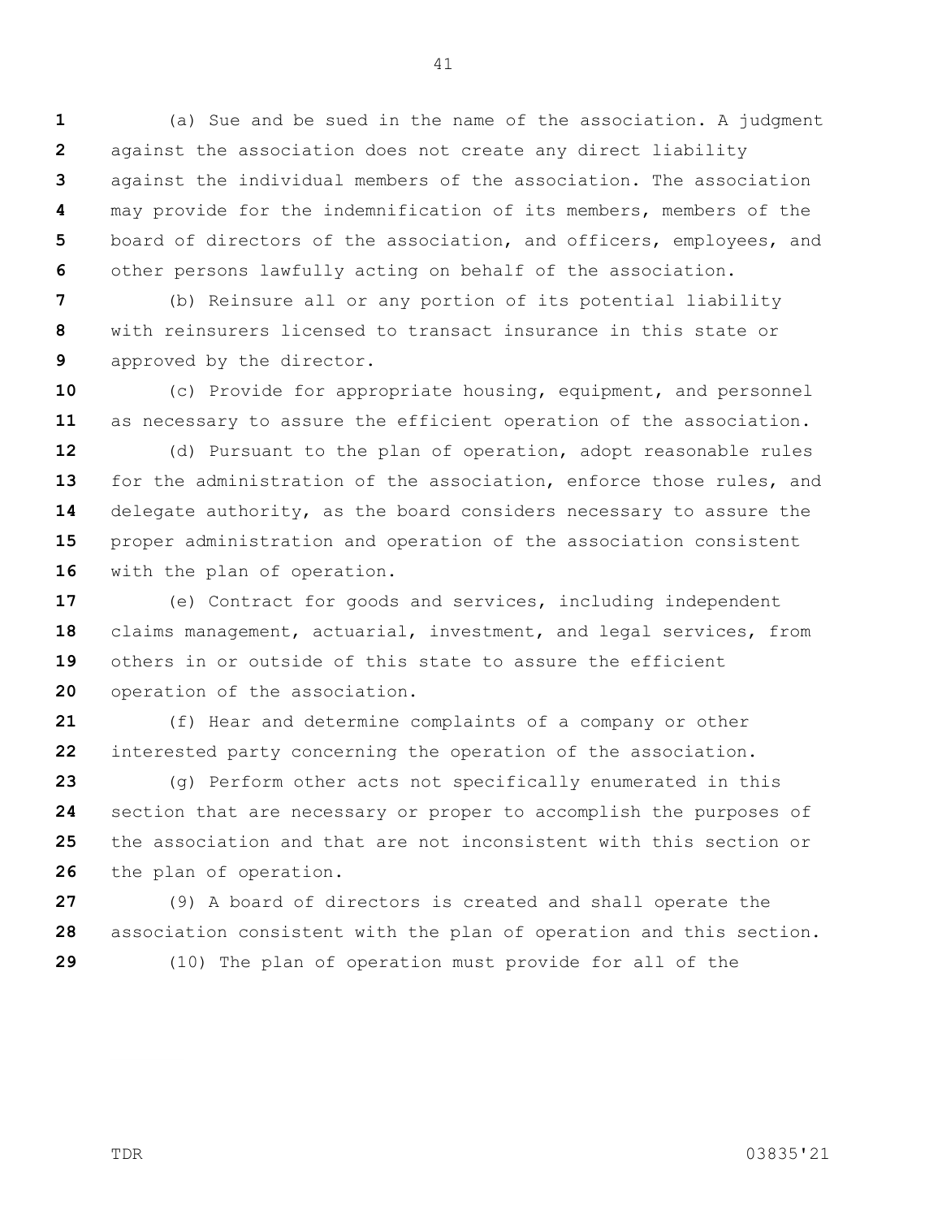(a) Sue and be sued in the name of the association. A judgment against the association does not create any direct liability against the individual members of the association. The association may provide for the indemnification of its members, members of the board of directors of the association, and officers, employees, and other persons lawfully acting on behalf of the association.

(b) Reinsure all or any portion of its potential liability with reinsurers licensed to transact insurance in this state or approved by the director.

(c) Provide for appropriate housing, equipment, and personnel as necessary to assure the efficient operation of the association.

(d) Pursuant to the plan of operation, adopt reasonable rules for the administration of the association, enforce those rules, and delegate authority, as the board considers necessary to assure the proper administration and operation of the association consistent with the plan of operation.

(e) Contract for goods and services, including independent claims management, actuarial, investment, and legal services, from others in or outside of this state to assure the efficient operation of the association.

(f) Hear and determine complaints of a company or other interested party concerning the operation of the association.

(g) Perform other acts not specifically enumerated in this section that are necessary or proper to accomplish the purposes of the association and that are not inconsistent with this section or the plan of operation.

(9) A board of directors is created and shall operate the association consistent with the plan of operation and this section.

(10) The plan of operation must provide for all of the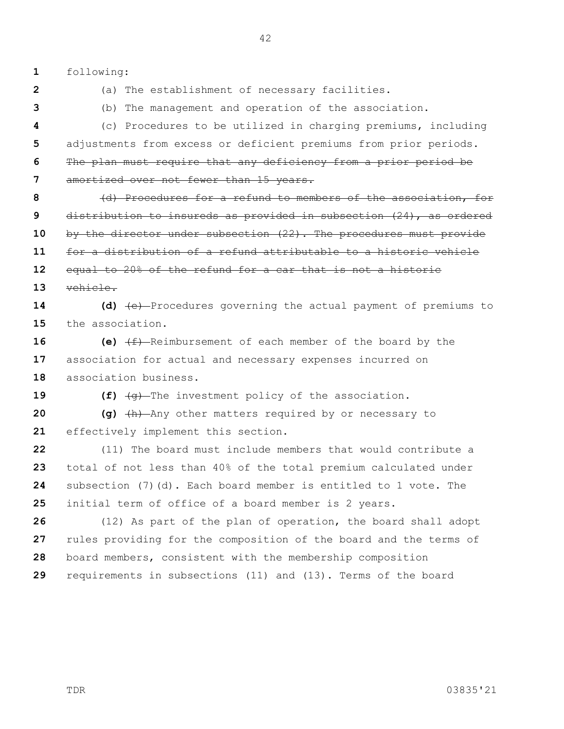following:

(a) The establishment of necessary facilities.

(b) The management and operation of the association.

(c) Procedures to be utilized in charging premiums, including adjustments from excess or deficient premiums from prior periods. ~~The plan must require that any deficiency from a prior period be amortized over not fewer than 15 years.~~

~~(d) Procedures for a refund to members of the association, for distribution to insureds as provided in subsection (24), as ordered by the director under subsection (22). The procedures must provide for a distribution of a refund attributable to a historic vehicle equal to 20% of the refund for a car that is not a historic vehicle.~~

**(d)** ~~(e)~~ Procedures governing the actual payment of premiums to the association.

**(e)** ~~(f)~~ Reimbursement of each member of the board by the association for actual and necessary expenses incurred on association business.

**(f)** ~~(g)~~ The investment policy of the association.

**(g)** ~~(h)~~ Any other matters required by or necessary to effectively implement this section.

(11) The board must include members that would contribute a total of not less than 40% of the total premium calculated under subsection (7)(d). Each board member is entitled to 1 vote. The initial term of office of a board member is 2 years.

(12) As part of the plan of operation, the board shall adopt rules providing for the composition of the board and the terms of board members, consistent with the membership composition requirements in subsections (11) and (13). Terms of the board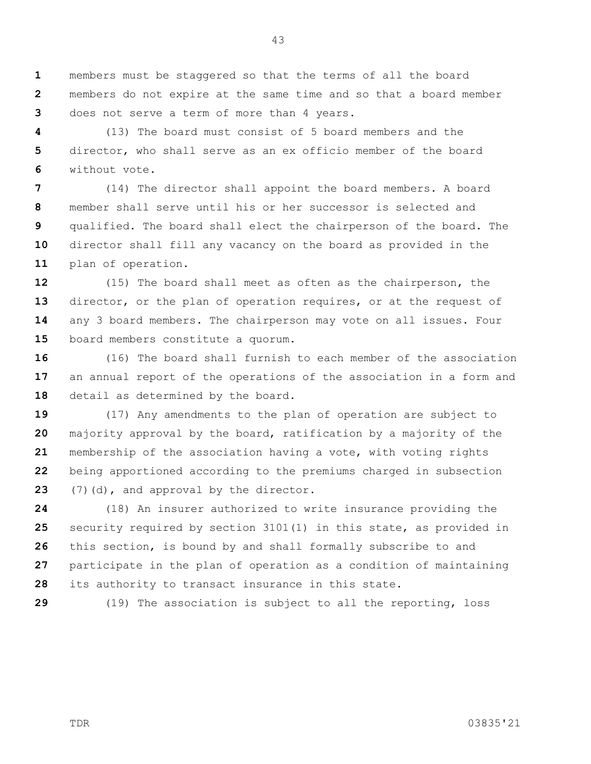members must be staggered so that the terms of all the board members do not expire at the same time and so that a board member does not serve a term of more than 4 years.

(13) The board must consist of 5 board members and the director, who shall serve as an ex officio member of the board without vote.

(14) The director shall appoint the board members. A board member shall serve until his or her successor is selected and qualified. The board shall elect the chairperson of the board. The director shall fill any vacancy on the board as provided in the plan of operation.

(15) The board shall meet as often as the chairperson, the director, or the plan of operation requires, or at the request of any 3 board members. The chairperson may vote on all issues. Four board members constitute a quorum.

(16) The board shall furnish to each member of the association an annual report of the operations of the association in a form and detail as determined by the board.

(17) Any amendments to the plan of operation are subject to majority approval by the board, ratification by a majority of the membership of the association having a vote, with voting rights being apportioned according to the premiums charged in subsection (7)(d), and approval by the director.

(18) An insurer authorized to write insurance providing the security required by section 3101(1) in this state, as provided in this section, is bound by and shall formally subscribe to and participate in the plan of operation as a condition of maintaining its authority to transact insurance in this state.

(19) The association is subject to all the reporting, loss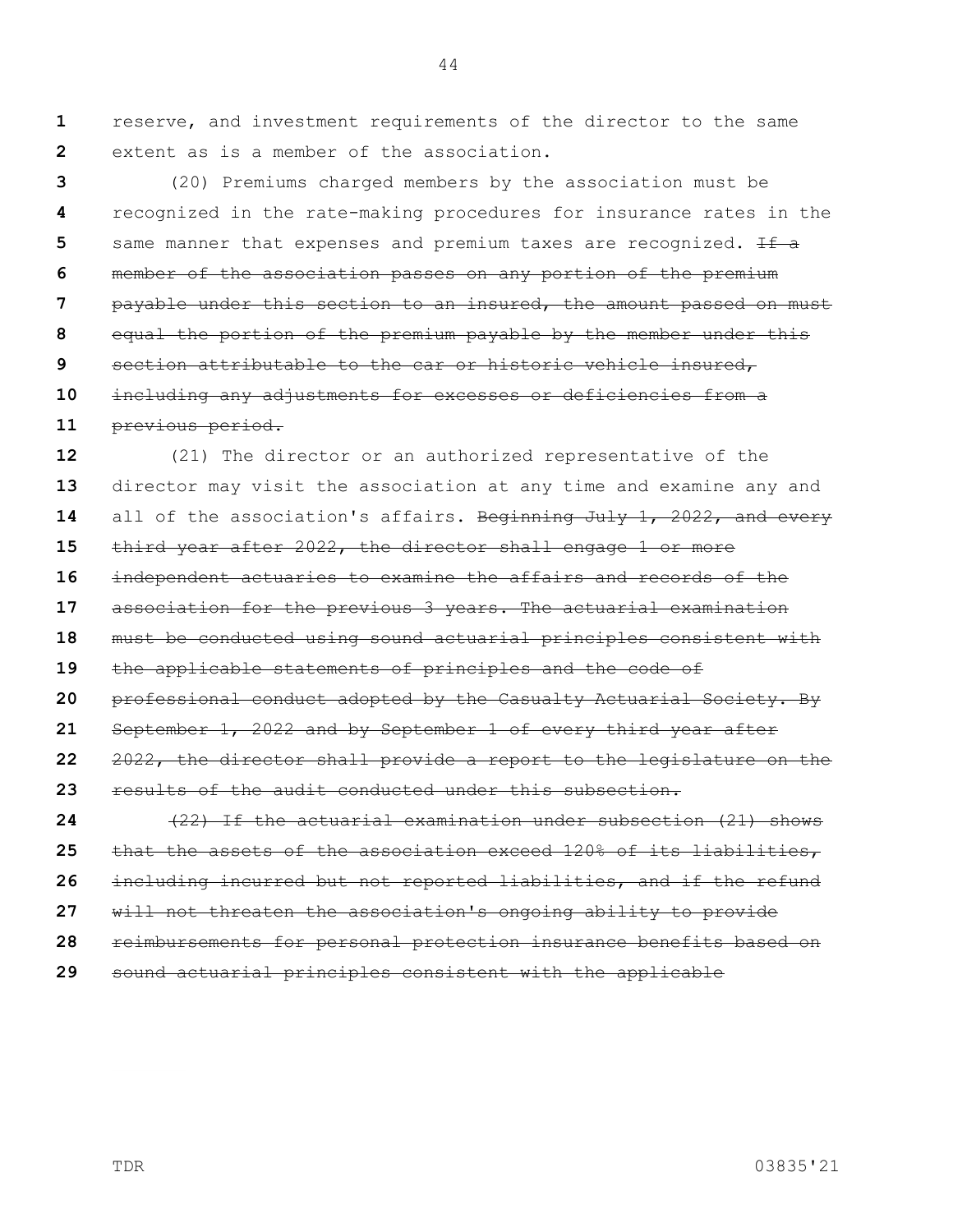reserve, and investment requirements of the director to the same extent as is a member of the association.

(20) Premiums charged members by the association must be recognized in the rate-making procedures for insurance rates in the same manner that expenses and premium taxes are recognized. ~~If a member of the association passes on any portion of the premium payable under this section to an insured, the amount passed on must equal the portion of the premium payable by the member under this section attributable to the car or historic vehicle insured, including any adjustments for excesses or deficiencies from a previous period.~~

(21) The director or an authorized representative of the director may visit the association at any time and examine any and all of the association's affairs. ~~Beginning July 1, 2022, and every third year after 2022, the director shall engage 1 or more independent actuaries to examine the affairs and records of the association for the previous 3 years. The actuarial examination must be conducted using sound actuarial principles consistent with the applicable statements of principles and the code of professional conduct adopted by the Casualty Actuarial Society. By September 1, 2022 and by September 1 of every third year after 2022, the director shall provide a report to the legislature on the results of the audit conducted under this subsection.~~

~~(22) If the actuarial examination under subsection (21) shows that the assets of the association exceed 120% of its liabilities, including incurred but not reported liabilities, and if the refund will not threaten the association's ongoing ability to provide reimbursements for personal protection insurance benefits based on sound actuarial principles consistent with the applicable~~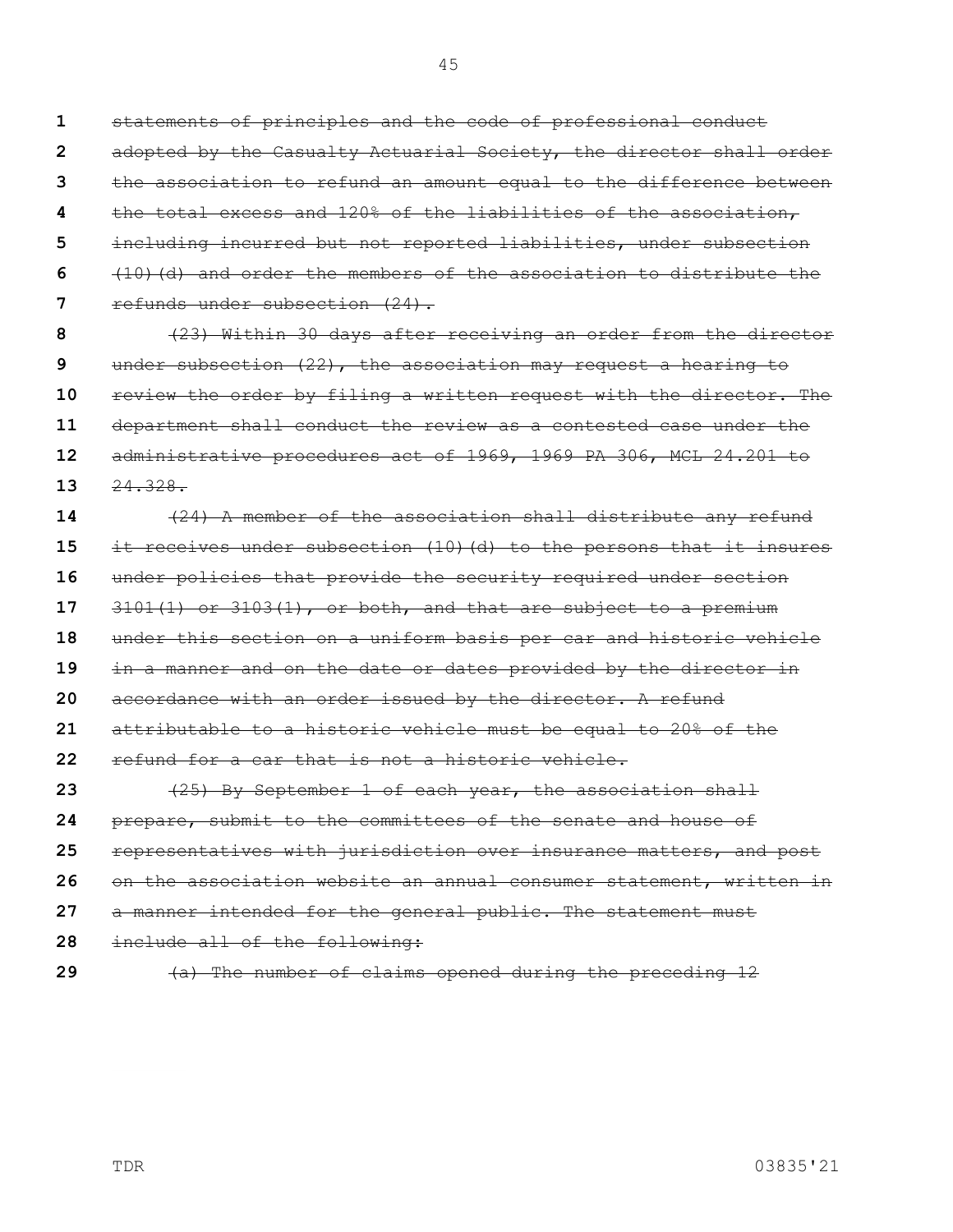~~statements of principles and the code of professional conduct adopted by the Casualty Actuarial Society, the director shall order the association to refund an amount equal to the difference between the total excess and 120% of the liabilities of the association, including incurred but not reported liabilities, under subsection (10)(d) and order the members of the association to distribute the refunds under subsection (24).~~

~~(23) Within 30 days after receiving an order from the director under subsection (22), the association may request a hearing to review the order by filing a written request with the director. The department shall conduct the review as a contested case under the administrative procedures act of 1969, 1969 PA 306, MCL 24.201 to 24.328.~~

~~(24) A member of the association shall distribute any refund it receives under subsection (10)(d) to the persons that it insures under policies that provide the security required under section 3101(1) or 3103(1), or both, and that are subject to a premium under this section on a uniform basis per car and historic vehicle in a manner and on the date or dates provided by the director in accordance with an order issued by the director. A refund attributable to a historic vehicle must be equal to 20% of the refund for a car that is not a historic vehicle.~~

~~(25) By September 1 of each year, the association shall prepare, submit to the committees of the senate and house of representatives with jurisdiction over insurance matters, and post on the association website an annual consumer statement, written in a manner intended for the general public. The statement must include all of the following:~~

~~(a) The number of claims opened during the preceding 12~~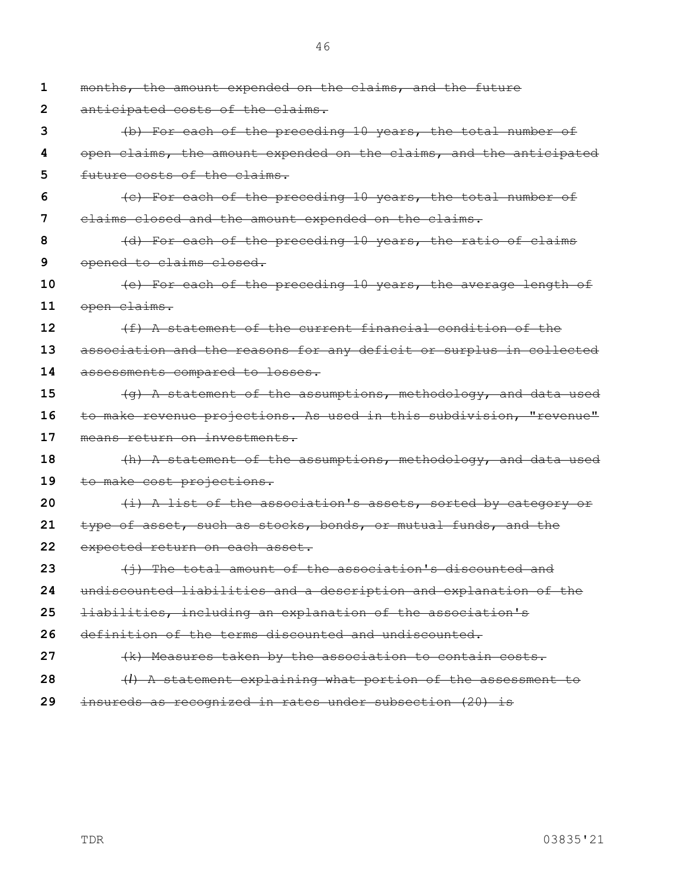~~months, the amount expended on the claims, and the future anticipated costs of the claims.~~

~~(b) For each of the preceding 10 years, the total number of open claims, the amount expended on the claims, and the anticipated future costs of the claims.~~

~~(c) For each of the preceding 10 years, the total number of claims closed and the amount expended on the claims.~~

~~(d) For each of the preceding 10 years, the ratio of claims opened to claims closed.~~

~~(e) For each of the preceding 10 years, the average length of open claims.~~

~~(f) A statement of the current financial condition of the association and the reasons for any deficit or surplus in collected assessments compared to losses.~~

~~(g) A statement of the assumptions, methodology, and data used to make revenue projections. As used in this subdivision, "revenue" means return on investments.~~

~~(h) A statement of the assumptions, methodology, and data used to make cost projections.~~

~~(i) A list of the association's assets, sorted by category or type of asset, such as stocks, bonds, or mutual funds, and the expected return on each asset.~~

~~(j) The total amount of the association's discounted and undiscounted liabilities and a description and explanation of the liabilities, including an explanation of the association's definition of the terms discounted and undiscounted.~~

~~(k) Measures taken by the association to contain costs.~~

~~(*l*) A statement explaining what portion of the assessment to insureds as recognized in rates under subsection (20) is~~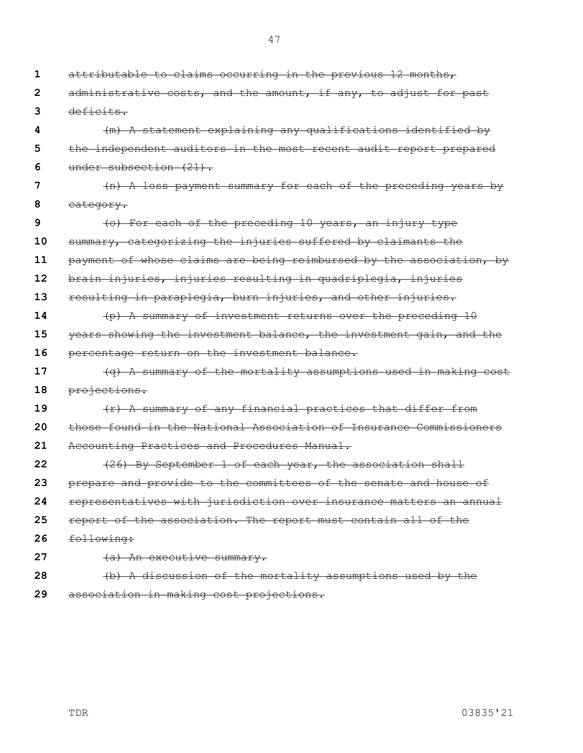~~attributable to claims occurring in the previous 12 months, administrative costs, and the amount, if any, to adjust for past deficits.~~

~~(m) A statement explaining any qualifications identified by the independent auditors in the most recent audit report prepared under subsection (21).~~

~~(n) A loss payment summary for each of the preceding years by category.~~

~~(o) For each of the preceding 10 years, an injury type summary, categorizing the injuries suffered by claimants the payment of whose claims are being reimbursed by the association, by brain injuries, injuries resulting in quadriplegia, injuries resulting in paraplegia, burn injuries, and other injuries.~~

~~(p) A summary of investment returns over the preceding 10 years showing the investment balance, the investment gain, and the percentage return on the investment balance.~~

~~(q) A summary of the mortality assumptions used in making cost projections.~~

~~(r) A summary of any financial practices that differ from those found in the National Association of Insurance Commissioners Accounting Practices and Procedures Manual.~~

~~(26) By September 1 of each year, the association shall prepare and provide to the committees of the senate and house of representatives with jurisdiction over insurance matters an annual report of the association. The report must contain all of the following:~~

~~(a) An executive summary.~~

~~(b) A discussion of the mortality assumptions used by the association in making cost projections.~~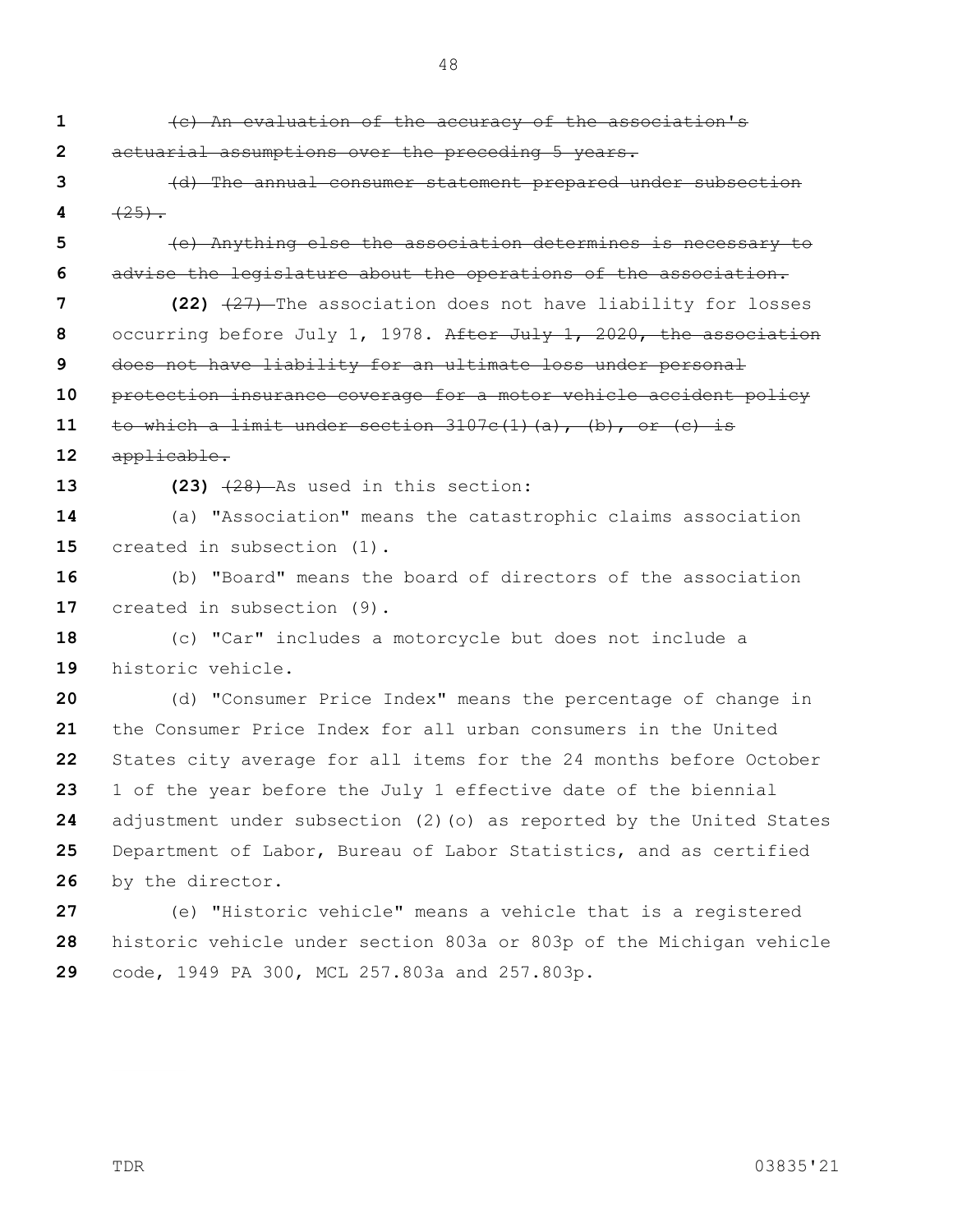~~(c) An evaluation of the accuracy of the association's actuarial assumptions over the preceding 5 years.~~

~~(d) The annual consumer statement prepared under subsection (25).~~

~~(e) Anything else the association determines is necessary to advise the legislature about the operations of the association.~~

**(22)** ~~(27)~~ The association does not have liability for losses occurring before July 1, 1978. ~~After July 1, 2020, the association does not have liability for an ultimate loss under personal protection insurance coverage for a motor vehicle accident policy to which a limit under section 3107c(1)(a), (b), or (c) is applicable.~~

**(23)** ~~(28)~~ As used in this section:

(a) "Association" means the catastrophic claims association created in subsection (1).

(b) "Board" means the board of directors of the association created in subsection (9).

(c) "Car" includes a motorcycle but does not include a historic vehicle.

(d) "Consumer Price Index" means the percentage of change in the Consumer Price Index for all urban consumers in the United States city average for all items for the 24 months before October 1 of the year before the July 1 effective date of the biennial adjustment under subsection (2)(o) as reported by the United States Department of Labor, Bureau of Labor Statistics, and as certified by the director.

(e) "Historic vehicle" means a vehicle that is a registered historic vehicle under section 803a or 803p of the Michigan vehicle code, 1949 PA 300, MCL 257.803a and 257.803p.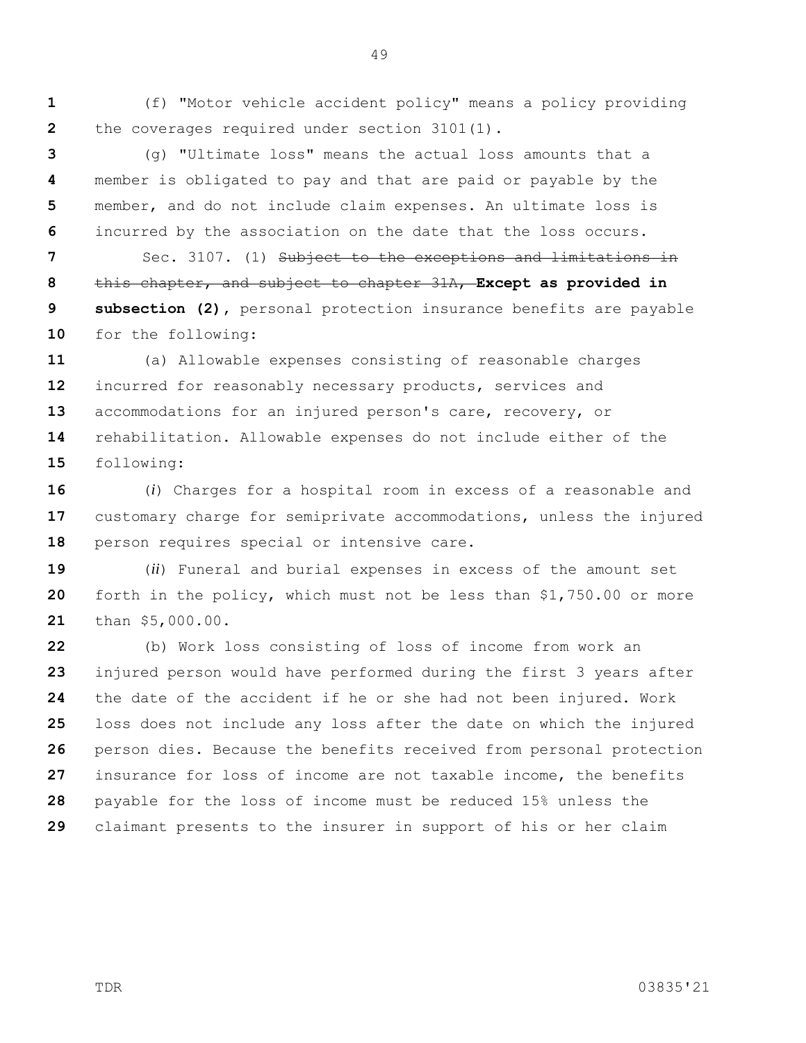(f) "Motor vehicle accident policy" means a policy providing the coverages required under section 3101(1).

(g) "Ultimate loss" means the actual loss amounts that a member is obligated to pay and that are paid or payable by the member, and do not include claim expenses. An ultimate loss is incurred by the association on the date that the loss occurs.

Sec. 3107. (1) ~~Subject to the exceptions and limitations in this chapter, and subject to chapter 31A,~~ **Except as provided in subsection (2),** personal protection insurance benefits are payable for the following:

(a) Allowable expenses consisting of reasonable charges incurred for reasonably necessary products, services and accommodations for an injured person's care, recovery, or rehabilitation. Allowable expenses do not include either of the following:

(*i*) Charges for a hospital room in excess of a reasonable and customary charge for semiprivate accommodations, unless the injured person requires special or intensive care.

(*ii*) Funeral and burial expenses in excess of the amount set forth in the policy, which must not be less than $1,750.00 or more than $5,000.00.

(b) Work loss consisting of loss of income from work an injured person would have performed during the first 3 years after the date of the accident if he or she had not been injured. Work loss does not include any loss after the date on which the injured person dies. Because the benefits received from personal protection insurance for loss of income are not taxable income, the benefits payable for the loss of income must be reduced 15% unless the claimant presents to the insurer in support of his or her claim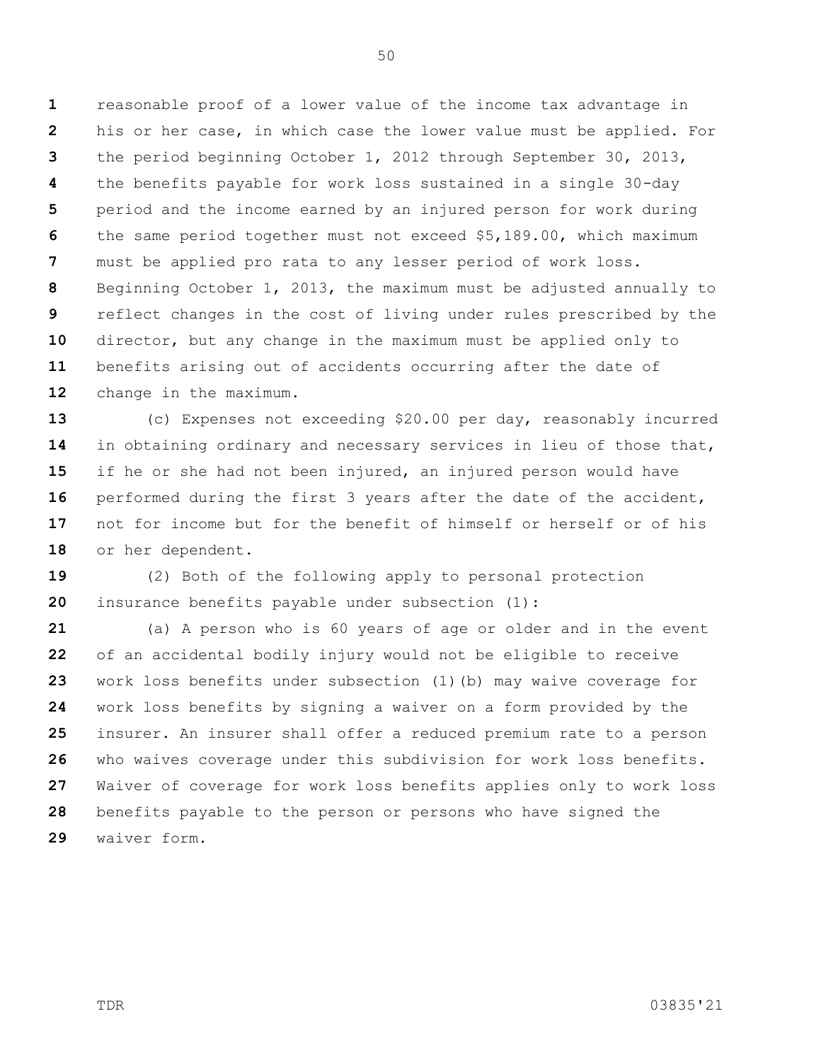reasonable proof of a lower value of the income tax advantage in his or her case, in which case the lower value must be applied. For the period beginning October 1, 2012 through September 30, 2013, the benefits payable for work loss sustained in a single 30-day period and the income earned by an injured person for work during the same period together must not exceed $5,189.00, which maximum must be applied pro rata to any lesser period of work loss. Beginning October 1, 2013, the maximum must be adjusted annually to reflect changes in the cost of living under rules prescribed by the director, but any change in the maximum must be applied only to benefits arising out of accidents occurring after the date of change in the maximum.

(c) Expenses not exceeding $20.00 per day, reasonably incurred in obtaining ordinary and necessary services in lieu of those that, if he or she had not been injured, an injured person would have performed during the first 3 years after the date of the accident, not for income but for the benefit of himself or herself or of his or her dependent.

(2) Both of the following apply to personal protection insurance benefits payable under subsection (1):

(a) A person who is 60 years of age or older and in the event of an accidental bodily injury would not be eligible to receive work loss benefits under subsection (1)(b) may waive coverage for work loss benefits by signing a waiver on a form provided by the insurer. An insurer shall offer a reduced premium rate to a person who waives coverage under this subdivision for work loss benefits. Waiver of coverage for work loss benefits applies only to work loss benefits payable to the person or persons who have signed the waiver form.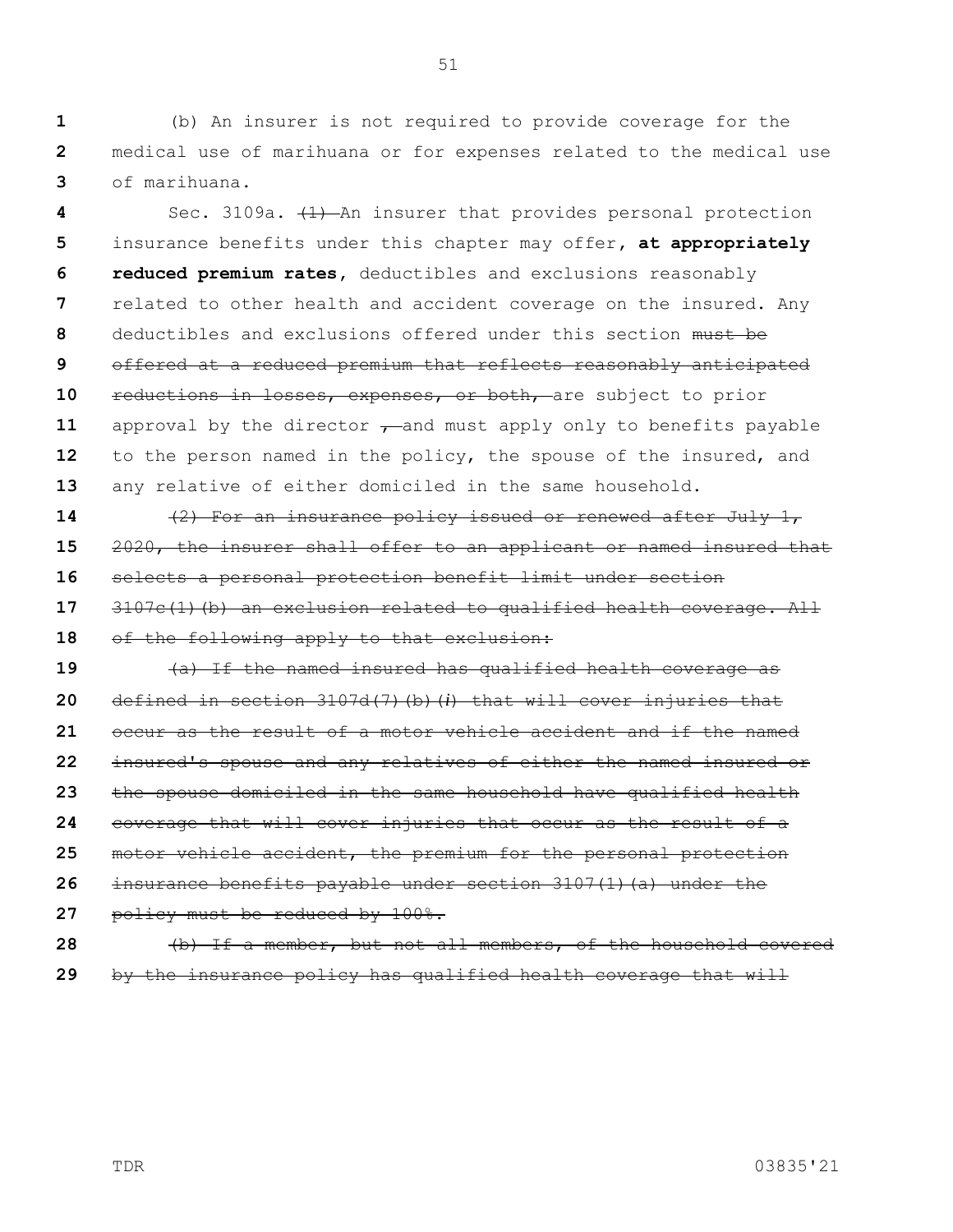(b) An insurer is not required to provide coverage for the medical use of marihuana or for expenses related to the medical use of marihuana.

Sec. 3109a. ~~(1)~~ An insurer that provides personal protection insurance benefits under this chapter may offer**, at appropriately reduced premium rates,** deductibles and exclusions reasonably related to other health and accident coverage on the insured. Any deductibles and exclusions offered under this section ~~must be offered at a reduced premium that reflects reasonably anticipated reductions in losses, expenses, or both,~~ are subject to prior approval by the director ~~,~~ and must apply only to benefits payable to the person named in the policy, the spouse of the insured, and any relative of either domiciled in the same household.

~~(2) For an insurance policy issued or renewed after July 1, 2020, the insurer shall offer to an applicant or named insured that selects a personal protection benefit limit under section 3107c(1)(b) an exclusion related to qualified health coverage. All of the following apply to that exclusion:~~

~~(a) If the named insured has qualified health coverage as defined in section 3107d(7)(b)(*i*) that will cover injuries that occur as the result of a motor vehicle accident and if the named insured's spouse and any relatives of either the named insured or the spouse domiciled in the same household have qualified health coverage that will cover injuries that occur as the result of a motor vehicle accident, the premium for the personal protection insurance benefits payable under section 3107(1)(a) under the policy must be reduced by 100%.~~

~~(b) If a member, but not all members, of the household covered by the insurance policy has qualified health coverage that will~~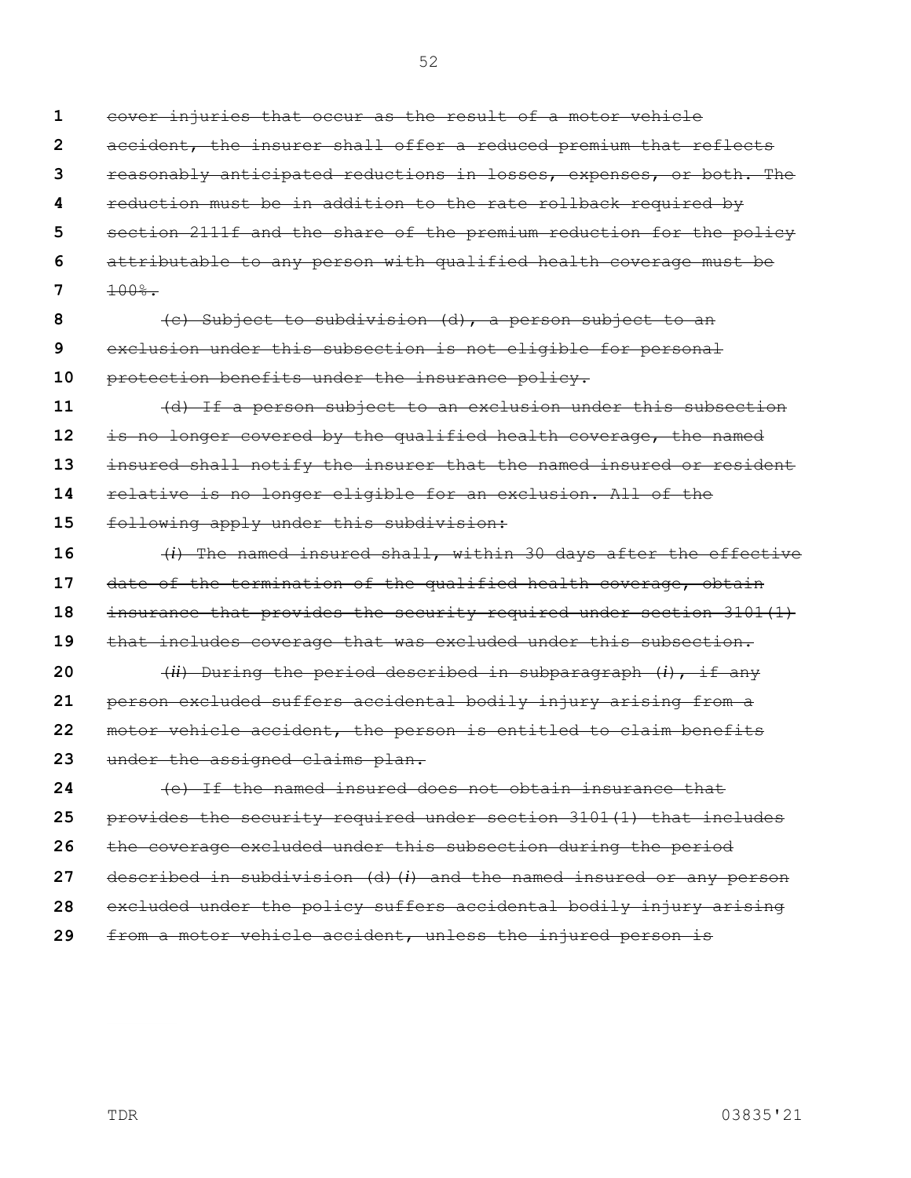~~cover injuries that occur as the result of a motor vehicle accident, the insurer shall offer a reduced premium that reflects reasonably anticipated reductions in losses, expenses, or both. The reduction must be in addition to the rate rollback required by section 2111f and the share of the premium reduction for the policy attributable to any person with qualified health coverage must be 100%.~~

~~(c) Subject to subdivision (d), a person subject to an exclusion under this subsection is not eligible for personal protection benefits under the insurance policy.~~

~~(d) If a person subject to an exclusion under this subsection is no longer covered by the qualified health coverage, the named insured shall notify the insurer that the named insured or resident relative is no longer eligible for an exclusion. All of the following apply under this subdivision:~~

~~(*i*) The named insured shall, within 30 days after the effective date of the termination of the qualified health coverage, obtain insurance that provides the security required under section 3101(1) that includes coverage that was excluded under this subsection.~~

~~(*ii*) During the period described in subparagraph (*i*), if any person excluded suffers accidental bodily injury arising from a motor vehicle accident, the person is entitled to claim benefits under the assigned claims plan.~~

~~(e) If the named insured does not obtain insurance that provides the security required under section 3101(1) that includes the coverage excluded under this subsection during the period described in subdivision (d)(*i*) and the named insured or any person excluded under the policy suffers accidental bodily injury arising from a motor vehicle accident, unless the injured person is~~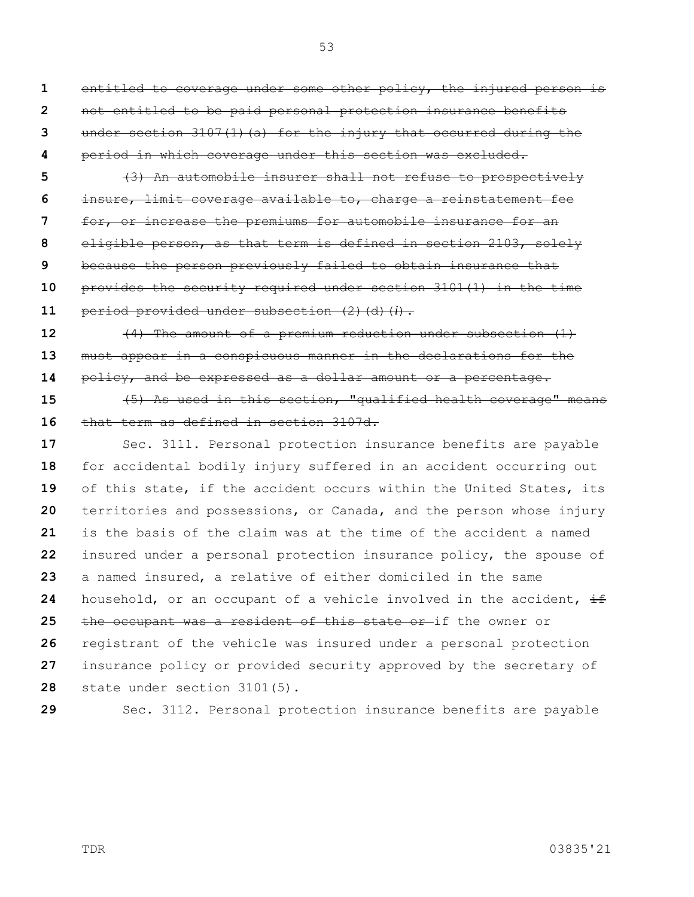~~entitled to coverage under some other policy, the injured person is not entitled to be paid personal protection insurance benefits under section 3107(1)(a) for the injury that occurred during the period in which coverage under this section was excluded.~~

~~(3) An automobile insurer shall not refuse to prospectively insure, limit coverage available to, charge a reinstatement fee for, or increase the premiums for automobile insurance for an eligible person, as that term is defined in section 2103, solely because the person previously failed to obtain insurance that provides the security required under section 3101(1) in the time period provided under subsection (2)(d)(*i*).~~

~~(4) The amount of a premium reduction under subsection (1) must appear in a conspicuous manner in the declarations for the policy, and be expressed as a dollar amount or a percentage.~~

~~(5) As used in this section, "qualified health coverage" means that term as defined in section 3107d.~~

Sec. 3111. Personal protection insurance benefits are payable for accidental bodily injury suffered in an accident occurring out of this state, if the accident occurs within the United States, its territories and possessions, or Canada, and the person whose injury is the basis of the claim was at the time of the accident a named insured under a personal protection insurance policy, the spouse of a named insured, a relative of either domiciled in the same household, or an occupant of a vehicle involved in the accident, ~~if the occupant was a resident of this state or~~ if the owner or registrant of the vehicle was insured under a personal protection insurance policy or provided security approved by the secretary of state under section 3101(5).

Sec. 3112. Personal protection insurance benefits are payable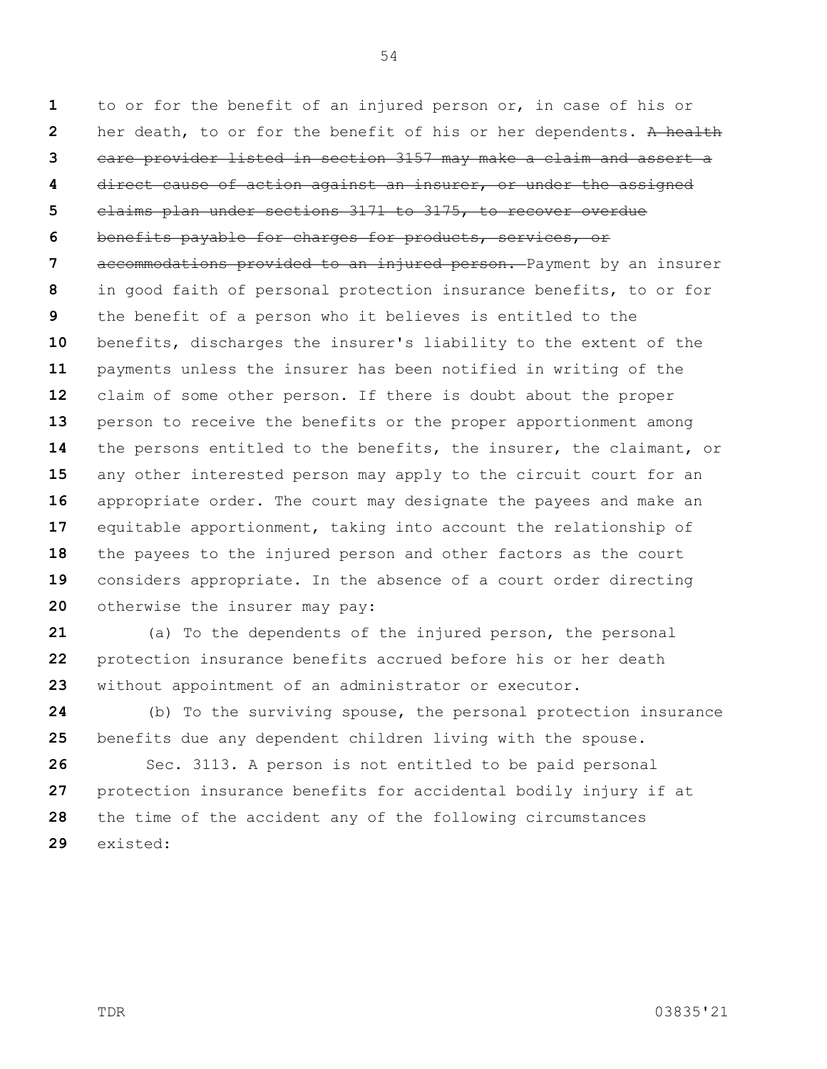to or for the benefit of an injured person or, in case of his or her death, to or for the benefit of his or her dependents. ~~A health care provider listed in section 3157 may make a claim and assert a direct cause of action against an insurer, or under the assigned claims plan under sections 3171 to 3175, to recover overdue benefits payable for charges for products, services, or accommodations provided to an injured person.~~ Payment by an insurer in good faith of personal protection insurance benefits, to or for the benefit of a person who it believes is entitled to the benefits, discharges the insurer's liability to the extent of the payments unless the insurer has been notified in writing of the claim of some other person. If there is doubt about the proper person to receive the benefits or the proper apportionment among the persons entitled to the benefits, the insurer, the claimant, or any other interested person may apply to the circuit court for an appropriate order. The court may designate the payees and make an equitable apportionment, taking into account the relationship of the payees to the injured person and other factors as the court considers appropriate. In the absence of a court order directing otherwise the insurer may pay:

(a) To the dependents of the injured person, the personal protection insurance benefits accrued before his or her death without appointment of an administrator or executor.

(b) To the surviving spouse, the personal protection insurance benefits due any dependent children living with the spouse.

Sec. 3113. A person is not entitled to be paid personal protection insurance benefits for accidental bodily injury if at the time of the accident any of the following circumstances existed: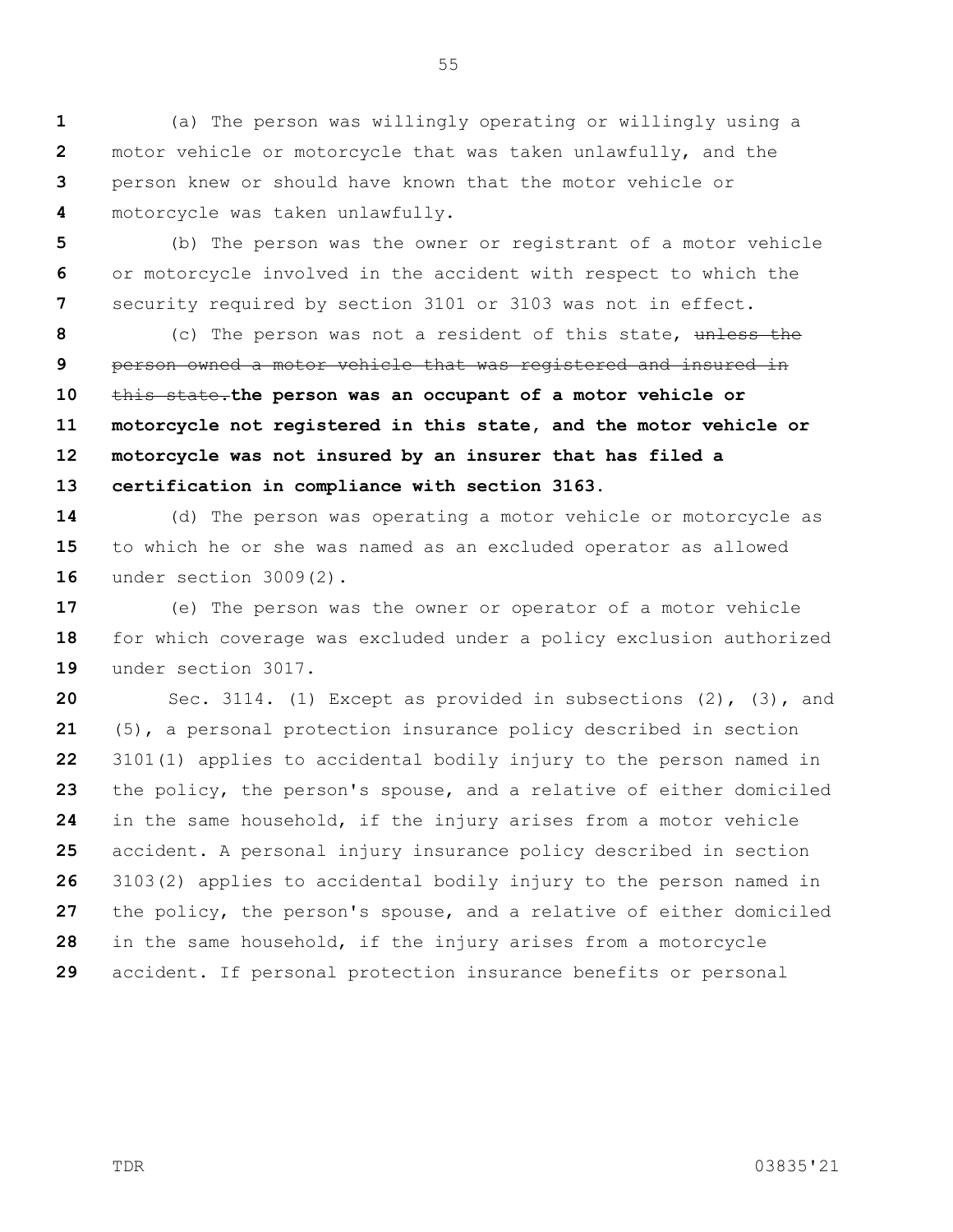(a) The person was willingly operating or willingly using a motor vehicle or motorcycle that was taken unlawfully, and the person knew or should have known that the motor vehicle or motorcycle was taken unlawfully.

(b) The person was the owner or registrant of a motor vehicle or motorcycle involved in the accident with respect to which the security required by section 3101 or 3103 was not in effect.

(c) The person was not a resident of this state, ~~unless the person owned a motor vehicle that was registered and insured in this state.~~**the person was an occupant of a motor vehicle or motorcycle not registered in this state, and the motor vehicle or motorcycle was not insured by an insurer that has filed a certification in compliance with section 3163.**

(d) The person was operating a motor vehicle or motorcycle as to which he or she was named as an excluded operator as allowed under section 3009(2).

(e) The person was the owner or operator of a motor vehicle for which coverage was excluded under a policy exclusion authorized under section 3017.

Sec. 3114. (1) Except as provided in subsections (2), (3), and (5), a personal protection insurance policy described in section 3101(1) applies to accidental bodily injury to the person named in the policy, the person's spouse, and a relative of either domiciled in the same household, if the injury arises from a motor vehicle accident. A personal injury insurance policy described in section 3103(2) applies to accidental bodily injury to the person named in the policy, the person's spouse, and a relative of either domiciled in the same household, if the injury arises from a motorcycle accident. If personal protection insurance benefits or personal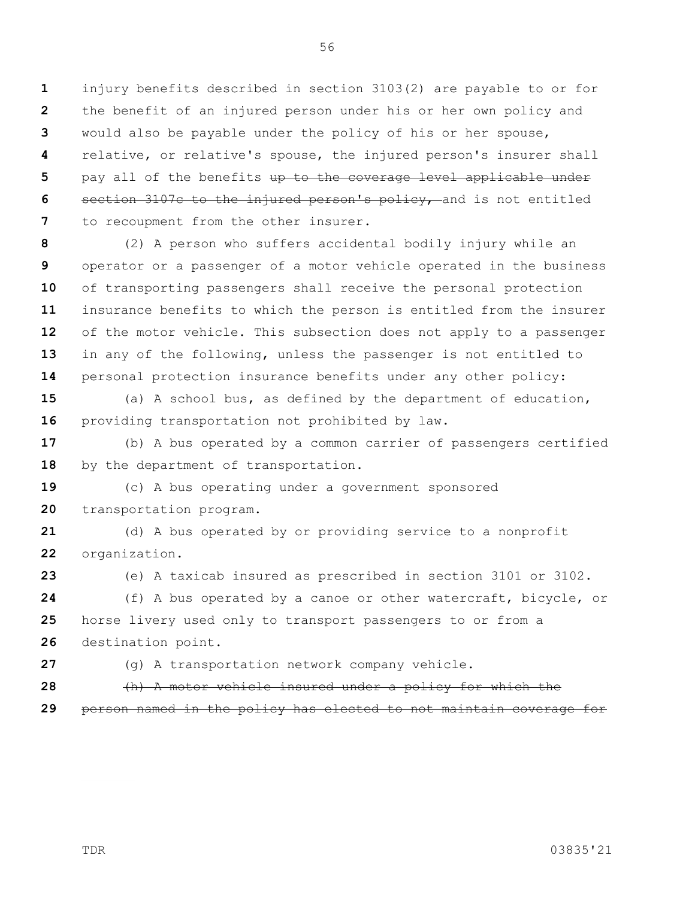injury benefits described in section 3103(2) are payable to or for the benefit of an injured person under his or her own policy and would also be payable under the policy of his or her spouse, relative, or relative's spouse, the injured person's insurer shall pay all of the benefits ~~up to the coverage level applicable under section 3107c to the injured person's policy,~~ and is not entitled to recoupment from the other insurer.

(2) A person who suffers accidental bodily injury while an operator or a passenger of a motor vehicle operated in the business of transporting passengers shall receive the personal protection insurance benefits to which the person is entitled from the insurer of the motor vehicle. This subsection does not apply to a passenger in any of the following, unless the passenger is not entitled to personal protection insurance benefits under any other policy:

(a) A school bus, as defined by the department of education, providing transportation not prohibited by law.

(b) A bus operated by a common carrier of passengers certified by the department of transportation.

(c) A bus operating under a government sponsored transportation program.

(d) A bus operated by or providing service to a nonprofit organization.

(e) A taxicab insured as prescribed in section 3101 or 3102.

(f) A bus operated by a canoe or other watercraft, bicycle, or horse livery used only to transport passengers to or from a destination point.

(g) A transportation network company vehicle.

~~(h) A motor vehicle insured under a policy for which the person named in the policy has elected to not maintain coverage for~~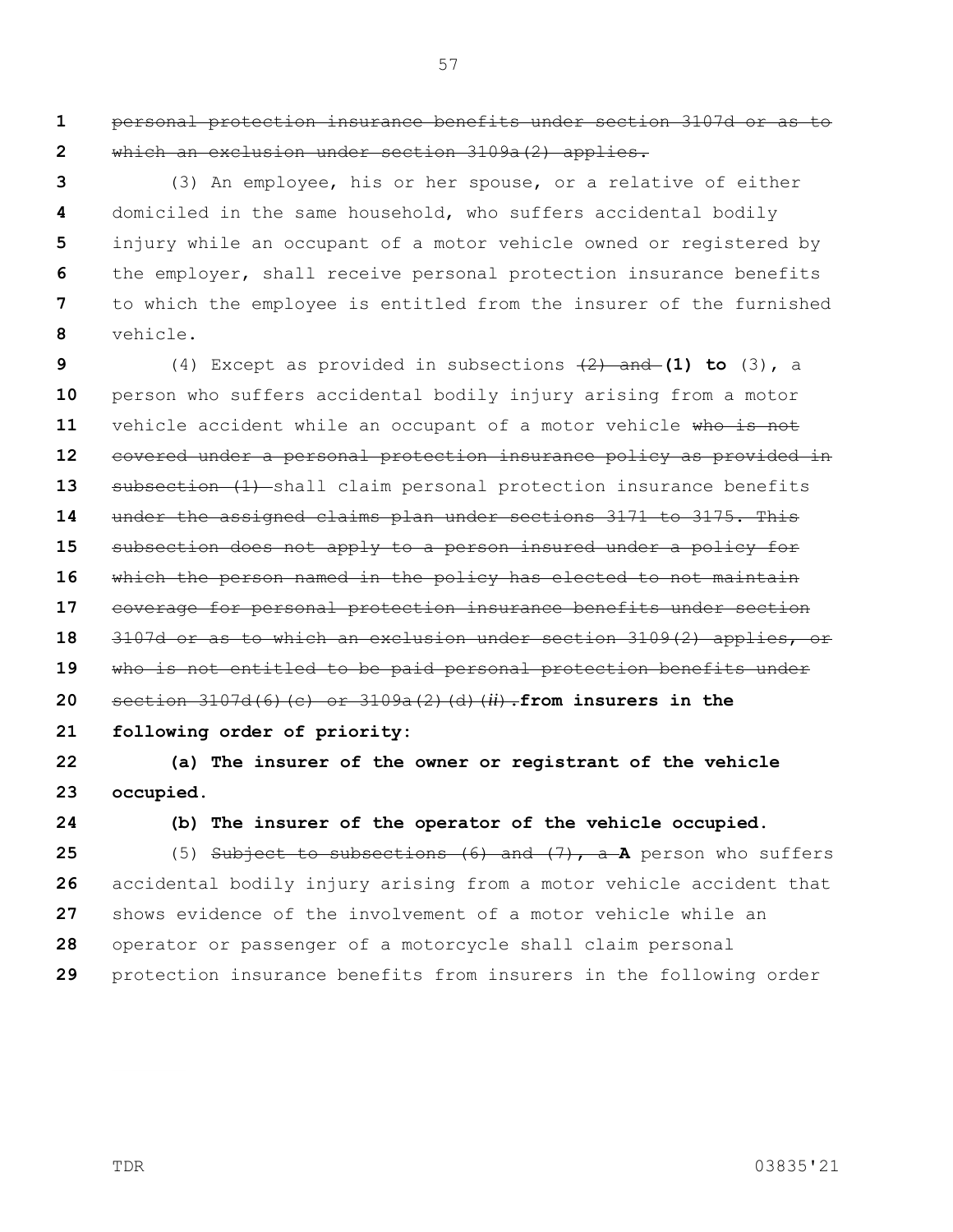~~personal protection insurance benefits under section 3107d or as to which an exclusion under section 3109a(2) applies.~~

(3) An employee, his or her spouse, or a relative of either domiciled in the same household, who suffers accidental bodily injury while an occupant of a motor vehicle owned or registered by the employer, shall receive personal protection insurance benefits to which the employee is entitled from the insurer of the furnished vehicle.

(4) Except as provided in subsections ~~(2) and~~ **(1) to** (3), a person who suffers accidental bodily injury arising from a motor vehicle accident while an occupant of a motor vehicle ~~who is not covered under a personal protection insurance policy as provided in subsection (1)~~ shall claim personal protection insurance benefits ~~under the assigned claims plan under sections 3171 to 3175. This subsection does not apply to a person insured under a policy for which the person named in the policy has elected to not maintain coverage for personal protection insurance benefits under section 3107d or as to which an exclusion under section 3109(2) applies, or who is not entitled to be paid personal protection benefits under section 3107d(6)(c) or 3109a(2)(d)(ii).~~ **from insurers in the following order of priority:**

**(a) The insurer of the owner or registrant of the vehicle occupied.**

**(b) The insurer of the operator of the vehicle occupied.**

(5) ~~Subject to subsections (6) and (7), a~~ **A** person who suffers accidental bodily injury arising from a motor vehicle accident that shows evidence of the involvement of a motor vehicle while an operator or passenger of a motorcycle shall claim personal protection insurance benefits from insurers in the following order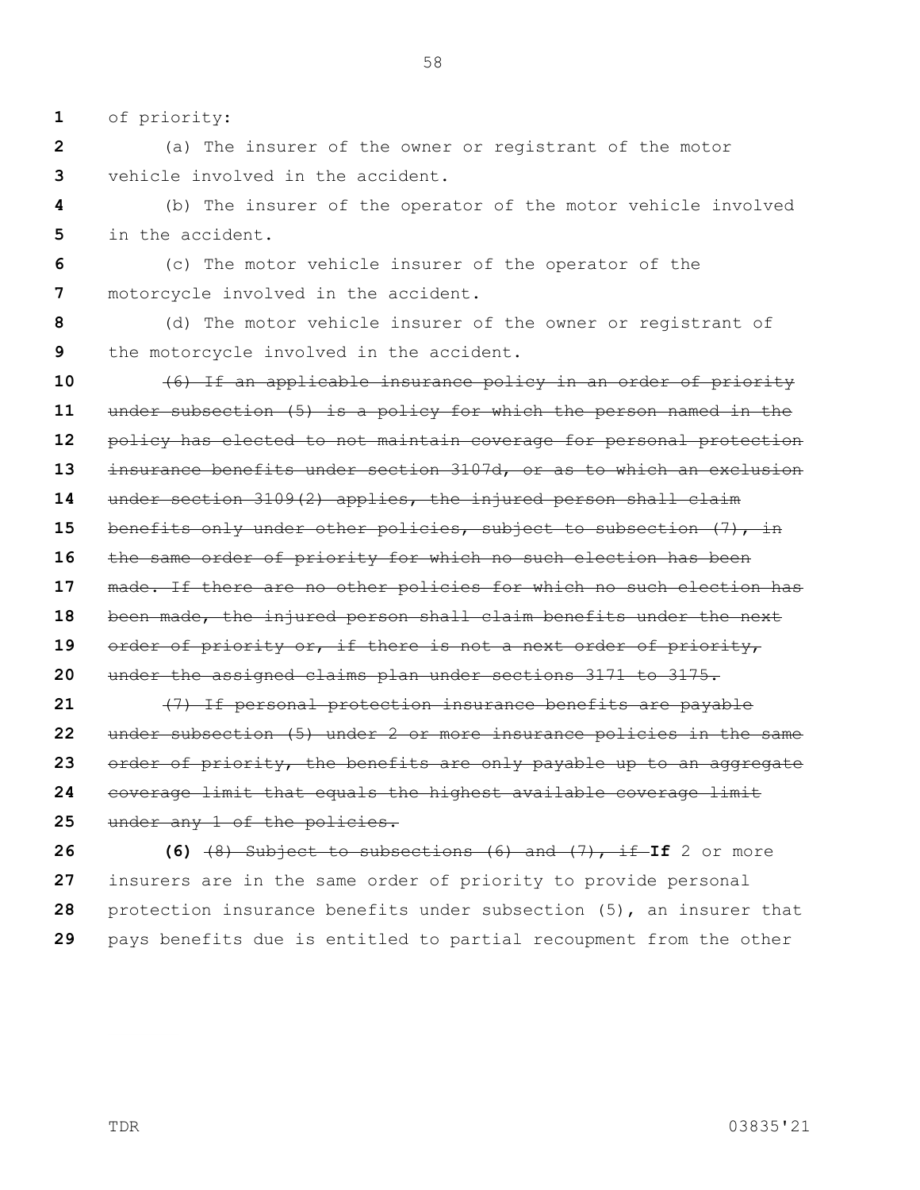of priority:

(a) The insurer of the owner or registrant of the motor vehicle involved in the accident.

(b) The insurer of the operator of the motor vehicle involved in the accident.

(c) The motor vehicle insurer of the operator of the motorcycle involved in the accident.

(d) The motor vehicle insurer of the owner or registrant of the motorcycle involved in the accident.

~~(6) If an applicable insurance policy in an order of priority under subsection (5) is a policy for which the person named in the policy has elected to not maintain coverage for personal protection insurance benefits under section 3107d, or as to which an exclusion under section 3109(2) applies, the injured person shall claim benefits only under other policies, subject to subsection (7), in the same order of priority for which no such election has been made. If there are no other policies for which no such election has been made, the injured person shall claim benefits under the next order of priority or, if there is not a next order of priority, under the assigned claims plan under sections 3171 to 3175.~~

~~(7) If personal protection insurance benefits are payable under subsection (5) under 2 or more insurance policies in the same order of priority, the benefits are only payable up to an aggregate coverage limit that equals the highest available coverage limit under any 1 of the policies.~~

**(6)** ~~(8) Subject to subsections (6) and (7), if~~ **If** 2 or more insurers are in the same order of priority to provide personal protection insurance benefits under subsection (5), an insurer that pays benefits due is entitled to partial recoupment from the other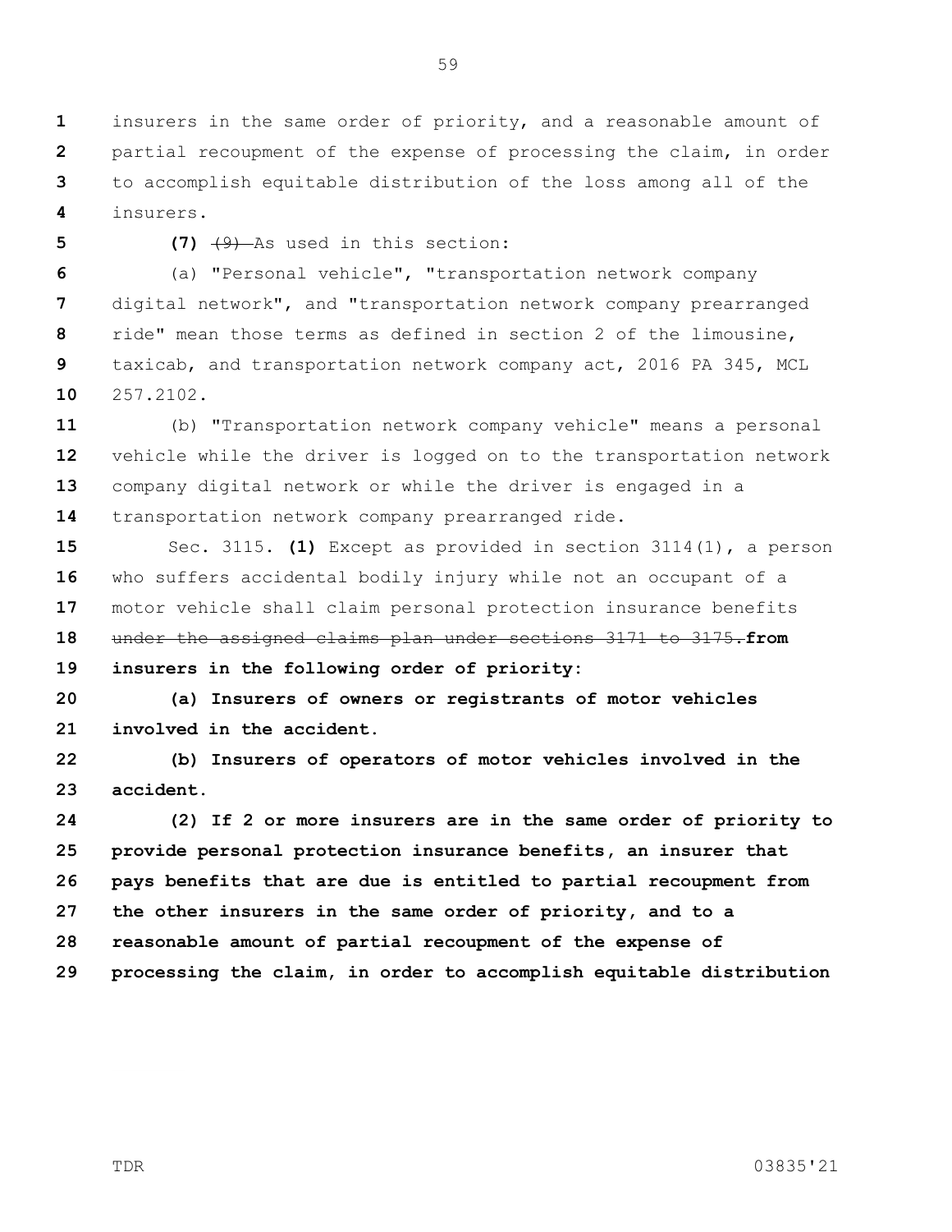insurers in the same order of priority, and a reasonable amount of partial recoupment of the expense of processing the claim, in order to accomplish equitable distribution of the loss among all of the insurers.

**(7)** ~~(9)~~ As used in this section:

(a) "Personal vehicle", "transportation network company digital network", and "transportation network company prearranged ride" mean those terms as defined in section 2 of the limousine, taxicab, and transportation network company act, 2016 PA 345, MCL 257.2102.

(b) "Transportation network company vehicle" means a personal vehicle while the driver is logged on to the transportation network company digital network or while the driver is engaged in a transportation network company prearranged ride.

Sec. 3115. **(1)** Except as provided in section 3114(1), a person who suffers accidental bodily injury while not an occupant of a motor vehicle shall claim personal protection insurance benefits ~~under the assigned claims plan under sections 3171 to 3175.~~**from insurers in the following order of priority:**

**(a) Insurers of owners or registrants of motor vehicles involved in the accident.**

**(b) Insurers of operators of motor vehicles involved in the accident.**

**(2) If 2 or more insurers are in the same order of priority to provide personal protection insurance benefits, an insurer that pays benefits that are due is entitled to partial recoupment from the other insurers in the same order of priority, and to a reasonable amount of partial recoupment of the expense of processing the claim, in order to accomplish equitable distribution**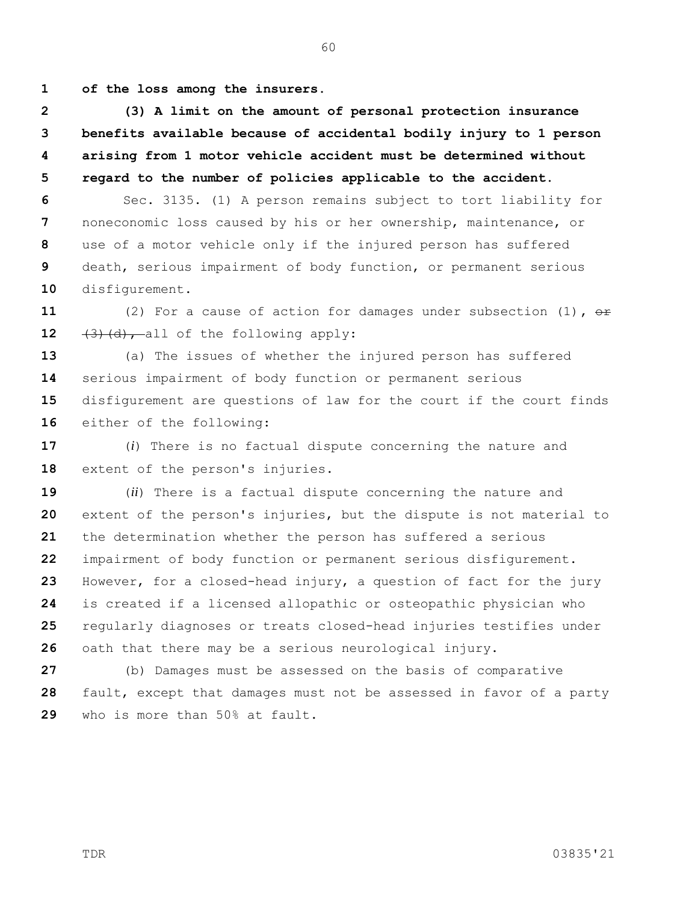**of the loss among the insurers.**

**(3) A limit on the amount of personal protection insurance benefits available because of accidental bodily injury to 1 person arising from 1 motor vehicle accident must be determined without regard to the number of policies applicable to the accident.**

Sec. 3135. (1) A person remains subject to tort liability for noneconomic loss caused by his or her ownership, maintenance, or use of a motor vehicle only if the injured person has suffered death, serious impairment of body function, or permanent serious disfigurement.

(2) For a cause of action for damages under subsection (1), ~~or (3)(d),~~ all of the following apply:

(a) The issues of whether the injured person has suffered serious impairment of body function or permanent serious disfigurement are questions of law for the court if the court finds either of the following:

(*i*) There is no factual dispute concerning the nature and extent of the person's injuries.

(*ii*) There is a factual dispute concerning the nature and extent of the person's injuries, but the dispute is not material to the determination whether the person has suffered a serious impairment of body function or permanent serious disfigurement. However, for a closed-head injury, a question of fact for the jury is created if a licensed allopathic or osteopathic physician who regularly diagnoses or treats closed-head injuries testifies under oath that there may be a serious neurological injury.

(b) Damages must be assessed on the basis of comparative fault, except that damages must not be assessed in favor of a party who is more than 50% at fault.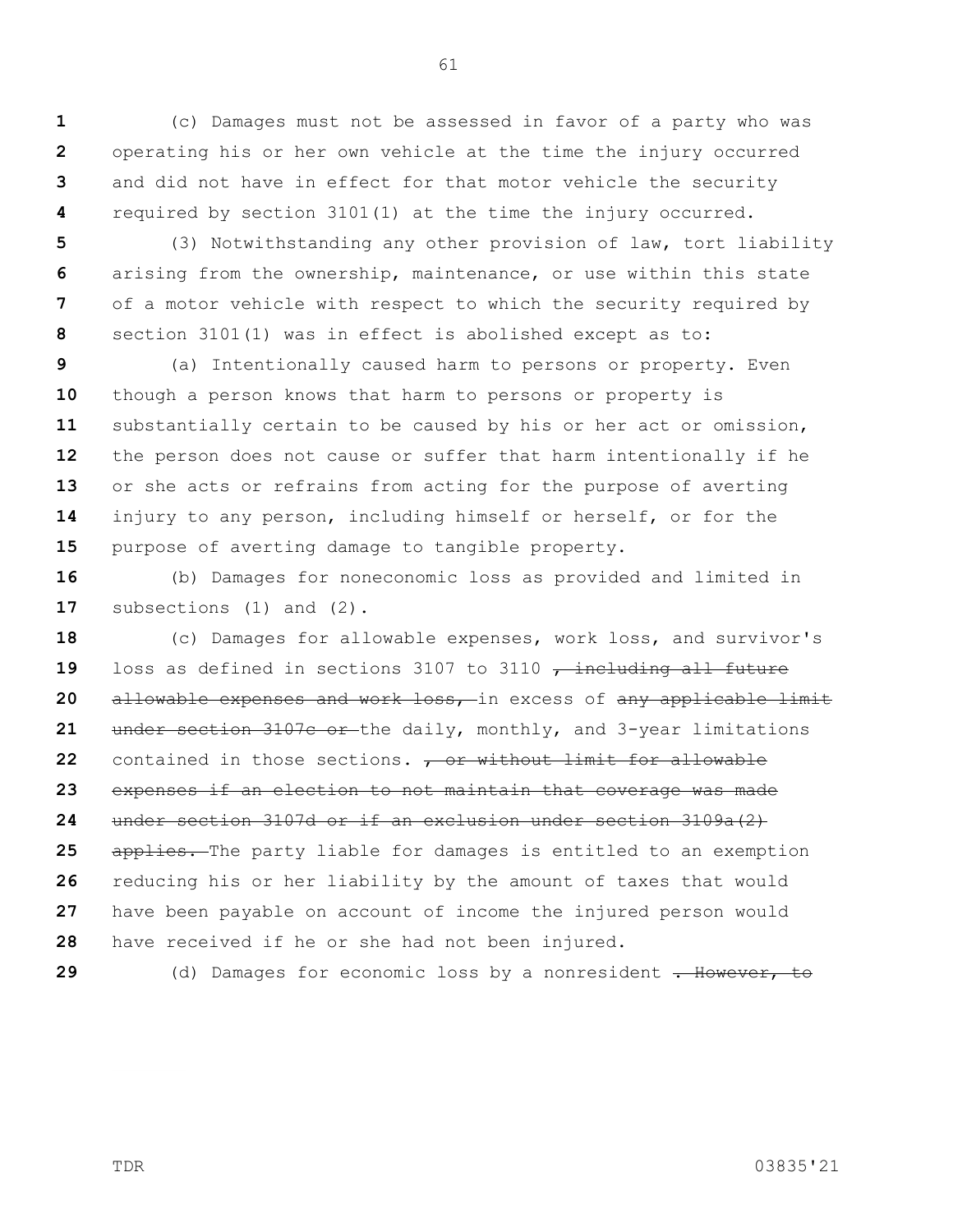(c) Damages must not be assessed in favor of a party who was operating his or her own vehicle at the time the injury occurred and did not have in effect for that motor vehicle the security required by section 3101(1) at the time the injury occurred.

(3) Notwithstanding any other provision of law, tort liability arising from the ownership, maintenance, or use within this state of a motor vehicle with respect to which the security required by section 3101(1) was in effect is abolished except as to:

(a) Intentionally caused harm to persons or property. Even though a person knows that harm to persons or property is substantially certain to be caused by his or her act or omission, the person does not cause or suffer that harm intentionally if he or she acts or refrains from acting for the purpose of averting injury to any person, including himself or herself, or for the purpose of averting damage to tangible property.

(b) Damages for noneconomic loss as provided and limited in subsections (1) and (2).

(c) Damages for allowable expenses, work loss, and survivor's loss as defined in sections 3107 to 3110 ~~, including all future allowable expenses and work loss,~~ in excess of ~~any applicable limit under section 3107c or~~ the daily, monthly, and 3-year limitations contained in those sections. ~~, or without limit for allowable expenses if an election to not maintain that coverage was made under section 3107d or if an exclusion under section 3109a(2) applies.~~ The party liable for damages is entitled to an exemption reducing his or her liability by the amount of taxes that would have been payable on account of income the injured person would have received if he or she had not been injured.

(d) Damages for economic loss by a nonresident ~~. However, to~~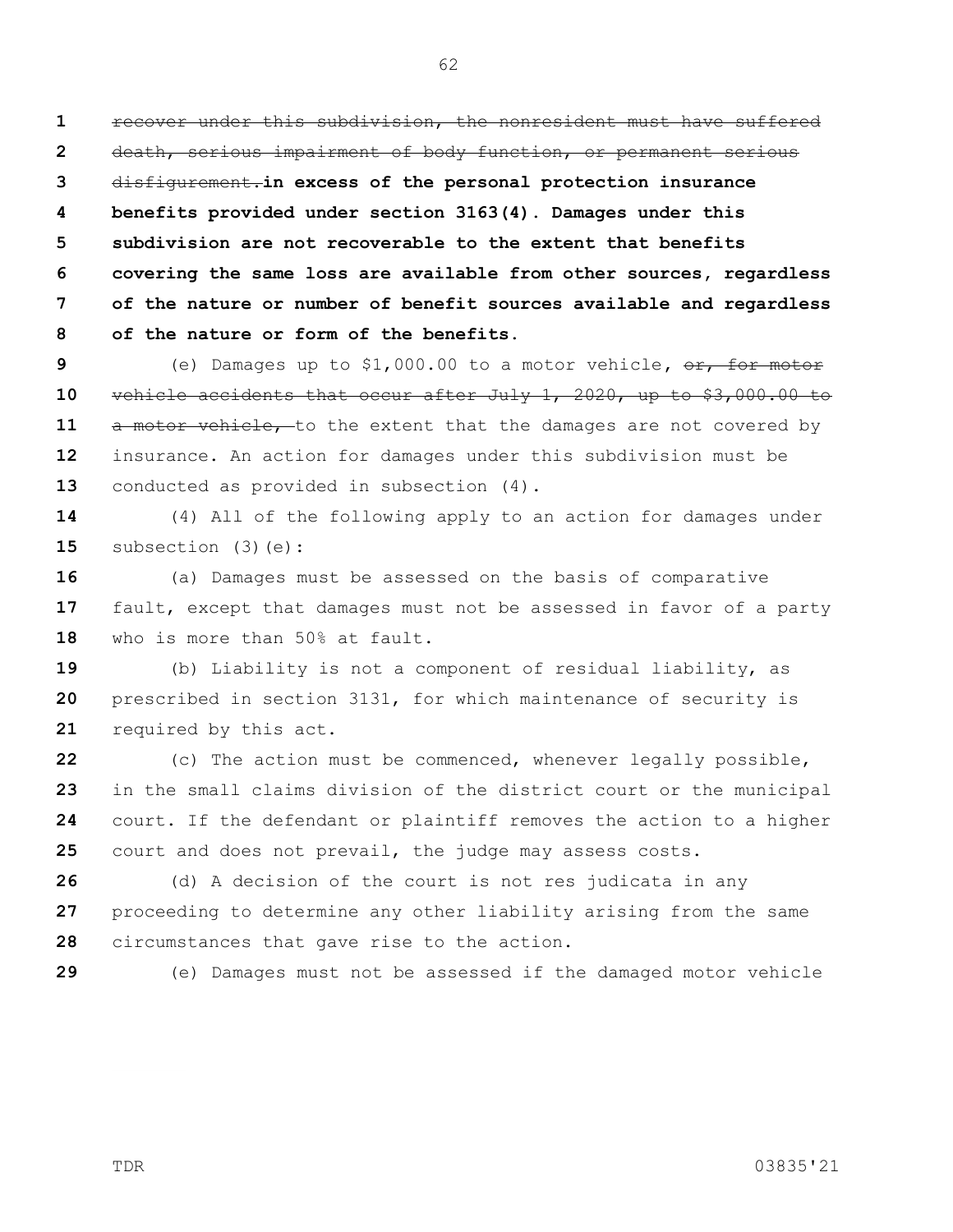~~recover under this subdivision, the nonresident must have suffered death, serious impairment of body function, or permanent serious disfigurement.~~**in excess of the personal protection insurance benefits provided under section 3163(4). Damages under this subdivision are not recoverable to the extent that benefits covering the same loss are available from other sources, regardless of the nature or number of benefit sources available and regardless of the nature or form of the benefits.**

(e) Damages up to $1,000.00 to a motor vehicle, ~~or, for motor vehicle accidents that occur after July 1, 2020, up to $3,000.00 to a motor vehicle,~~ to the extent that the damages are not covered by insurance. An action for damages under this subdivision must be conducted as provided in subsection (4).

(4) All of the following apply to an action for damages under subsection (3)(e):

(a) Damages must be assessed on the basis of comparative fault, except that damages must not be assessed in favor of a party who is more than 50% at fault.

(b) Liability is not a component of residual liability, as prescribed in section 3131, for which maintenance of security is required by this act.

(c) The action must be commenced, whenever legally possible, in the small claims division of the district court or the municipal court. If the defendant or plaintiff removes the action to a higher court and does not prevail, the judge may assess costs.

(d) A decision of the court is not res judicata in any proceeding to determine any other liability arising from the same circumstances that gave rise to the action.

(e) Damages must not be assessed if the damaged motor vehicle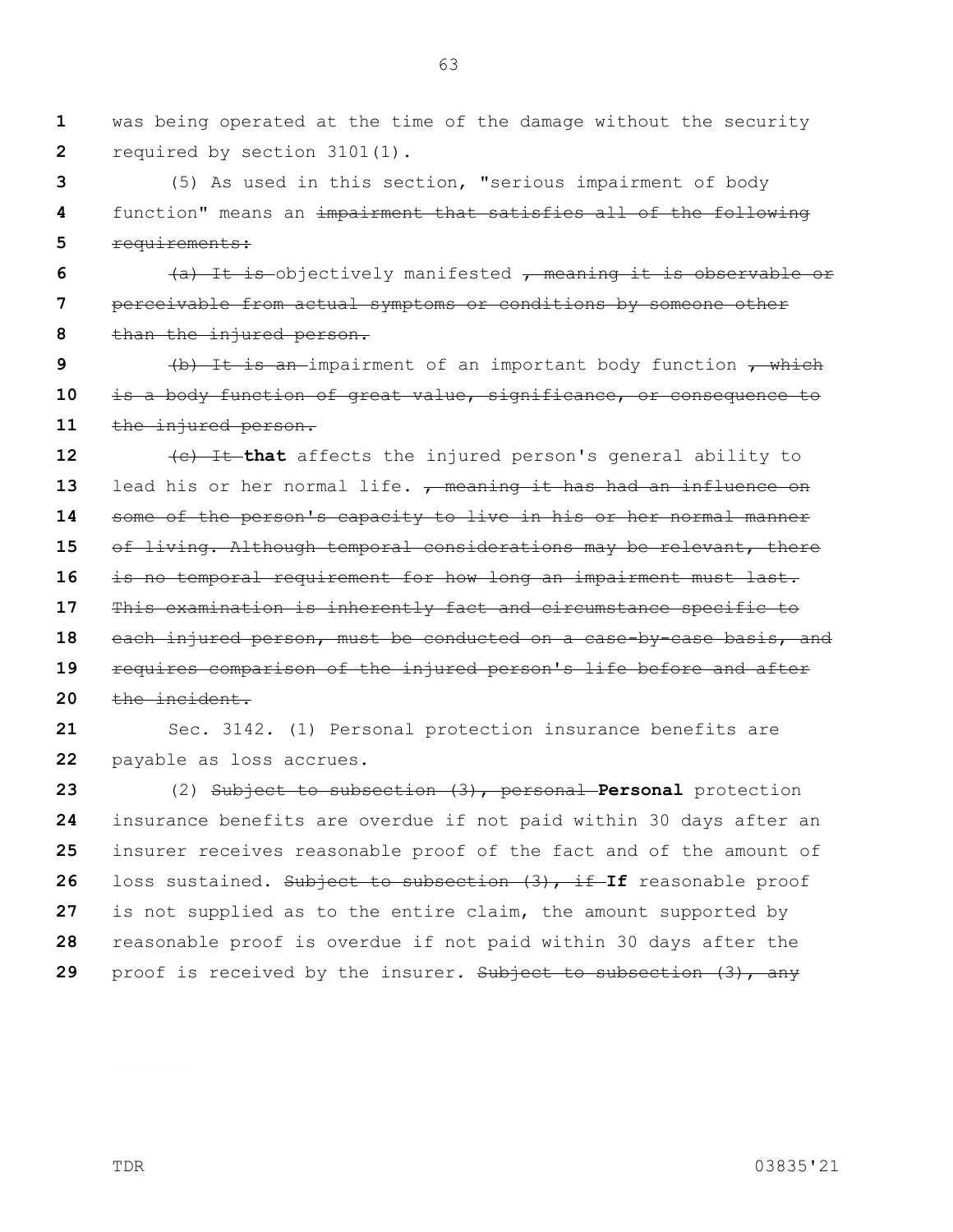was being operated at the time of the damage without the security required by section 3101(1).

(5) As used in this section, "serious impairment of body function" means an ~~impairment that satisfies all of the following requirements:~~

~~(a) It is~~ objectively manifested ~~, meaning it is observable or perceivable from actual symptoms or conditions by someone other than the injured person.~~

~~(b) It is an~~ impairment of an important body function ~~, which is a body function of great value, significance, or consequence to the injured person.~~

~~(c) It~~ **that** affects the injured person's general ability to lead his or her normal life. ~~, meaning it has had an influence on some of the person's capacity to live in his or her normal manner of living. Although temporal considerations may be relevant, there is no temporal requirement for how long an impairment must last. This examination is inherently fact and circumstance specific to each injured person, must be conducted on a case-by-case basis, and requires comparison of the injured person's life before and after the incident.~~

Sec. 3142. (1) Personal protection insurance benefits are payable as loss accrues.

(2) ~~Subject to subsection (3), personal~~ **Personal** protection insurance benefits are overdue if not paid within 30 days after an insurer receives reasonable proof of the fact and of the amount of loss sustained. ~~Subject to subsection (3), if~~ **If** reasonable proof is not supplied as to the entire claim, the amount supported by reasonable proof is overdue if not paid within 30 days after the proof is received by the insurer. ~~Subject to subsection (3), any~~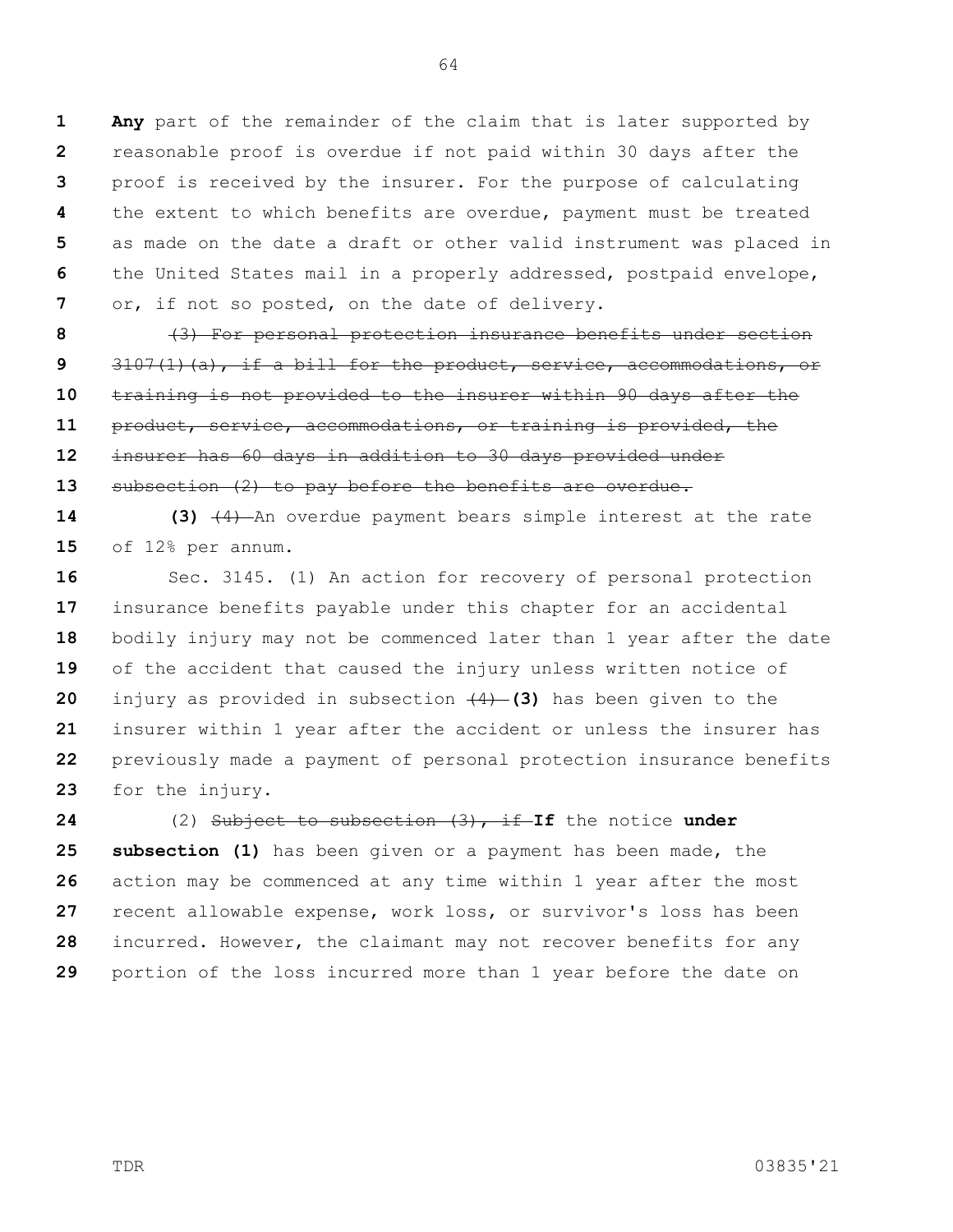**Any** part of the remainder of the claim that is later supported by reasonable proof is overdue if not paid within 30 days after the proof is received by the insurer. For the purpose of calculating the extent to which benefits are overdue, payment must be treated as made on the date a draft or other valid instrument was placed in the United States mail in a properly addressed, postpaid envelope, or, if not so posted, on the date of delivery.

~~(3) For personal protection insurance benefits under section 3107(1)(a), if a bill for the product, service, accommodations, or training is not provided to the insurer within 90 days after the product, service, accommodations, or training is provided, the insurer has 60 days in addition to 30 days provided under subsection (2) to pay before the benefits are overdue.~~

**(3)** ~~(4)~~ An overdue payment bears simple interest at the rate of 12% per annum.

Sec. 3145. (1) An action for recovery of personal protection insurance benefits payable under this chapter for an accidental bodily injury may not be commenced later than 1 year after the date of the accident that caused the injury unless written notice of injury as provided in subsection ~~(4)~~ **(3)** has been given to the insurer within 1 year after the accident or unless the insurer has previously made a payment of personal protection insurance benefits for the injury.

(2) ~~Subject to subsection (3), if~~ **If** the notice **under subsection (1)** has been given or a payment has been made, the action may be commenced at any time within 1 year after the most recent allowable expense, work loss, or survivor's loss has been incurred. However, the claimant may not recover benefits for any portion of the loss incurred more than 1 year before the date on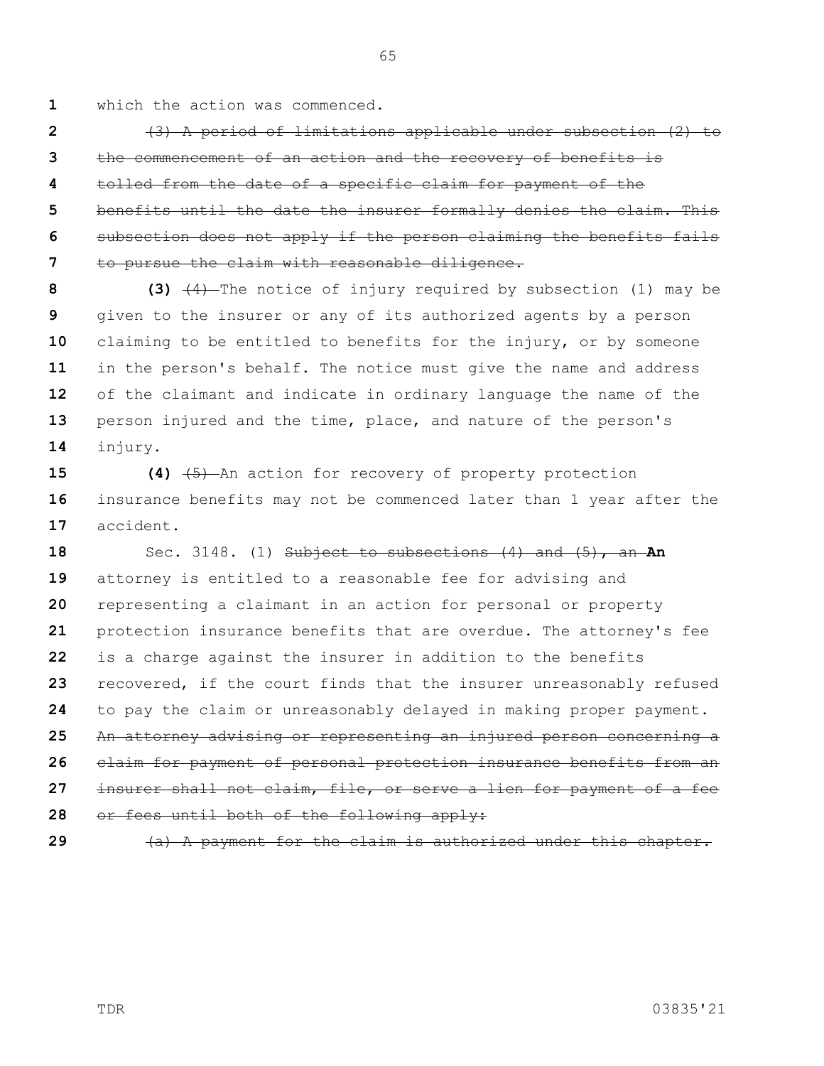which the action was commenced.

~~(3) A period of limitations applicable under subsection (2) to the commencement of an action and the recovery of benefits is tolled from the date of a specific claim for payment of the benefits until the date the insurer formally denies the claim. This subsection does not apply if the person claiming the benefits fails to pursue the claim with reasonable diligence.~~

**(3)** ~~(4)~~ The notice of injury required by subsection (1) may be given to the insurer or any of its authorized agents by a person claiming to be entitled to benefits for the injury, or by someone in the person's behalf. The notice must give the name and address of the claimant and indicate in ordinary language the name of the person injured and the time, place, and nature of the person's injury.

**(4)** ~~(5)~~ An action for recovery of property protection insurance benefits may not be commenced later than 1 year after the accident.

Sec. 3148. (1) ~~Subject to subsections (4) and (5), an~~ **An** attorney is entitled to a reasonable fee for advising and representing a claimant in an action for personal or property protection insurance benefits that are overdue. The attorney's fee is a charge against the insurer in addition to the benefits recovered, if the court finds that the insurer unreasonably refused to pay the claim or unreasonably delayed in making proper payment. ~~An attorney advising or representing an injured person concerning a claim for payment of personal protection insurance benefits from an insurer shall not claim, file, or serve a lien for payment of a fee or fees until both of the following apply:~~

~~(a) A payment for the claim is authorized under this chapter.~~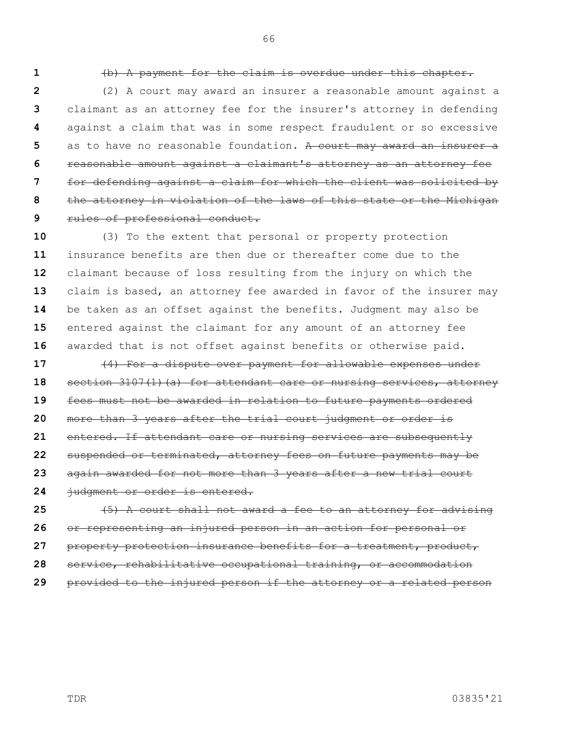~~(b) A payment for the claim is overdue under this chapter.~~

(2) A court may award an insurer a reasonable amount against a claimant as an attorney fee for the insurer's attorney in defending against a claim that was in some respect fraudulent or so excessive as to have no reasonable foundation. ~~A court may award an insurer a reasonable amount against a claimant's attorney as an attorney fee for defending against a claim for which the client was solicited by the attorney in violation of the laws of this state or the Michigan rules of professional conduct.~~

(3) To the extent that personal or property protection insurance benefits are then due or thereafter come due to the claimant because of loss resulting from the injury on which the claim is based, an attorney fee awarded in favor of the insurer may be taken as an offset against the benefits. Judgment may also be entered against the claimant for any amount of an attorney fee awarded that is not offset against benefits or otherwise paid.

~~(4) For a dispute over payment for allowable expenses under section 3107(1)(a) for attendant care or nursing services, attorney fees must not be awarded in relation to future payments ordered more than 3 years after the trial court judgment or order is entered. If attendant care or nursing services are subsequently suspended or terminated, attorney fees on future payments may be again awarded for not more than 3 years after a new trial court judgment or order is entered.~~

~~(5) A court shall not award a fee to an attorney for advising or representing an injured person in an action for personal or property protection insurance benefits for a treatment, product, service, rehabilitative occupational training, or accommodation provided to the injured person if the attorney or a related person~~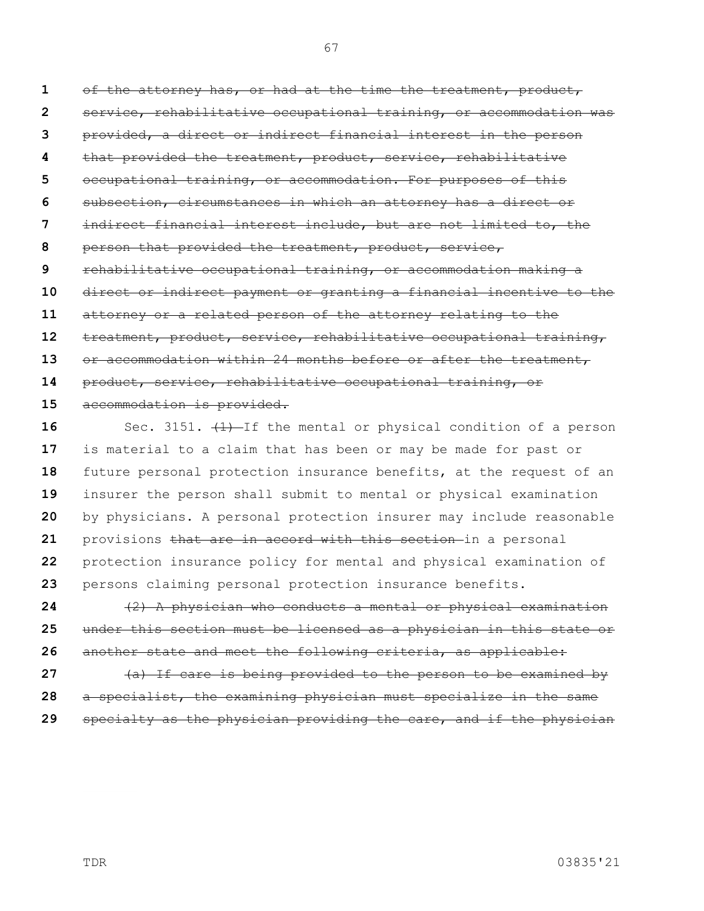~~of the attorney has, or had at the time the treatment, product, service, rehabilitative occupational training, or accommodation was provided, a direct or indirect financial interest in the person that provided the treatment, product, service, rehabilitative occupational training, or accommodation. For purposes of this subsection, circumstances in which an attorney has a direct or indirect financial interest include, but are not limited to, the person that provided the treatment, product, service, rehabilitative occupational training, or accommodation making a direct or indirect payment or granting a financial incentive to the attorney or a related person of the attorney relating to the treatment, product, service, rehabilitative occupational training, or accommodation within 24 months before or after the treatment, product, service, rehabilitative occupational training, or accommodation is provided.~~

Sec. 3151. ~~(1)~~ If the mental or physical condition of a person is material to a claim that has been or may be made for past or future personal protection insurance benefits, at the request of an insurer the person shall submit to mental or physical examination by physicians. A personal protection insurer may include reasonable provisions ~~that are in accord with this section~~ in a personal protection insurance policy for mental and physical examination of persons claiming personal protection insurance benefits.

~~(2) A physician who conducts a mental or physical examination under this section must be licensed as a physician in this state or another state and meet the following criteria, as applicable:~~

~~(a) If care is being provided to the person to be examined by a specialist, the examining physician must specialize in the same specialty as the physician providing the care, and if the physician~~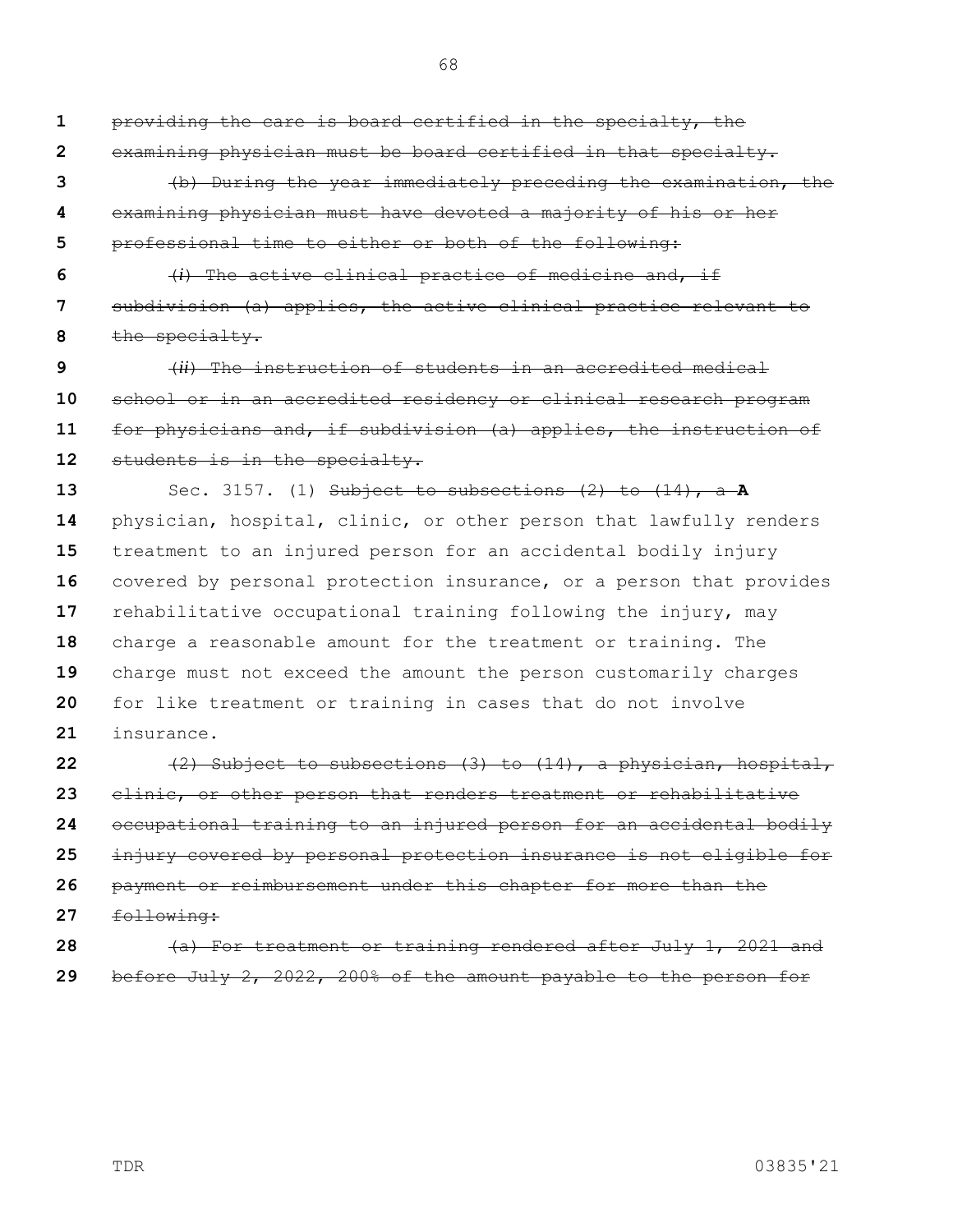~~providing the care is board certified in the specialty, the examining physician must be board certified in that specialty.~~

~~(b) During the year immediately preceding the examination, the examining physician must have devoted a majority of his or her professional time to either or both of the following:~~

~~(*i*) The active clinical practice of medicine and, if subdivision (a) applies, the active clinical practice relevant to the specialty.~~

~~(*ii*) The instruction of students in an accredited medical school or in an accredited residency or clinical research program for physicians and, if subdivision (a) applies, the instruction of students is in the specialty.~~

Sec. 3157. (1) ~~Subject to subsections (2) to (14), a~~ **A** physician, hospital, clinic, or other person that lawfully renders treatment to an injured person for an accidental bodily injury covered by personal protection insurance, or a person that provides rehabilitative occupational training following the injury, may charge a reasonable amount for the treatment or training. The charge must not exceed the amount the person customarily charges for like treatment or training in cases that do not involve insurance.

~~(2) Subject to subsections (3) to (14), a physician, hospital, clinic, or other person that renders treatment or rehabilitative occupational training to an injured person for an accidental bodily injury covered by personal protection insurance is not eligible for payment or reimbursement under this chapter for more than the following:~~

~~(a) For treatment or training rendered after July 1, 2021 and before July 2, 2022, 200% of the amount payable to the person for~~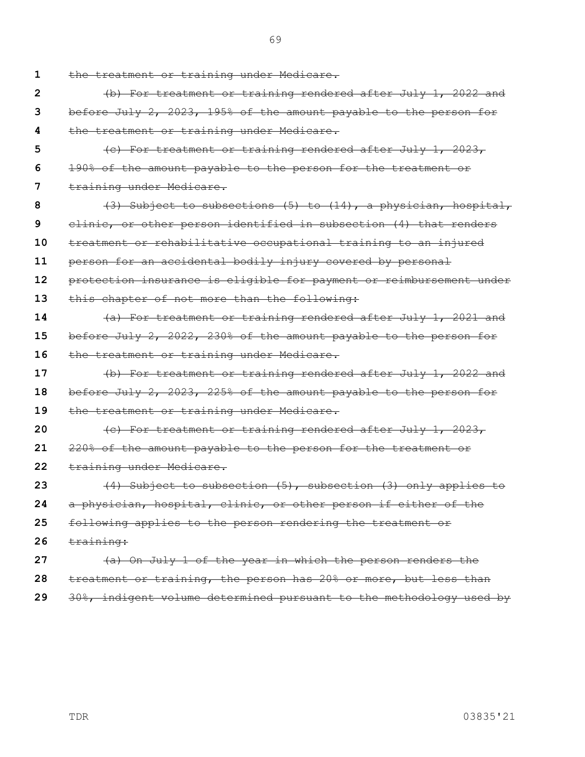~~the treatment or training under Medicare.~~

~~(b) For treatment or training rendered after July 1, 2022 and before July 2, 2023, 195% of the amount payable to the person for the treatment or training under Medicare.~~

~~(c) For treatment or training rendered after July 1, 2023, 190% of the amount payable to the person for the treatment or training under Medicare.~~

~~(3) Subject to subsections (5) to (14), a physician, hospital, clinic, or other person identified in subsection (4) that renders treatment or rehabilitative occupational training to an injured person for an accidental bodily injury covered by personal protection insurance is eligible for payment or reimbursement under this chapter of not more than the following:~~

~~(a) For treatment or training rendered after July 1, 2021 and before July 2, 2022, 230% of the amount payable to the person for the treatment or training under Medicare.~~

~~(b) For treatment or training rendered after July 1, 2022 and before July 2, 2023, 225% of the amount payable to the person for the treatment or training under Medicare.~~

~~(c) For treatment or training rendered after July 1, 2023, 220% of the amount payable to the person for the treatment or training under Medicare.~~

~~(4) Subject to subsection (5), subsection (3) only applies to a physician, hospital, clinic, or other person if either of the following applies to the person rendering the treatment or training:~~

~~(a) On July 1 of the year in which the person renders the treatment or training, the person has 20% or more, but less than 30%, indigent volume determined pursuant to the methodology used by~~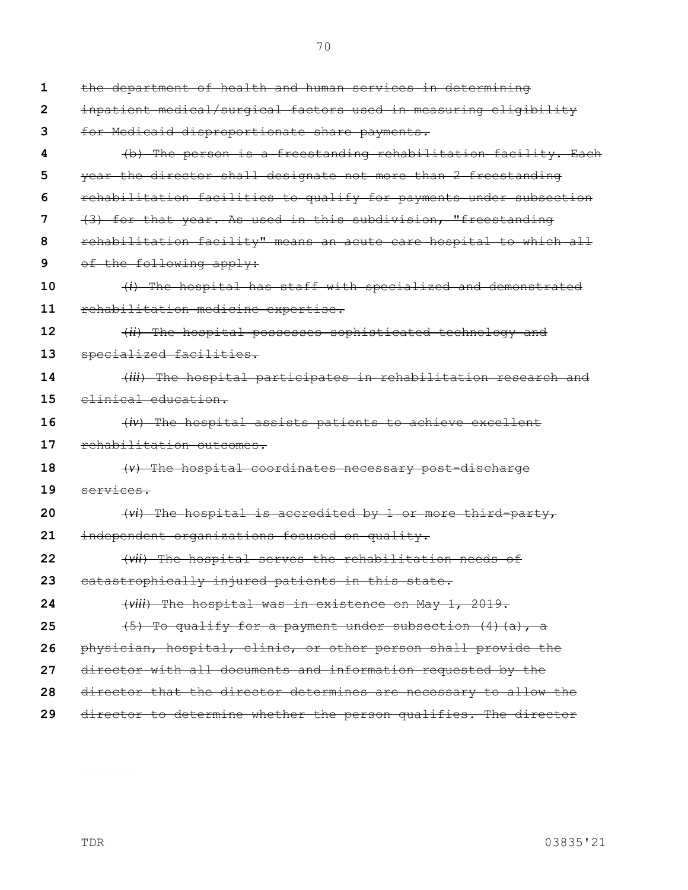~~the department of health and human services in determining inpatient medical/surgical factors used in measuring eligibility for Medicaid disproportionate share payments.~~

~~(b) The person is a freestanding rehabilitation facility. Each year the director shall designate not more than 2 freestanding rehabilitation facilities to qualify for payments under subsection (3) for that year. As used in this subdivision, "freestanding rehabilitation facility" means an acute care hospital to which all of the following apply:~~

~~(*i*) The hospital has staff with specialized and demonstrated rehabilitation medicine expertise.~~

~~(*ii*) The hospital possesses sophisticated technology and specialized facilities.~~

~~(*iii*) The hospital participates in rehabilitation research and clinical education.~~

~~(*iv*) The hospital assists patients to achieve excellent rehabilitation outcomes.~~

~~(*v*) The hospital coordinates necessary post-discharge services.~~

~~(*vi*) The hospital is accredited by 1 or more third-party, independent organizations focused on quality.~~

~~(*vii*) The hospital serves the rehabilitation needs of catastrophically injured patients in this state.~~

~~(*viii*) The hospital was in existence on May 1, 2019.~~

~~(5) To qualify for a payment under subsection (4)(a), a physician, hospital, clinic, or other person shall provide the director with all documents and information requested by the director that the director determines are necessary to allow the director to determine whether the person qualifies. The director~~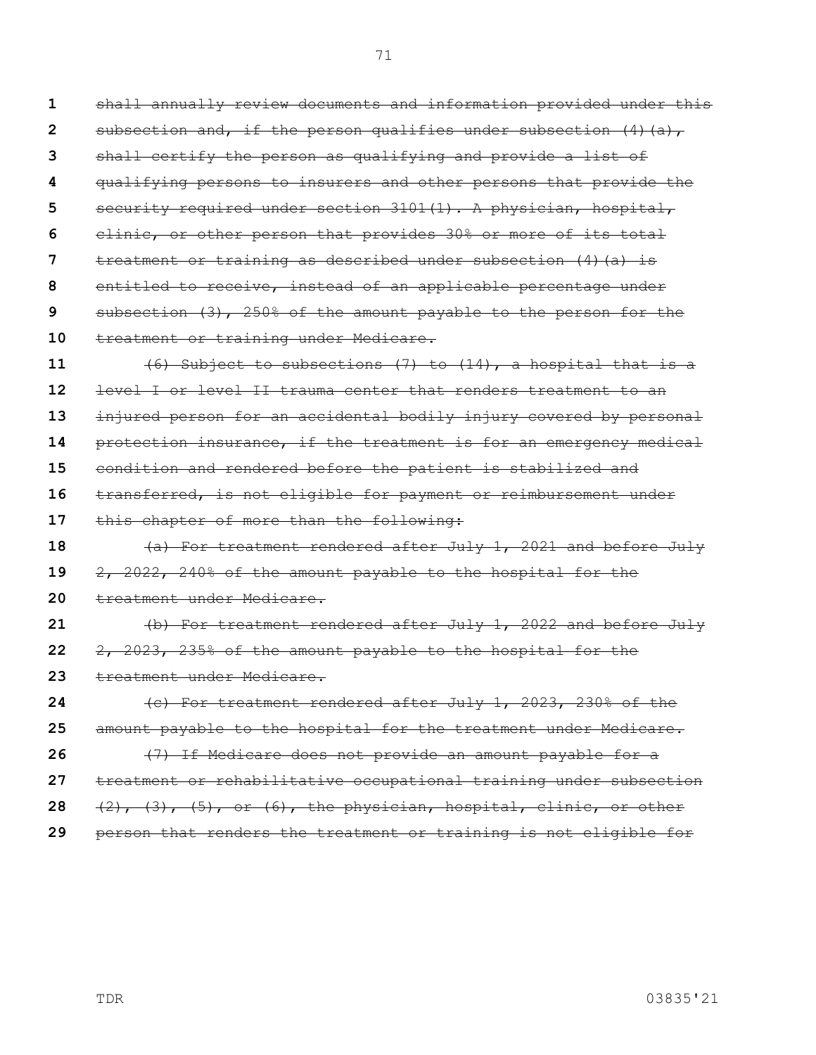~~shall annually review documents and information provided under this subsection and, if the person qualifies under subsection (4)(a), shall certify the person as qualifying and provide a list of qualifying persons to insurers and other persons that provide the security required under section 3101(1). A physician, hospital, clinic, or other person that provides 30% or more of its total treatment or training as described under subsection (4)(a) is entitled to receive, instead of an applicable percentage under subsection (3), 250% of the amount payable to the person for the treatment or training under Medicare.~~

~~(6) Subject to subsections (7) to (14), a hospital that is a level I or level II trauma center that renders treatment to an injured person for an accidental bodily injury covered by personal protection insurance, if the treatment is for an emergency medical condition and rendered before the patient is stabilized and transferred, is not eligible for payment or reimbursement under this chapter of more than the following:~~

~~(a) For treatment rendered after July 1, 2021 and before July 2, 2022, 240% of the amount payable to the hospital for the treatment under Medicare.~~

~~(b) For treatment rendered after July 1, 2022 and before July 2, 2023, 235% of the amount payable to the hospital for the treatment under Medicare.~~

~~(c) For treatment rendered after July 1, 2023, 230% of the amount payable to the hospital for the treatment under Medicare.~~

~~(7) If Medicare does not provide an amount payable for a treatment or rehabilitative occupational training under subsection (2), (3), (5), or (6), the physician, hospital, clinic, or other person that renders the treatment or training is not eligible for~~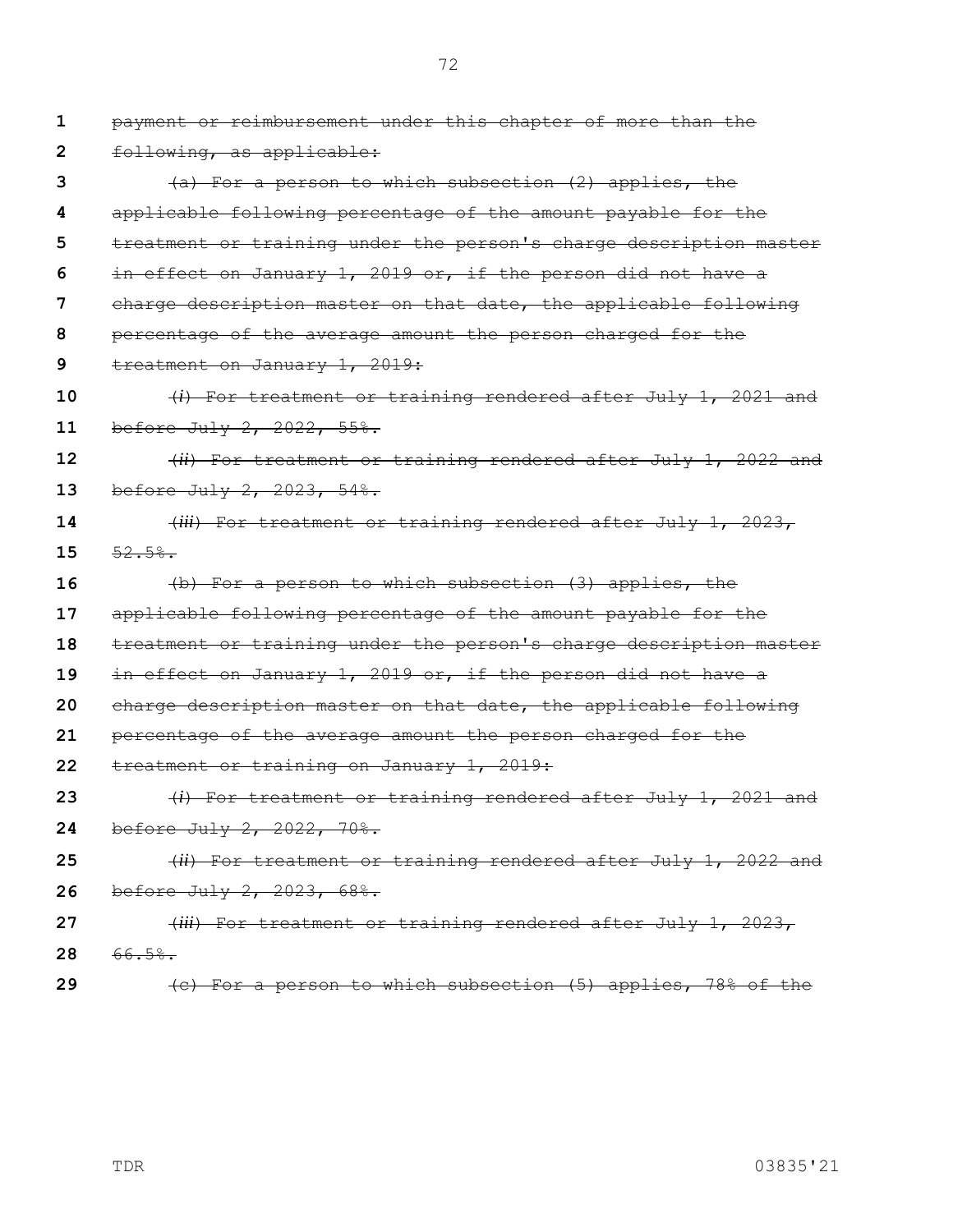~~payment or reimbursement under this chapter of more than the following, as applicable:~~

~~(a) For a person to which subsection (2) applies, the applicable following percentage of the amount payable for the treatment or training under the person's charge description master in effect on January 1, 2019 or, if the person did not have a charge description master on that date, the applicable following percentage of the average amount the person charged for the treatment on January 1, 2019:~~

~~(*i*) For treatment or training rendered after July 1, 2021 and before July 2, 2022, 55%.~~

~~(*ii*) For treatment or training rendered after July 1, 2022 and before July 2, 2023, 54%.~~

~~(*iii*) For treatment or training rendered after July 1, 2023, 52.5%.~~

~~(b) For a person to which subsection (3) applies, the applicable following percentage of the amount payable for the treatment or training under the person's charge description master in effect on January 1, 2019 or, if the person did not have a charge description master on that date, the applicable following percentage of the average amount the person charged for the treatment or training on January 1, 2019:~~

~~(*i*) For treatment or training rendered after July 1, 2021 and before July 2, 2022, 70%.~~

~~(*ii*) For treatment or training rendered after July 1, 2022 and before July 2, 2023, 68%.~~

~~(*iii*) For treatment or training rendered after July 1, 2023, 66.5%.~~

~~(c) For a person to which subsection (5) applies, 78% of the~~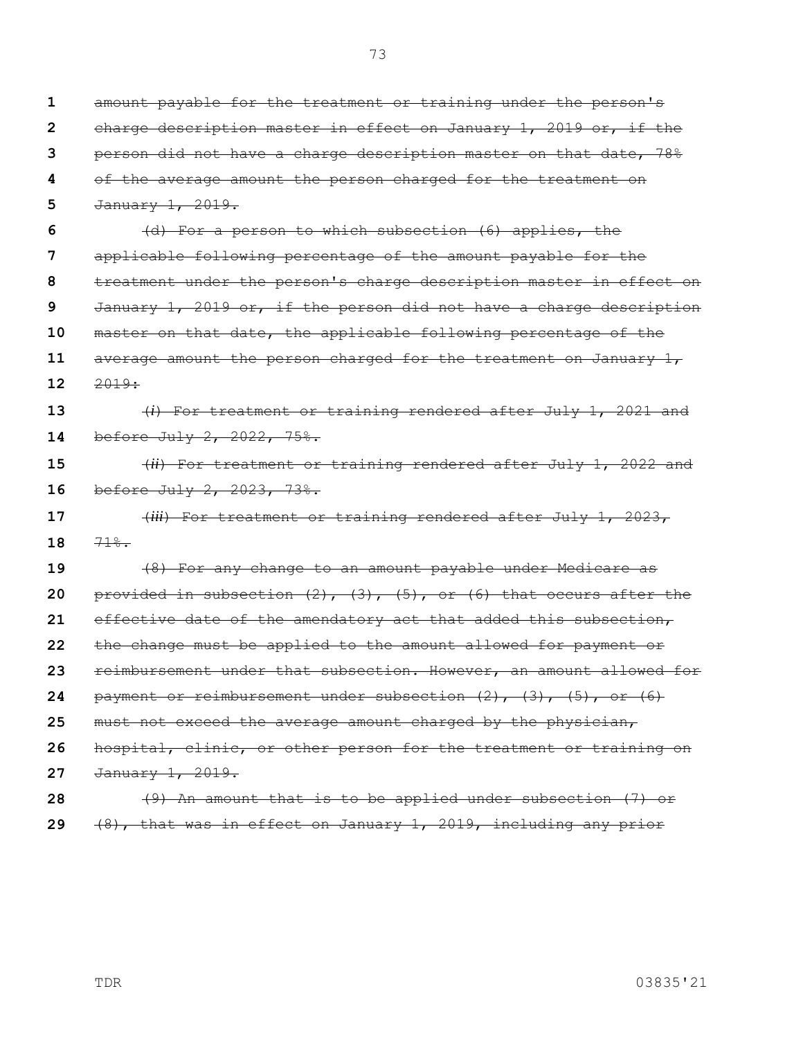~~amount payable for the treatment or training under the person's charge description master in effect on January 1, 2019 or, if the person did not have a charge description master on that date, 78% of the average amount the person charged for the treatment on January 1, 2019.~~

~~(d) For a person to which subsection (6) applies, the applicable following percentage of the amount payable for the treatment under the person's charge description master in effect on January 1, 2019 or, if the person did not have a charge description master on that date, the applicable following percentage of the average amount the person charged for the treatment on January 1, 2019:~~

~~(*i*) For treatment or training rendered after July 1, 2021 and before July 2, 2022, 75%.~~

~~(*ii*) For treatment or training rendered after July 1, 2022 and before July 2, 2023, 73%.~~

~~(*iii*) For treatment or training rendered after July 1, 2023, 71%.~~

~~(8) For any change to an amount payable under Medicare as provided in subsection (2), (3), (5), or (6) that occurs after the effective date of the amendatory act that added this subsection, the change must be applied to the amount allowed for payment or reimbursement under that subsection. However, an amount allowed for payment or reimbursement under subsection (2), (3), (5), or (6) must not exceed the average amount charged by the physician, hospital, clinic, or other person for the treatment or training on January 1, 2019.~~

~~(9) An amount that is to be applied under subsection (7) or (8), that was in effect on January 1, 2019, including any prior~~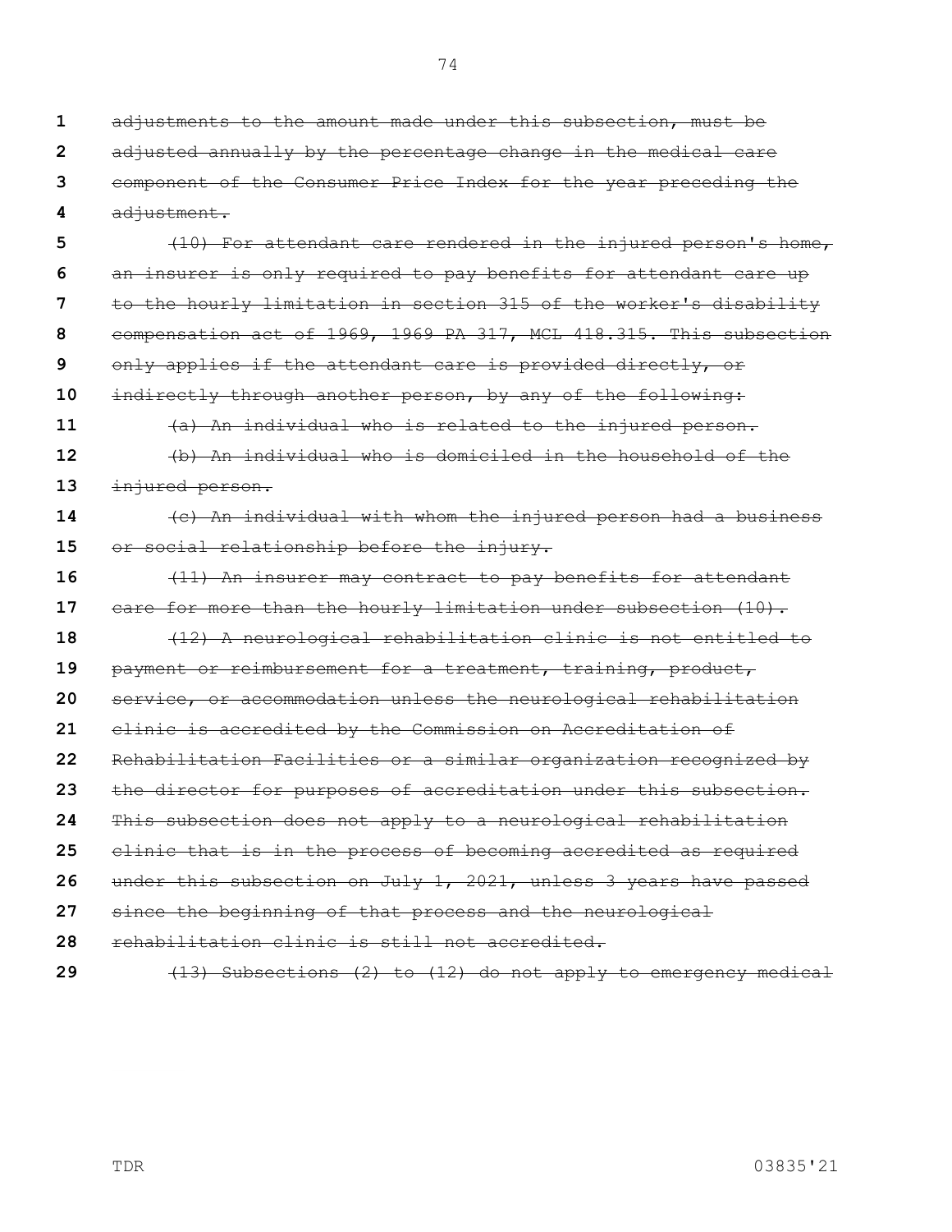~~adjustments to the amount made under this subsection, must be adjusted annually by the percentage change in the medical care component of the Consumer Price Index for the year preceding the adjustment.~~

~~(10) For attendant care rendered in the injured person's home, an insurer is only required to pay benefits for attendant care up to the hourly limitation in section 315 of the worker's disability compensation act of 1969, 1969 PA 317, MCL 418.315. This subsection only applies if the attendant care is provided directly, or indirectly through another person, by any of the following:~~

~~(a) An individual who is related to the injured person.~~

~~(b) An individual who is domiciled in the household of the injured person.~~

~~(c) An individual with whom the injured person had a business or social relationship before the injury.~~

~~(11) An insurer may contract to pay benefits for attendant care for more than the hourly limitation under subsection (10).~~

~~(12) A neurological rehabilitation clinic is not entitled to payment or reimbursement for a treatment, training, product, service, or accommodation unless the neurological rehabilitation clinic is accredited by the Commission on Accreditation of Rehabilitation Facilities or a similar organization recognized by the director for purposes of accreditation under this subsection. This subsection does not apply to a neurological rehabilitation clinic that is in the process of becoming accredited as required under this subsection on July 1, 2021, unless 3 years have passed since the beginning of that process and the neurological rehabilitation clinic is still not accredited.~~

~~(13) Subsections (2) to (12) do not apply to emergency medical~~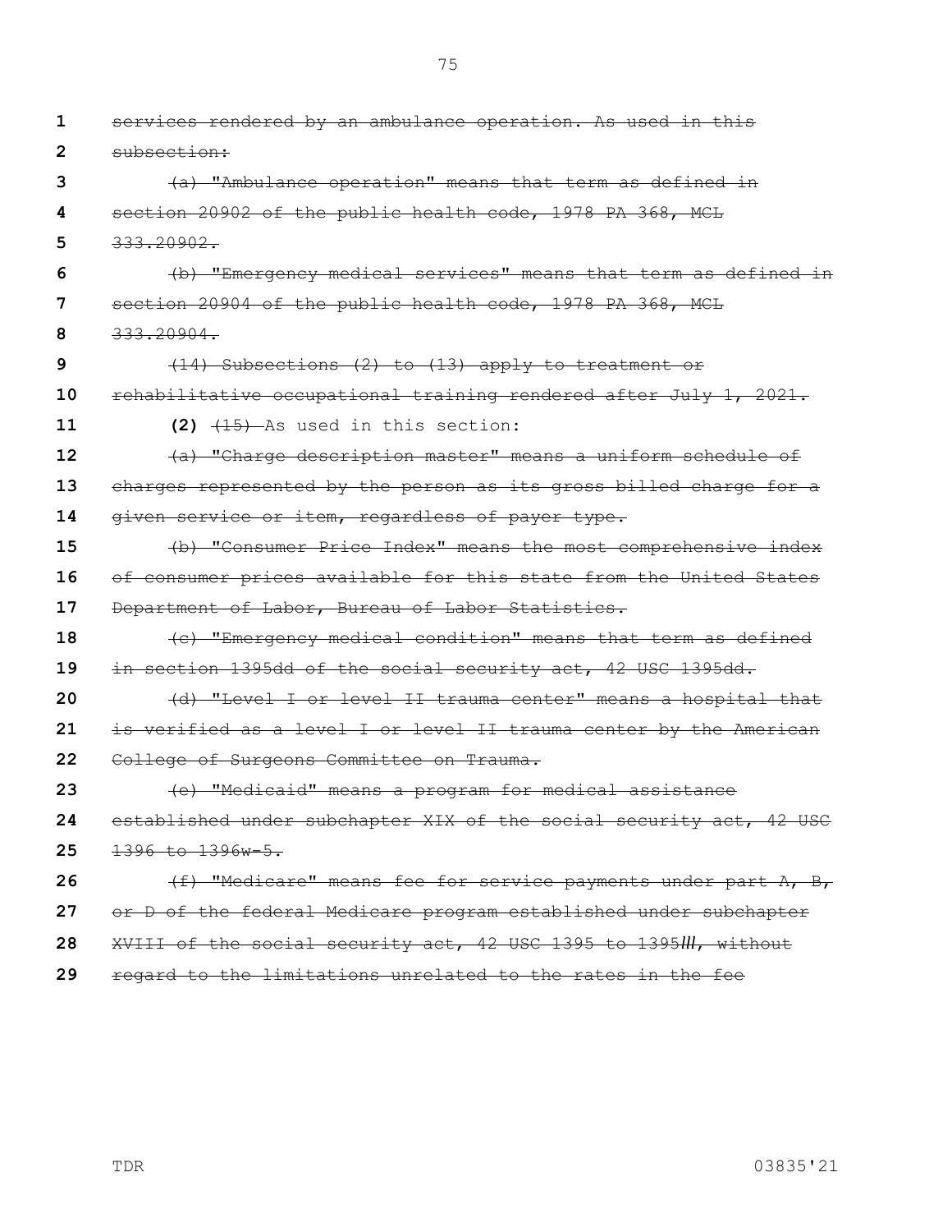~~services rendered by an ambulance operation. As used in this subsection:~~

~~(a) "Ambulance operation" means that term as defined in section 20902 of the public health code, 1978 PA 368, MCL 333.20902.~~

~~(b) "Emergency medical services" means that term as defined in section 20904 of the public health code, 1978 PA 368, MCL 333.20904.~~

~~(14) Subsections (2) to (13) apply to treatment or rehabilitative occupational training rendered after July 1, 2021.~~

**(2)** ~~(15)~~ As used in this section:

~~(a) "Charge description master" means a uniform schedule of charges represented by the person as its gross billed charge for a given service or item, regardless of payer type.~~

~~(b) "Consumer Price Index" means the most comprehensive index of consumer prices available for this state from the United States Department of Labor, Bureau of Labor Statistics.~~

~~(c) "Emergency medical condition" means that term as defined in section 1395dd of the social security act, 42 USC 1395dd.~~

~~(d) "Level I or level II trauma center" means a hospital that is verified as a level I or level II trauma center by the American College of Surgeons Committee on Trauma.~~

~~(e) "Medicaid" means a program for medical assistance established under subchapter XIX of the social security act, 42 USC 1396 to 1396w-5.~~

~~(f) "Medicare" means fee for service payments under part A, B, or D of the federal Medicare program established under subchapter XVIII of the social security act, 42 USC 1395 to 1395*lll*, without regard to the limitations unrelated to the rates in the fee~~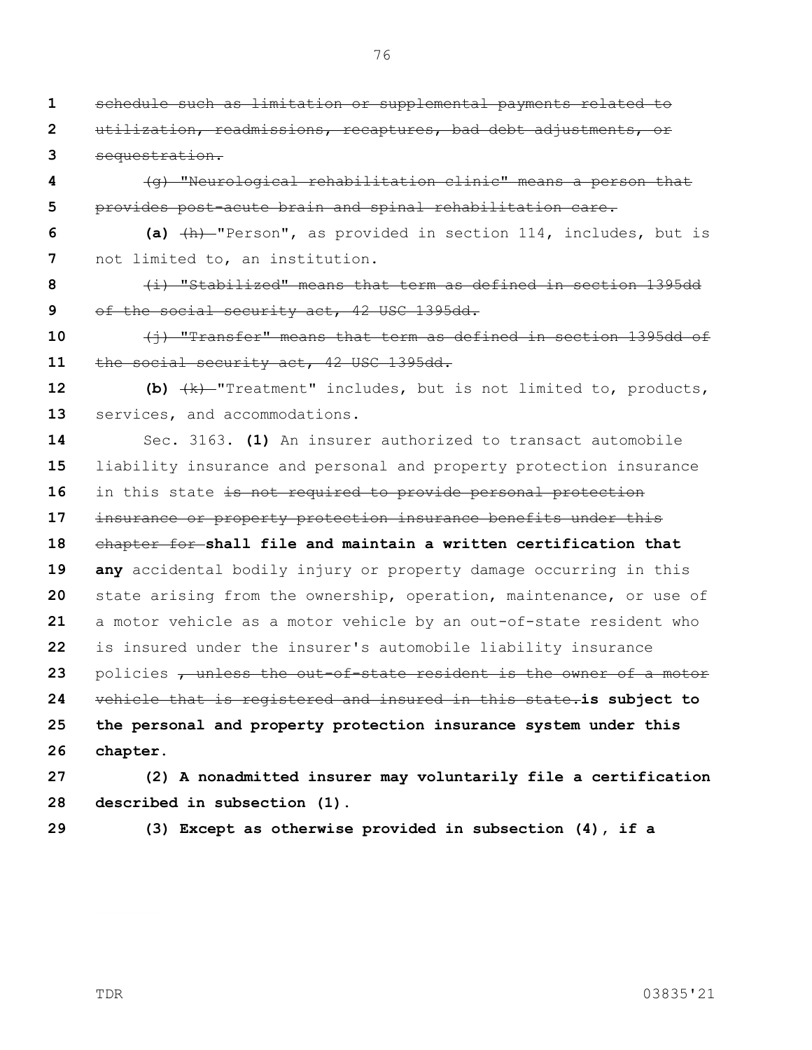~~schedule such as limitation or supplemental payments related to utilization, readmissions, recaptures, bad debt adjustments, or sequestration.~~

~~(g) "Neurological rehabilitation clinic" means a person that provides post-acute brain and spinal rehabilitation care.~~

**(a)** ~~(h)~~ "Person", as provided in section 114, includes, but is not limited to, an institution.

~~(i) "Stabilized" means that term as defined in section 1395dd of the social security act, 42 USC 1395dd.~~

~~(j) "Transfer" means that term as defined in section 1395dd of the social security act, 42 USC 1395dd.~~

**(b)** ~~(k)~~ "Treatment" includes, but is not limited to, products, services, and accommodations.

Sec. 3163. **(1)** An insurer authorized to transact automobile liability insurance and personal and property protection insurance in this state ~~is not required to provide personal protection insurance or property protection insurance benefits under this chapter for~~ **shall file and maintain a written certification that any** accidental bodily injury or property damage occurring in this state arising from the ownership, operation, maintenance, or use of a motor vehicle as a motor vehicle by an out-of-state resident who is insured under the insurer's automobile liability insurance policies ~~, unless the out-of-state resident is the owner of a motor vehicle that is registered and insured in this state.~~ **is subject to the personal and property protection insurance system under this chapter.**

**(2) A nonadmitted insurer may voluntarily file a certification described in subsection (1).**

**(3) Except as otherwise provided in subsection (4), if a**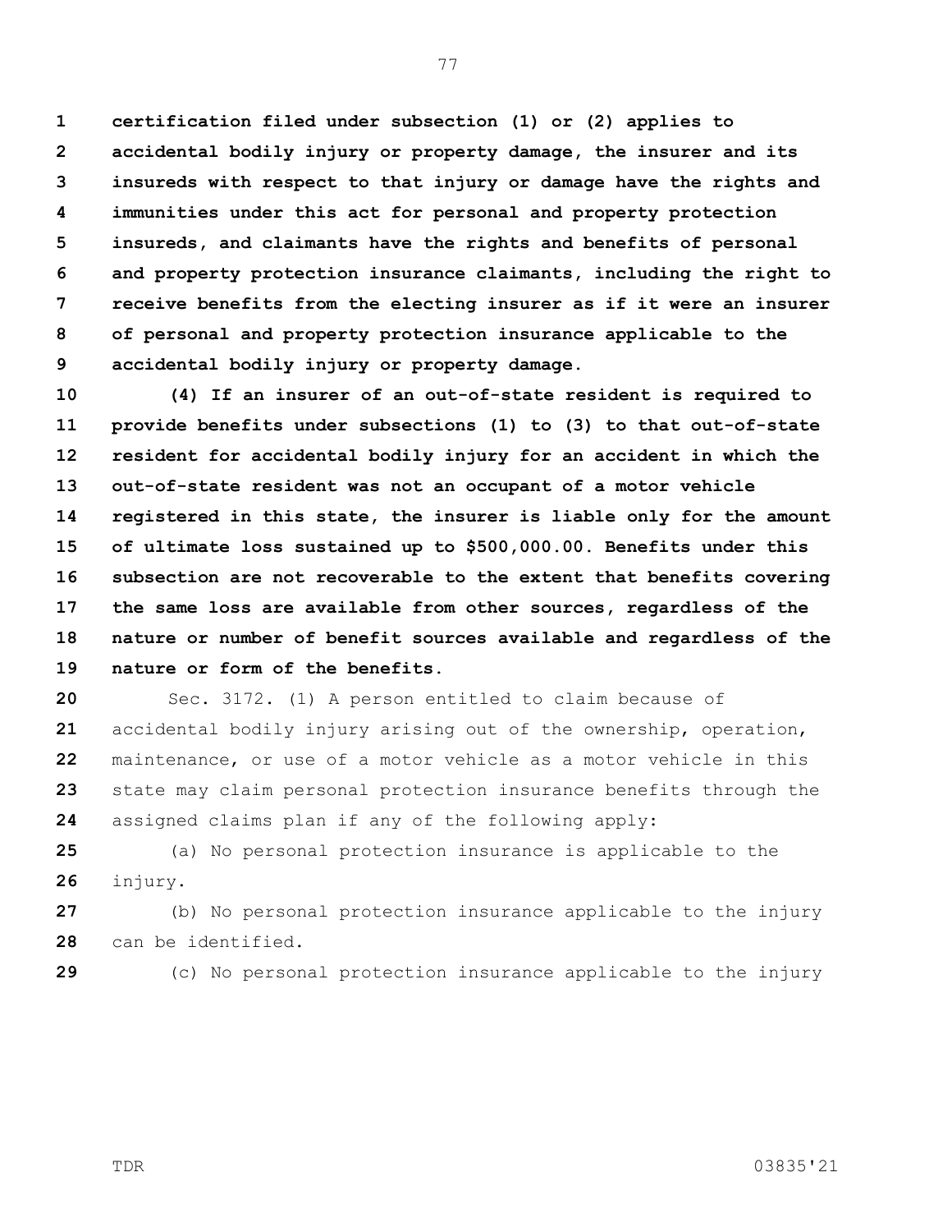**certification filed under subsection (1) or (2) applies to accidental bodily injury or property damage, the insurer and its insureds with respect to that injury or damage have the rights and immunities under this act for personal and property protection insureds, and claimants have the rights and benefits of personal and property protection insurance claimants, including the right to receive benefits from the electing insurer as if it were an insurer of personal and property protection insurance applicable to the accidental bodily injury or property damage.**

**(4) If an insurer of an out-of-state resident is required to provide benefits under subsections (1) to (3) to that out-of-state resident for accidental bodily injury for an accident in which the out-of-state resident was not an occupant of a motor vehicle registered in this state, the insurer is liable only for the amount of ultimate loss sustained up to $500,000.00. Benefits under this subsection are not recoverable to the extent that benefits covering the same loss are available from other sources, regardless of the nature or number of benefit sources available and regardless of the nature or form of the benefits.**

Sec. 3172. (1) A person entitled to claim because of accidental bodily injury arising out of the ownership, operation, maintenance, or use of a motor vehicle as a motor vehicle in this state may claim personal protection insurance benefits through the assigned claims plan if any of the following apply:

(a) No personal protection insurance is applicable to the injury.

(b) No personal protection insurance applicable to the injury can be identified.

(c) No personal protection insurance applicable to the injury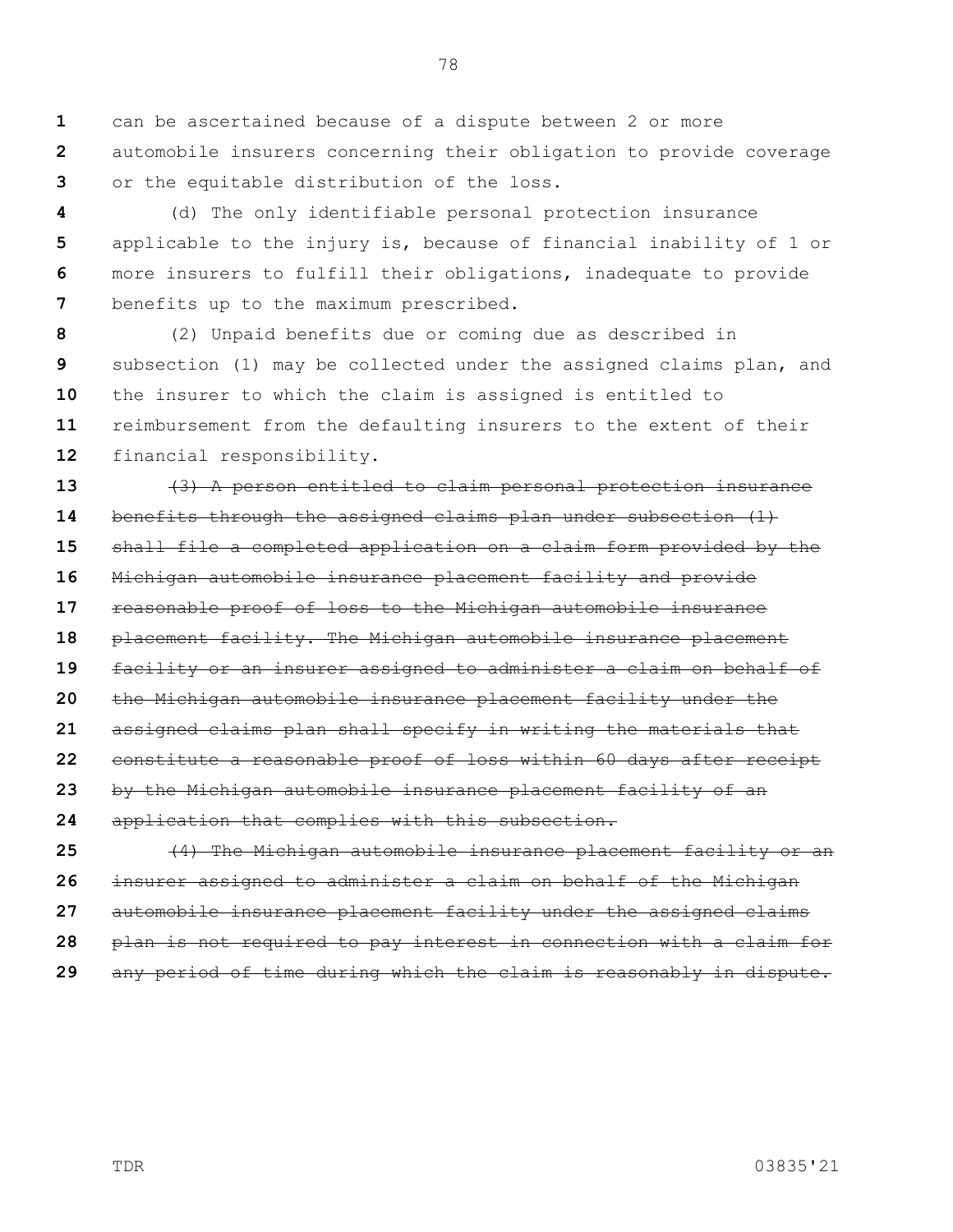can be ascertained because of a dispute between 2 or more automobile insurers concerning their obligation to provide coverage or the equitable distribution of the loss.

(d) The only identifiable personal protection insurance applicable to the injury is, because of financial inability of 1 or more insurers to fulfill their obligations, inadequate to provide benefits up to the maximum prescribed.

(2) Unpaid benefits due or coming due as described in subsection (1) may be collected under the assigned claims plan, and the insurer to which the claim is assigned is entitled to reimbursement from the defaulting insurers to the extent of their financial responsibility.

~~(3) A person entitled to claim personal protection insurance benefits through the assigned claims plan under subsection (1) shall file a completed application on a claim form provided by the Michigan automobile insurance placement facility and provide reasonable proof of loss to the Michigan automobile insurance placement facility. The Michigan automobile insurance placement facility or an insurer assigned to administer a claim on behalf of the Michigan automobile insurance placement facility under the assigned claims plan shall specify in writing the materials that constitute a reasonable proof of loss within 60 days after receipt by the Michigan automobile insurance placement facility of an application that complies with this subsection.~~

~~(4) The Michigan automobile insurance placement facility or an insurer assigned to administer a claim on behalf of the Michigan automobile insurance placement facility under the assigned claims plan is not required to pay interest in connection with a claim for any period of time during which the claim is reasonably in dispute.~~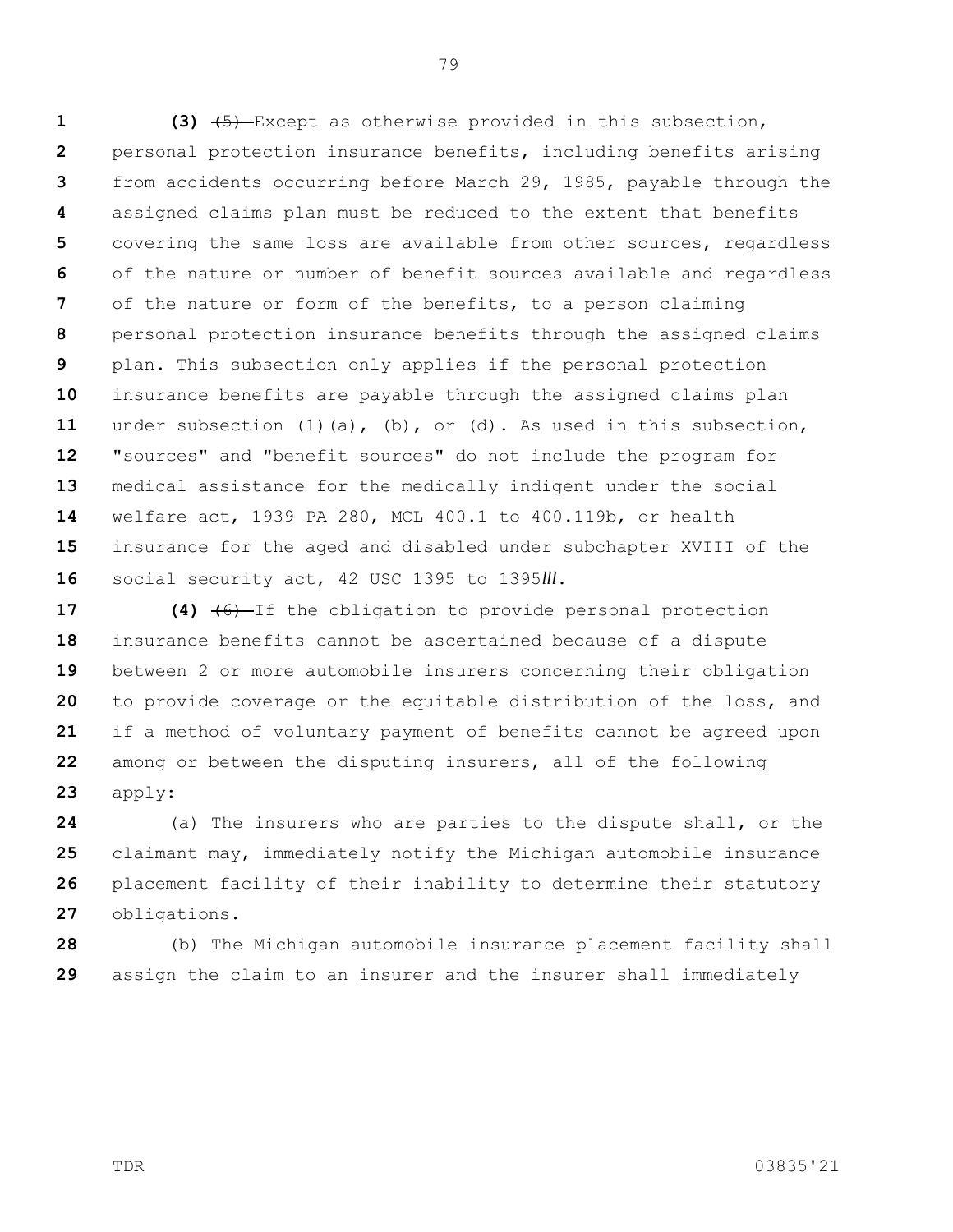**(3)** ~~(5)~~ Except as otherwise provided in this subsection, personal protection insurance benefits, including benefits arising from accidents occurring before March 29, 1985, payable through the assigned claims plan must be reduced to the extent that benefits covering the same loss are available from other sources, regardless of the nature or number of benefit sources available and regardless of the nature or form of the benefits, to a person claiming personal protection insurance benefits through the assigned claims plan. This subsection only applies if the personal protection insurance benefits are payable through the assigned claims plan under subsection (1)(a), (b), or (d). As used in this subsection, "sources" and "benefit sources" do not include the program for medical assistance for the medically indigent under the social welfare act, 1939 PA 280, MCL 400.1 to 400.119b, or health insurance for the aged and disabled under subchapter XVIII of the social security act, 42 USC 1395 to 1395*lll*.

**(4)** ~~(6)~~ If the obligation to provide personal protection insurance benefits cannot be ascertained because of a dispute between 2 or more automobile insurers concerning their obligation to provide coverage or the equitable distribution of the loss, and if a method of voluntary payment of benefits cannot be agreed upon among or between the disputing insurers, all of the following apply:

(a) The insurers who are parties to the dispute shall, or the claimant may, immediately notify the Michigan automobile insurance placement facility of their inability to determine their statutory obligations.

(b) The Michigan automobile insurance placement facility shall assign the claim to an insurer and the insurer shall immediately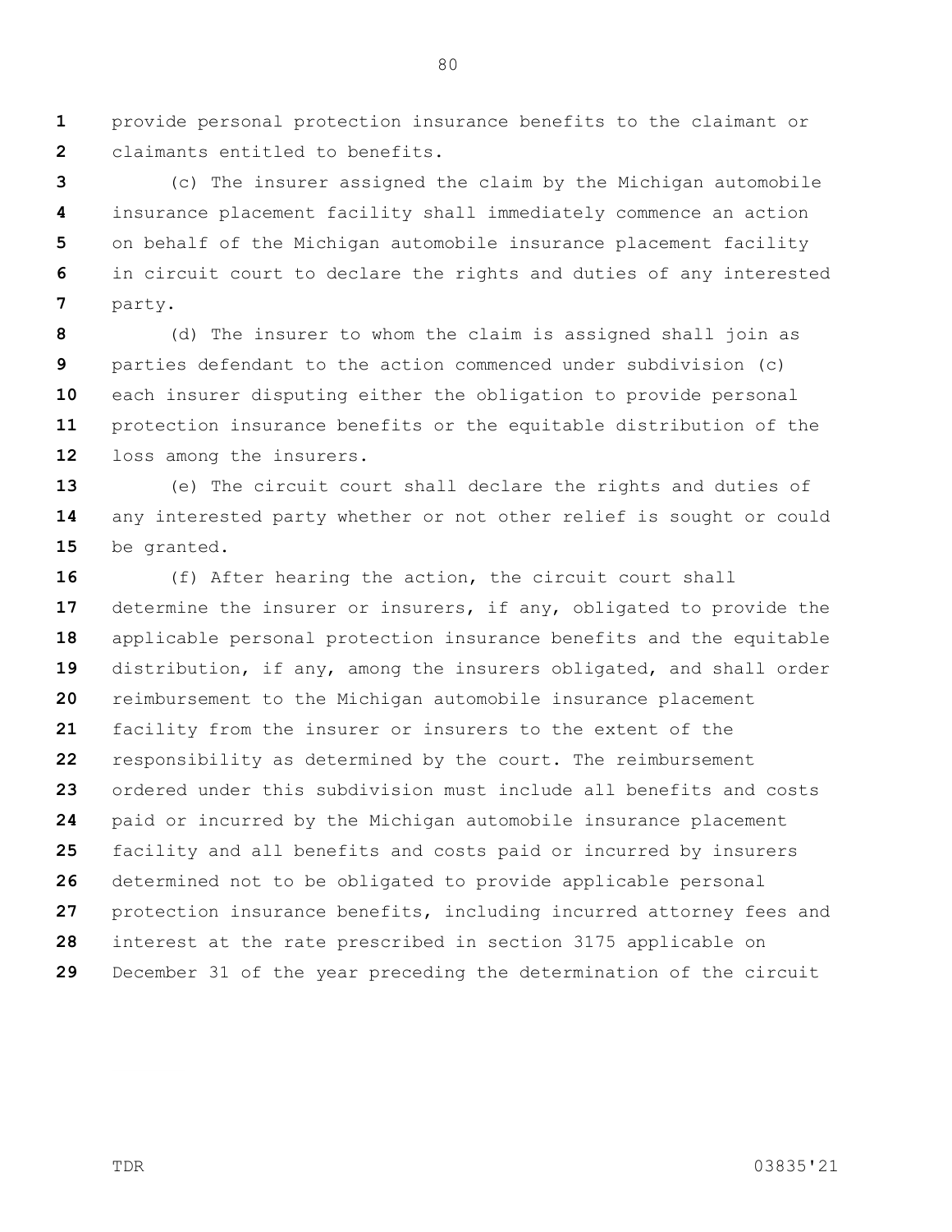provide personal protection insurance benefits to the claimant or claimants entitled to benefits.

(c) The insurer assigned the claim by the Michigan automobile insurance placement facility shall immediately commence an action on behalf of the Michigan automobile insurance placement facility in circuit court to declare the rights and duties of any interested party.

(d) The insurer to whom the claim is assigned shall join as parties defendant to the action commenced under subdivision (c) each insurer disputing either the obligation to provide personal protection insurance benefits or the equitable distribution of the loss among the insurers.

(e) The circuit court shall declare the rights and duties of any interested party whether or not other relief is sought or could be granted.

(f) After hearing the action, the circuit court shall determine the insurer or insurers, if any, obligated to provide the applicable personal protection insurance benefits and the equitable distribution, if any, among the insurers obligated, and shall order reimbursement to the Michigan automobile insurance placement facility from the insurer or insurers to the extent of the responsibility as determined by the court. The reimbursement ordered under this subdivision must include all benefits and costs paid or incurred by the Michigan automobile insurance placement facility and all benefits and costs paid or incurred by insurers determined not to be obligated to provide applicable personal protection insurance benefits, including incurred attorney fees and interest at the rate prescribed in section 3175 applicable on December 31 of the year preceding the determination of the circuit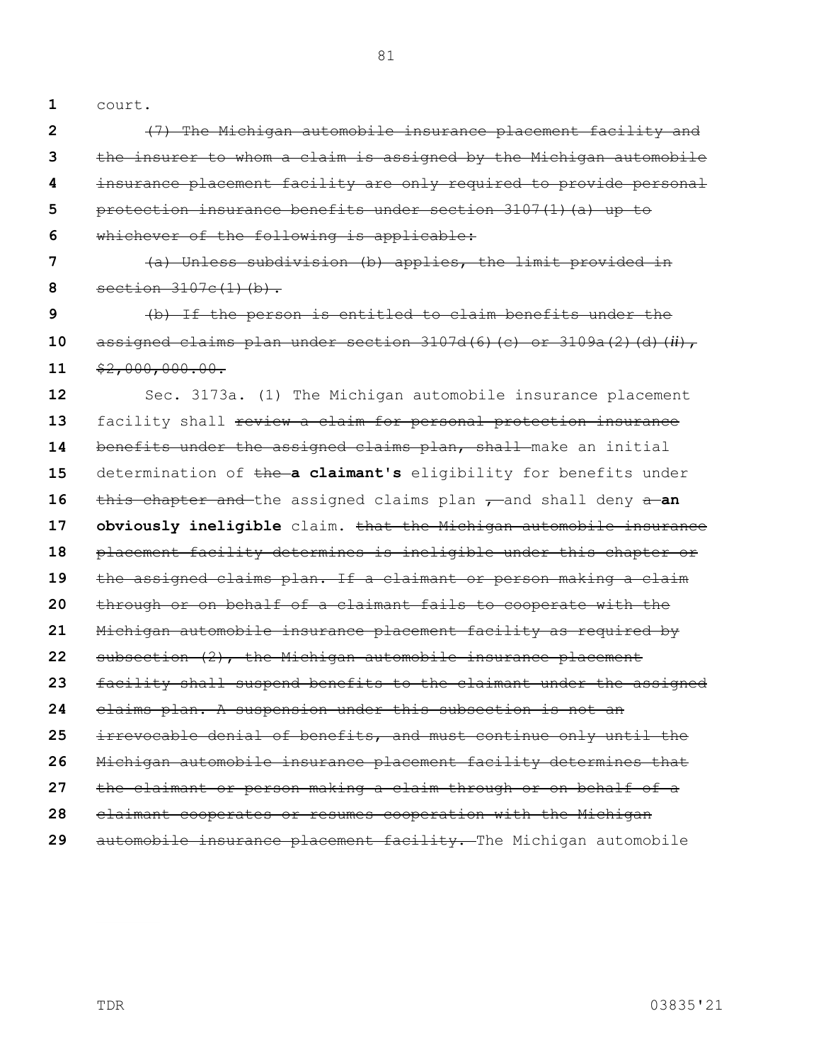court.

~~(7) The Michigan automobile insurance placement facility and the insurer to whom a claim is assigned by the Michigan automobile insurance placement facility are only required to provide personal protection insurance benefits under section 3107(1)(a) up to whichever of the following is applicable:~~

~~(a) Unless subdivision (b) applies, the limit provided in section 3107c(1)(b).~~

~~(b) If the person is entitled to claim benefits under the assigned claims plan under section 3107d(6)(c) or 3109a(2)(d)(*ii*), $2,000,000.00.~~

Sec. 3173a. (1) The Michigan automobile insurance placement facility shall ~~review a claim for personal protection insurance benefits under the assigned claims plan, shall~~ make an initial determination of ~~the~~ **a claimant's** eligibility for benefits under ~~this chapter and~~ the assigned claims plan ~~,~~ and shall deny ~~a~~ **an obviously ineligible** claim. ~~that the Michigan automobile insurance placement facility determines is ineligible under this chapter or the assigned claims plan. If a claimant or person making a claim through or on behalf of a claimant fails to cooperate with the Michigan automobile insurance placement facility as required by subsection (2), the Michigan automobile insurance placement facility shall suspend benefits to the claimant under the assigned claims plan. A suspension under this subsection is not an irrevocable denial of benefits, and must continue only until the Michigan automobile insurance placement facility determines that the claimant or person making a claim through or on behalf of a claimant cooperates or resumes cooperation with the Michigan automobile insurance placement facility.~~ The Michigan automobile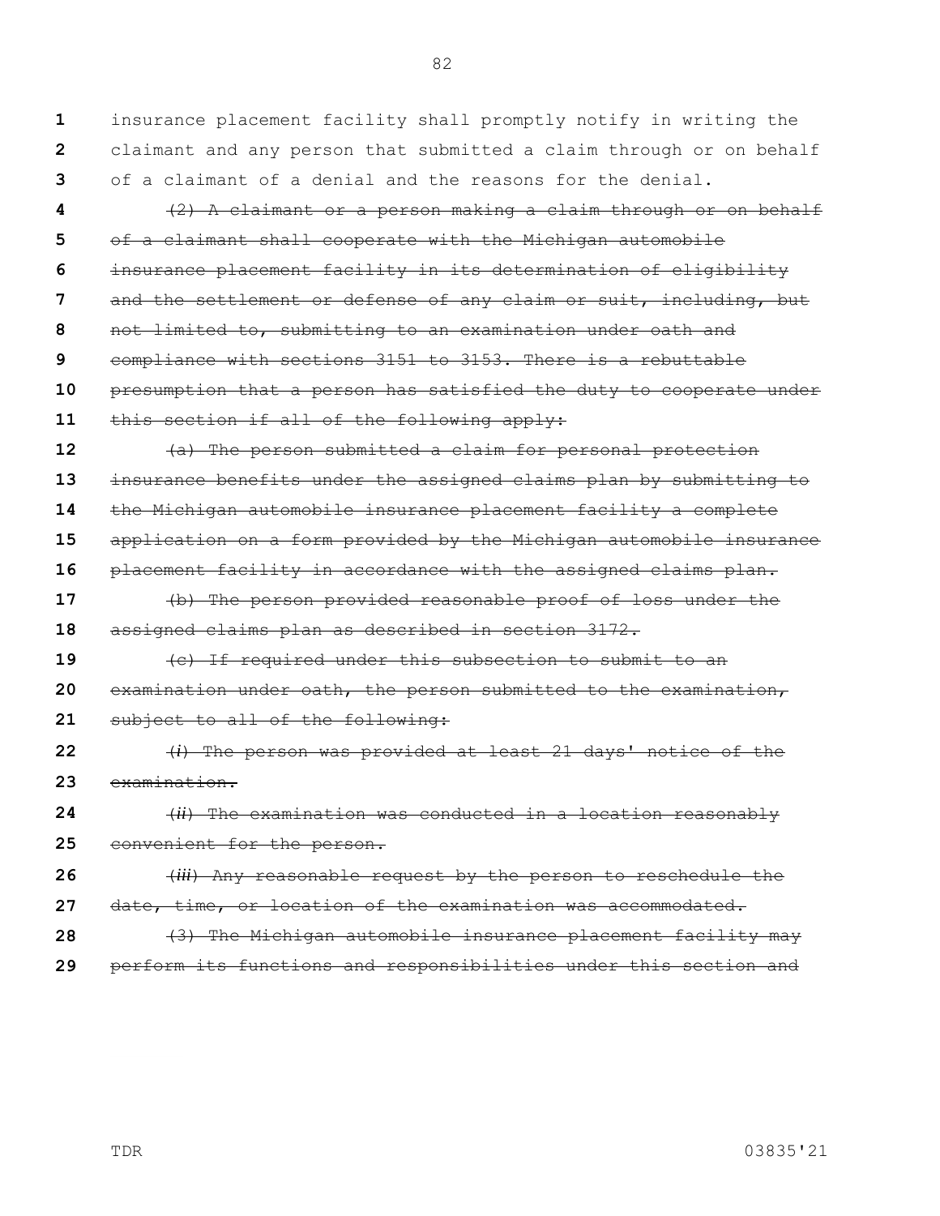insurance placement facility shall promptly notify in writing the claimant and any person that submitted a claim through or on behalf of a claimant of a denial and the reasons for the denial.

~~(2) A claimant or a person making a claim through or on behalf of a claimant shall cooperate with the Michigan automobile insurance placement facility in its determination of eligibility and the settlement or defense of any claim or suit, including, but not limited to, submitting to an examination under oath and compliance with sections 3151 to 3153. There is a rebuttable presumption that a person has satisfied the duty to cooperate under this section if all of the following apply:~~

~~(a) The person submitted a claim for personal protection insurance benefits under the assigned claims plan by submitting to the Michigan automobile insurance placement facility a complete application on a form provided by the Michigan automobile insurance placement facility in accordance with the assigned claims plan.~~

~~(b) The person provided reasonable proof of loss under the assigned claims plan as described in section 3172.~~

~~(c) If required under this subsection to submit to an examination under oath, the person submitted to the examination, subject to all of the following:~~

~~(*i*) The person was provided at least 21 days' notice of the examination.~~

~~(*ii*) The examination was conducted in a location reasonably convenient for the person.~~

~~(*iii*) Any reasonable request by the person to reschedule the date, time, or location of the examination was accommodated.~~

~~(3) The Michigan automobile insurance placement facility may perform its functions and responsibilities under this section and~~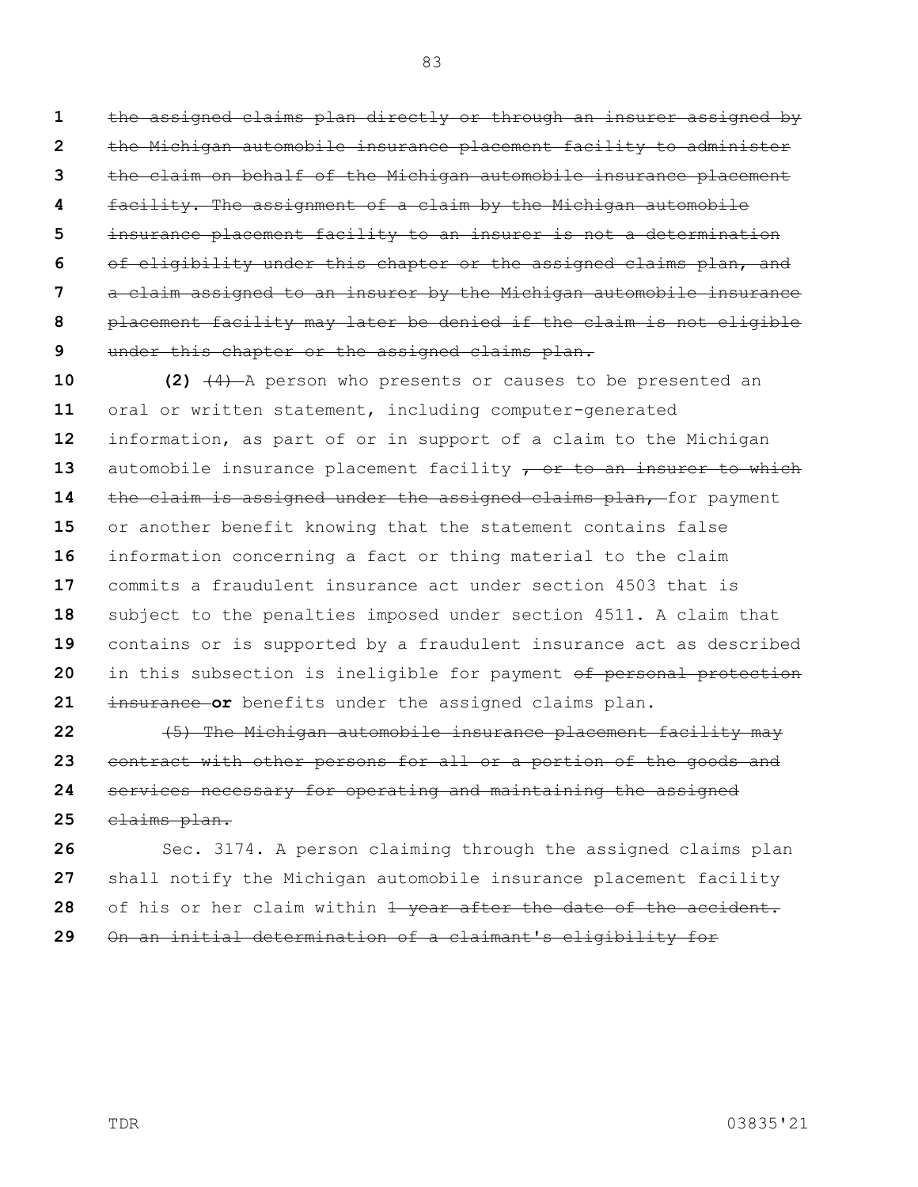~~the assigned claims plan directly or through an insurer assigned by the Michigan automobile insurance placement facility to administer the claim on behalf of the Michigan automobile insurance placement facility. The assignment of a claim by the Michigan automobile insurance placement facility to an insurer is not a determination of eligibility under this chapter or the assigned claims plan, and a claim assigned to an insurer by the Michigan automobile insurance placement facility may later be denied if the claim is not eligible under this chapter or the assigned claims plan.~~

**(2)** ~~(4)~~ A person who presents or causes to be presented an oral or written statement, including computer-generated information, as part of or in support of a claim to the Michigan automobile insurance placement facility ~~, or to an insurer to which the claim is assigned under the assigned claims plan,~~ for payment or another benefit knowing that the statement contains false information concerning a fact or thing material to the claim commits a fraudulent insurance act under section 4503 that is subject to the penalties imposed under section 4511. A claim that contains or is supported by a fraudulent insurance act as described in this subsection is ineligible for payment ~~of personal protection insurance~~ **or** benefits under the assigned claims plan.

~~(5) The Michigan automobile insurance placement facility may contract with other persons for all or a portion of the goods and services necessary for operating and maintaining the assigned claims plan.~~

Sec. 3174. A person claiming through the assigned claims plan shall notify the Michigan automobile insurance placement facility of his or her claim within ~~1 year after the date of the accident. On an initial determination of a claimant's eligibility for~~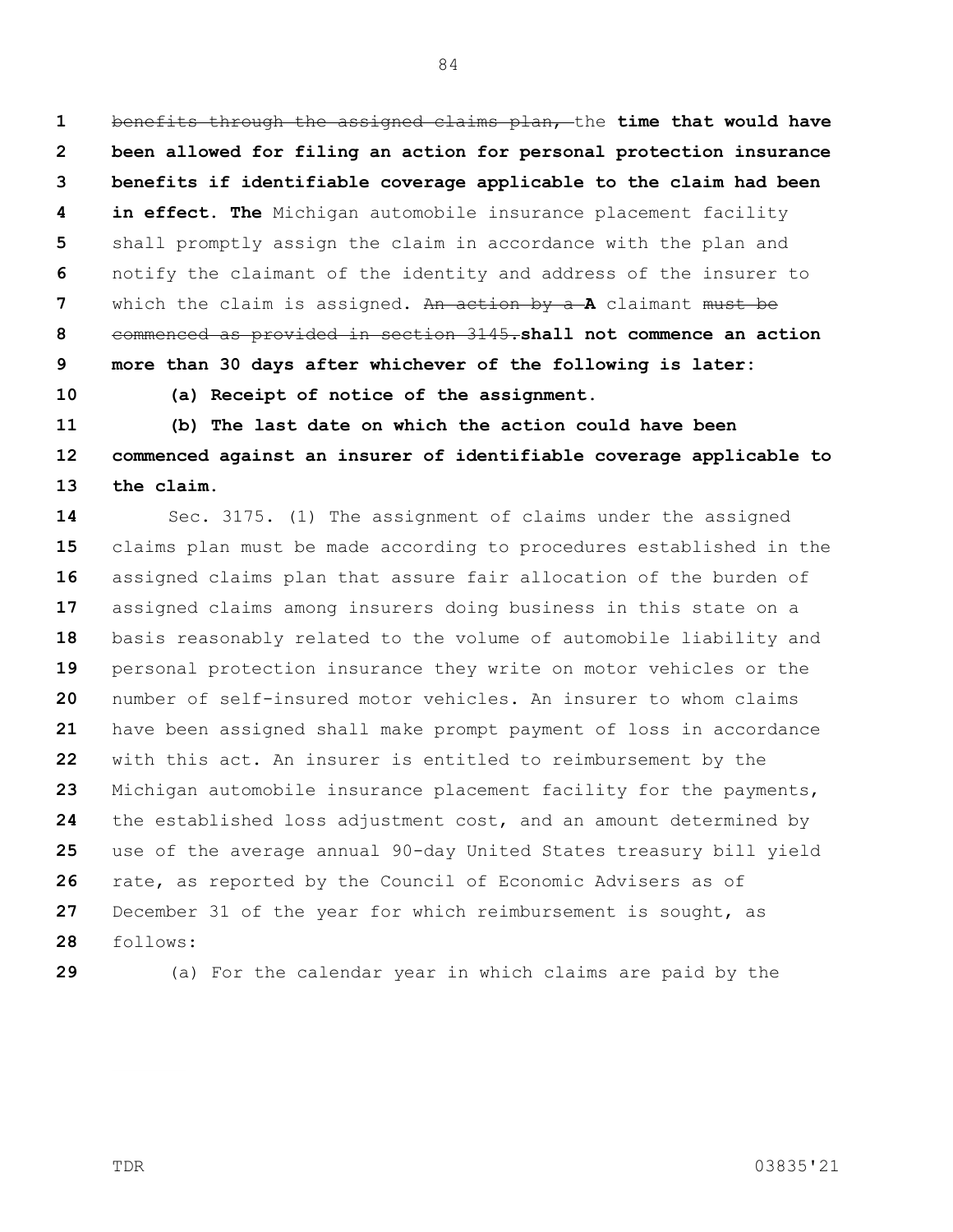~~benefits through the assigned claims plan,~~ the **time that would have been allowed for filing an action for personal protection insurance benefits if identifiable coverage applicable to the claim had been in effect. The** Michigan automobile insurance placement facility shall promptly assign the claim in accordance with the plan and notify the claimant of the identity and address of the insurer to which the claim is assigned. ~~An action by a~~ **A** claimant ~~must be commenced as provided in section 3145.~~**shall not commence an action more than 30 days after whichever of the following is later:**

**(a) Receipt of notice of the assignment.**

**(b) The last date on which the action could have been commenced against an insurer of identifiable coverage applicable to the claim.**

Sec. 3175. (1) The assignment of claims under the assigned claims plan must be made according to procedures established in the assigned claims plan that assure fair allocation of the burden of assigned claims among insurers doing business in this state on a basis reasonably related to the volume of automobile liability and personal protection insurance they write on motor vehicles or the number of self-insured motor vehicles. An insurer to whom claims have been assigned shall make prompt payment of loss in accordance with this act. An insurer is entitled to reimbursement by the Michigan automobile insurance placement facility for the payments, the established loss adjustment cost, and an amount determined by use of the average annual 90-day United States treasury bill yield rate, as reported by the Council of Economic Advisers as of December 31 of the year for which reimbursement is sought, as follows:

(a) For the calendar year in which claims are paid by the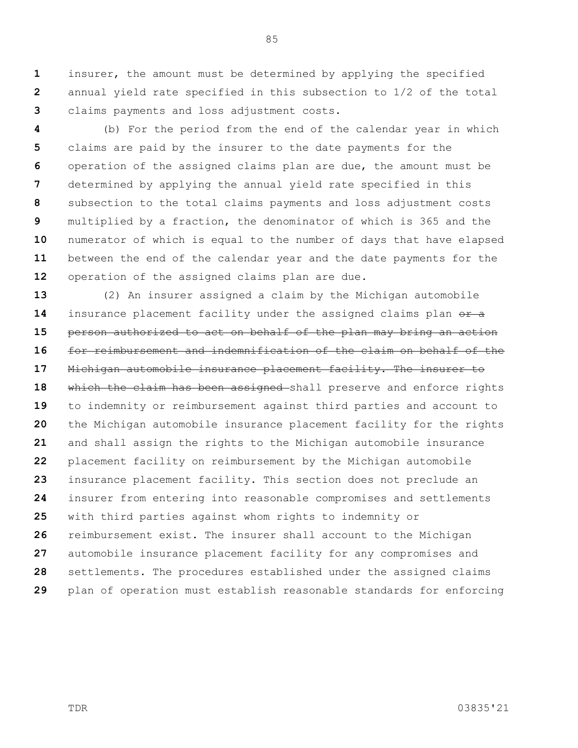insurer, the amount must be determined by applying the specified annual yield rate specified in this subsection to 1/2 of the total claims payments and loss adjustment costs.

(b) For the period from the end of the calendar year in which claims are paid by the insurer to the date payments for the operation of the assigned claims plan are due, the amount must be determined by applying the annual yield rate specified in this subsection to the total claims payments and loss adjustment costs multiplied by a fraction, the denominator of which is 365 and the numerator of which is equal to the number of days that have elapsed between the end of the calendar year and the date payments for the operation of the assigned claims plan are due.

(2) An insurer assigned a claim by the Michigan automobile insurance placement facility under the assigned claims plan ~~or a person authorized to act on behalf of the plan may bring an action for reimbursement and indemnification of the claim on behalf of the Michigan automobile insurance placement facility. The insurer to which the claim has been assigned~~ shall preserve and enforce rights to indemnity or reimbursement against third parties and account to the Michigan automobile insurance placement facility for the rights and shall assign the rights to the Michigan automobile insurance placement facility on reimbursement by the Michigan automobile insurance placement facility. This section does not preclude an insurer from entering into reasonable compromises and settlements with third parties against whom rights to indemnity or reimbursement exist. The insurer shall account to the Michigan automobile insurance placement facility for any compromises and settlements. The procedures established under the assigned claims plan of operation must establish reasonable standards for enforcing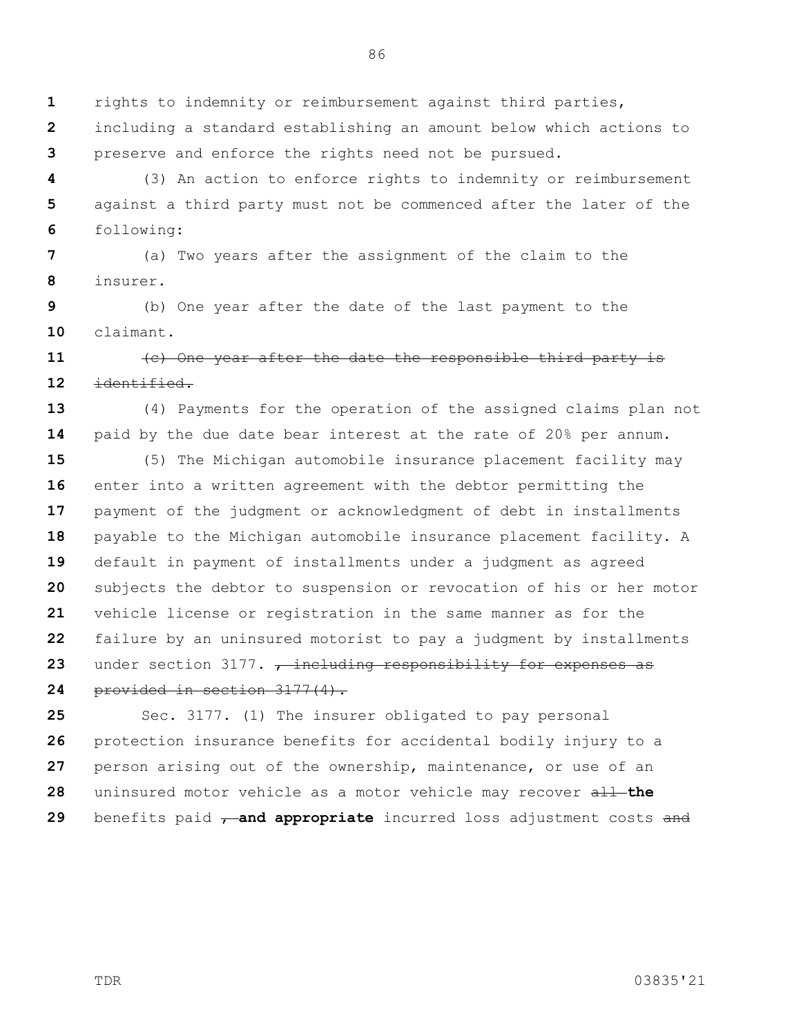rights to indemnity or reimbursement against third parties, including a standard establishing an amount below which actions to preserve and enforce the rights need not be pursued.

(3) An action to enforce rights to indemnity or reimbursement against a third party must not be commenced after the later of the following:

(a) Two years after the assignment of the claim to the insurer.

(b) One year after the date of the last payment to the claimant.

~~(c) One year after the date the responsible third party is identified.~~

(4) Payments for the operation of the assigned claims plan not paid by the due date bear interest at the rate of 20% per annum.

(5) The Michigan automobile insurance placement facility may enter into a written agreement with the debtor permitting the payment of the judgment or acknowledgment of debt in installments payable to the Michigan automobile insurance placement facility. A default in payment of installments under a judgment as agreed subjects the debtor to suspension or revocation of his or her motor vehicle license or registration in the same manner as for the failure by an uninsured motorist to pay a judgment by installments under section 3177. ~~, including responsibility for expenses as provided in section 3177(4).~~

Sec. 3177. (1) The insurer obligated to pay personal protection insurance benefits for accidental bodily injury to a person arising out of the ownership, maintenance, or use of an uninsured motor vehicle as a motor vehicle may recover ~~all~~ **the** benefits paid ~~,~~ **and appropriate** incurred loss adjustment costs ~~and~~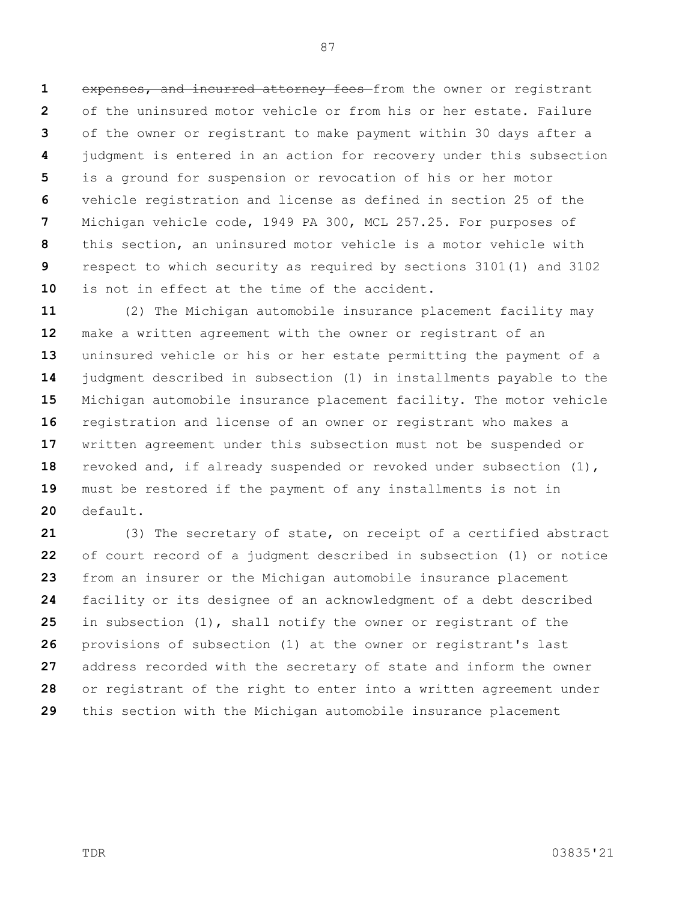~~expenses, and incurred attorney fees~~ from the owner or registrant of the uninsured motor vehicle or from his or her estate. Failure of the owner or registrant to make payment within 30 days after a judgment is entered in an action for recovery under this subsection is a ground for suspension or revocation of his or her motor vehicle registration and license as defined in section 25 of the Michigan vehicle code, 1949 PA 300, MCL 257.25. For purposes of this section, an uninsured motor vehicle is a motor vehicle with respect to which security as required by sections 3101(1) and 3102 is not in effect at the time of the accident.

(2) The Michigan automobile insurance placement facility may make a written agreement with the owner or registrant of an uninsured vehicle or his or her estate permitting the payment of a judgment described in subsection (1) in installments payable to the Michigan automobile insurance placement facility. The motor vehicle registration and license of an owner or registrant who makes a written agreement under this subsection must not be suspended or revoked and, if already suspended or revoked under subsection (1), must be restored if the payment of any installments is not in default.

(3) The secretary of state, on receipt of a certified abstract of court record of a judgment described in subsection (1) or notice from an insurer or the Michigan automobile insurance placement facility or its designee of an acknowledgment of a debt described in subsection (1), shall notify the owner or registrant of the provisions of subsection (1) at the owner or registrant's last address recorded with the secretary of state and inform the owner or registrant of the right to enter into a written agreement under this section with the Michigan automobile insurance placement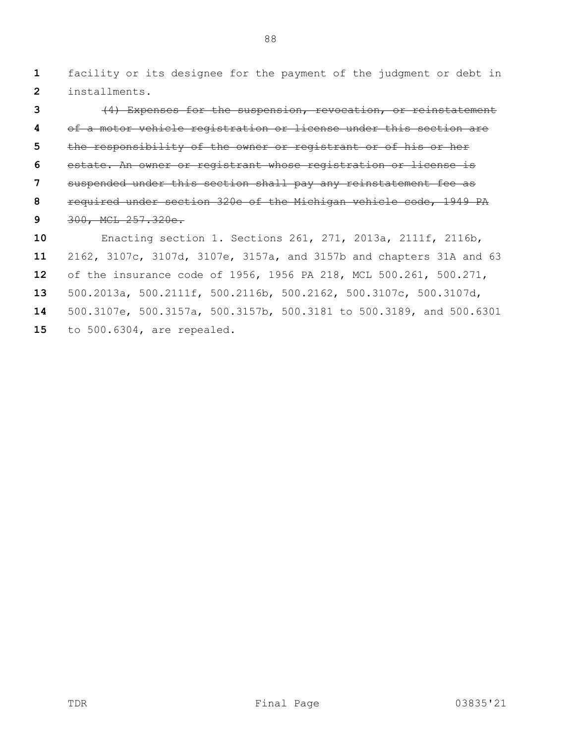facility or its designee for the payment of the judgment or debt in installments.

~~(4) Expenses for the suspension, revocation, or reinstatement of a motor vehicle registration or license under this section are the responsibility of the owner or registrant or of his or her estate. An owner or registrant whose registration or license is suspended under this section shall pay any reinstatement fee as required under section 320e of the Michigan vehicle code, 1949 PA 300, MCL 257.320e.~~

Enacting section 1. Sections 261, 271, 2013a, 2111f, 2116b, 2162, 3107c, 3107d, 3107e, 3157a, and 3157b and chapters 31A and 63 of the insurance code of 1956, 1956 PA 218, MCL 500.261, 500.271, 500.2013a, 500.2111f, 500.2116b, 500.2162, 500.3107c, 500.3107d, 500.3107e, 500.3157a, 500.3157b, 500.3181 to 500.3189, and 500.6301 to 500.6304, are repealed.

TDR Final Page 03835'21